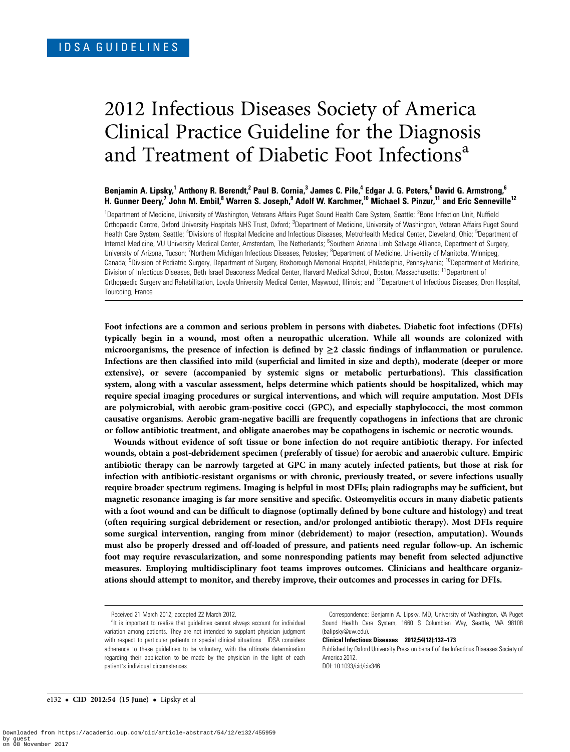IDSA GUIDELINES

# 2012 Infectious Diseases Society of America Clinical Practice Guideline for the Diagnosis and Treatment of Diabetic Foot Infections[a]

**Benjamin A. Lipsky,[1] Anthony R. Berendt,[2] Paul B. Cornia,[3] James C. Pile,[4] Edgar J. G. Peters,[5] David G. Armstrong,[6] H. Gunner Deery,[7] John M. Embil,[8] Warren S. Joseph,[9] Adolf W. Karchmer,[10] Michael S. Pinzur,[11] and Eric Senneville[12]**

[1]Department of Medicine, University of Washington, Veterans Affairs Puget Sound Health Care System, Seattle; [2]Bone Infection Unit, Nuffield Orthopaedic Centre, Oxford University Hospitals NHS Trust, Oxford; [3]Department of Medicine, University of Washington, Veteran Affairs Puget Sound Health Care System, Seattle; [4]Divisions of Hospital Medicine and Infectious Diseases, MetroHealth Medical Center, Cleveland, Ohio; [5]Department of Internal Medicine, VU University Medical Center, Amsterdam, The Netherlands; [6]Southern Arizona Limb Salvage Alliance, Department of Surgery, University of Arizona, Tucson; [7]Northern Michigan Infectious Diseases, Petoskey; [8]Department of Medicine, University of Manitoba, Winnipeg, Canada; [9]Division of Podiatric Surgery, Department of Surgery, Roxborough Memorial Hospital, Philadelphia, Pennsylvania; [10]Department of Medicine, Division of Infectious Diseases, Beth Israel Deaconess Medical Center, Harvard Medical School, Boston, Massachusetts; [11]Department of Orthopaedic Surgery and Rehabilitation, Loyola University Medical Center, Maywood, Illinois; and [12]Department of Infectious Diseases, Dron Hospital, Tourcoing, France

**Foot infections are a common and serious problem in persons with diabetes. Diabetic foot infections (DFIs) typically begin in a wound, most often a neuropathic ulceration. While all wounds are colonized with microorganisms, the presence of infection is defined by ≥2 classic findings of inflammation or purulence. Infections are then classified into mild (superficial and limited in size and depth), moderate (deeper or more extensive), or severe (accompanied by systemic signs or metabolic perturbations). This classification system, along with a vascular assessment, helps determine which patients should be hospitalized, which may require special imaging procedures or surgical interventions, and which will require amputation. Most DFIs are polymicrobial, with aerobic gram-positive cocci (GPC), and especially staphylococci, the most common causative organisms. Aerobic gram-negative bacilli are frequently copathogens in infections that are chronic or follow antibiotic treatment, and obligate anaerobes may be copathogens in ischemic or necrotic wounds.**

**Wounds without evidence of soft tissue or bone infection do not require antibiotic therapy. For infected wounds, obtain a post-debridement specimen (preferably of tissue) for aerobic and anaerobic culture. Empiric antibiotic therapy can be narrowly targeted at GPC in many acutely infected patients, but those at risk for infection with antibiotic-resistant organisms or with chronic, previously treated, or severe infections usually require broader spectrum regimens. Imaging is helpful in most DFIs; plain radiographs may be sufficient, but magnetic resonance imaging is far more sensitive and specific. Osteomyelitis occurs in many diabetic patients with a foot wound and can be difficult to diagnose (optimally defined by bone culture and histology) and treat (often requiring surgical debridement or resection, and/or prolonged antibiotic therapy). Most DFIs require some surgical intervention, ranging from minor (debridement) to major (resection, amputation). Wounds must also be properly dressed and off-loaded of pressure, and patients need regular follow-up. An ischemic foot may require revascularization, and some nonresponding patients may benefit from selected adjunctive measures. Employing multidisciplinary foot teams improves outcomes. Clinicians and healthcare organizations should attempt to monitor, and thereby improve, their outcomes and processes in caring for DFIs.**

Received 21 March 2012; accepted 22 March 2012.

[a]It is important to realize that guidelines cannot always account for individual variation among patients. They are not intended to supplant physician judgment with respect to particular patients or special clinical situations. IDSA considers adherence to these guidelines to be voluntary, with the ultimate determination regarding their application to be made by the physician in the light of each patient's individual circumstances.

Correspondence: Benjamin A. Lipsky, MD, University of Washington, VA Puget Sound Health Care System, 1660 S Columbian Way, Seattle, WA 98108 (balipsky@uw.edu).

**Clinical Infectious Diseases 2012;54(12):132–173**

Published by Oxford University Press on behalf of the Infectious Diseases Society of America 2012.

DOI: 10.1093/cid/cis346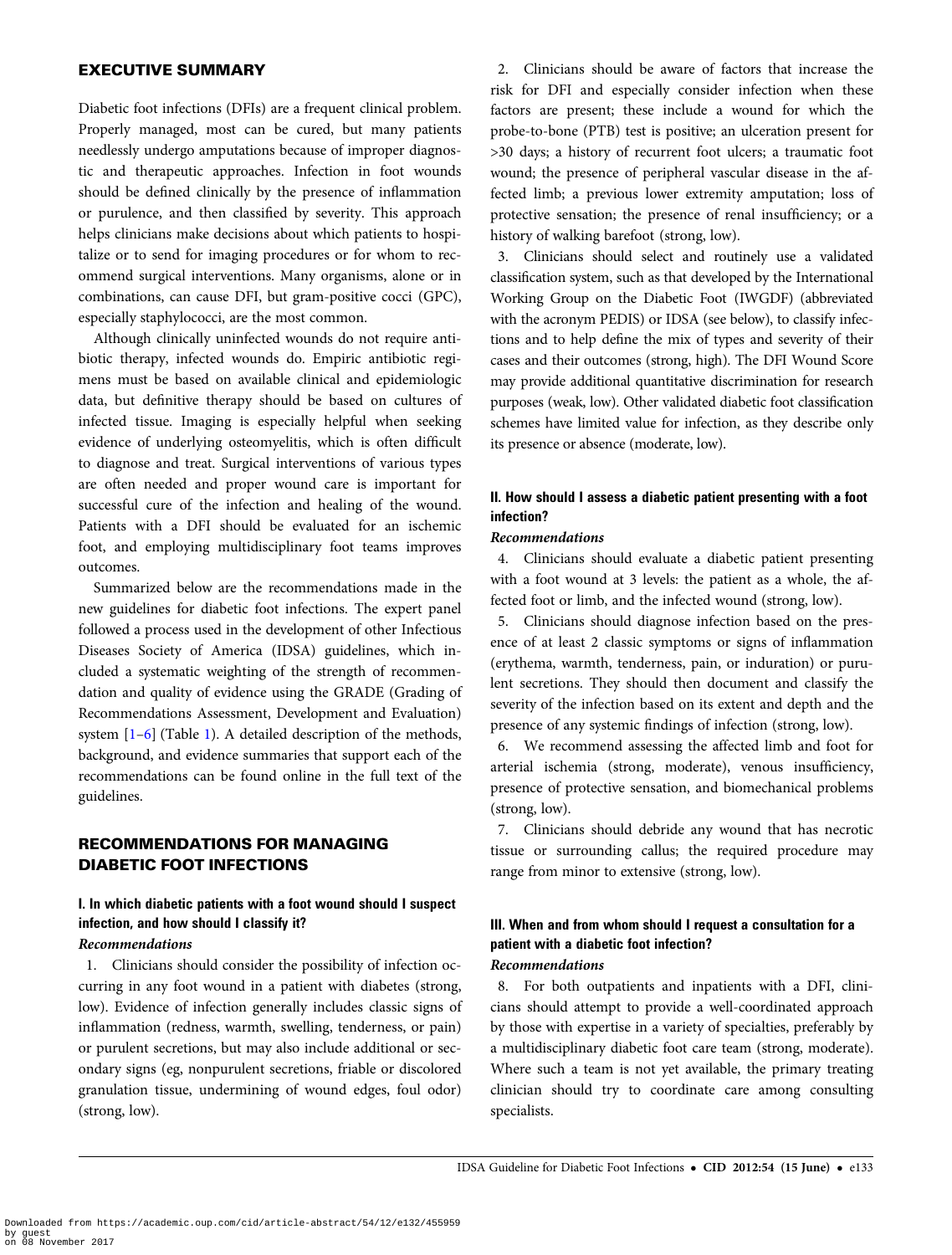## EXECUTIVE SUMMARY

Diabetic foot infections (DFIs) are a frequent clinical problem. Properly managed, most can be cured, but many patients needlessly undergo amputations because of improper diagnostic and therapeutic approaches. Infection in foot wounds should be defined clinically by the presence of inflammation or purulence, and then classified by severity. This approach helps clinicians make decisions about which patients to hospitalize or to send for imaging procedures or for whom to recommend surgical interventions. Many organisms, alone or in combinations, can cause DFI, but gram-positive cocci (GPC), especially staphylococci, are the most common.

Although clinically uninfected wounds do not require antibiotic therapy, infected wounds do. Empiric antibiotic regimens must be based on available clinical and epidemiologic data, but definitive therapy should be based on cultures of infected tissue. Imaging is especially helpful when seeking evidence of underlying osteomyelitis, which is often difficult to diagnose and treat. Surgical interventions of various types are often needed and proper wound care is important for successful cure of the infection and healing of the wound. Patients with a DFI should be evaluated for an ischemic foot, and employing multidisciplinary foot teams improves outcomes.

Summarized below are the recommendations made in the new guidelines for diabetic foot infections. The expert panel followed a process used in the development of other Infectious Diseases Society of America (IDSA) guidelines, which included a systematic weighting of the strength of recommendation and quality of evidence using the GRADE (Grading of Recommendations Assessment, Development and Evaluation) system [1–6] (Table 1). A detailed description of the methods, background, and evidence summaries that support each of the recommendations can be found online in the full text of the guidelines.

## RECOMMENDATIONS FOR MANAGING DIABETIC FOOT INFECTIONS

### I. In which diabetic patients with a foot wound should I suspect infection, and how should I classify it?

***Recommendations***

1. Clinicians should consider the possibility of infection occurring in any foot wound in a patient with diabetes (strong, low). Evidence of infection generally includes classic signs of inflammation (redness, warmth, swelling, tenderness, or pain) or purulent secretions, but may also include additional or secondary signs (eg, nonpurulent secretions, friable or discolored granulation tissue, undermining of wound edges, foul odor) (strong, low).

2. Clinicians should be aware of factors that increase the risk for DFI and especially consider infection when these factors are present; these include a wound for which the probe-to-bone (PTB) test is positive; an ulceration present for >30 days; a history of recurrent foot ulcers; a traumatic foot wound; the presence of peripheral vascular disease in the affected limb; a previous lower extremity amputation; loss of protective sensation; the presence of renal insufficiency; or a history of walking barefoot (strong, low).

3. Clinicians should select and routinely use a validated classification system, such as that developed by the International Working Group on the Diabetic Foot (IWGDF) (abbreviated with the acronym PEDIS) or IDSA (see below), to classify infections and to help define the mix of types and severity of their cases and their outcomes (strong, high). The DFI Wound Score may provide additional quantitative discrimination for research purposes (weak, low). Other validated diabetic foot classification schemes have limited value for infection, as they describe only its presence or absence (moderate, low).

### II. How should I assess a diabetic patient presenting with a foot infection?

***Recommendations***

4. Clinicians should evaluate a diabetic patient presenting with a foot wound at 3 levels: the patient as a whole, the affected foot or limb, and the infected wound (strong, low).

5. Clinicians should diagnose infection based on the presence of at least 2 classic symptoms or signs of inflammation (erythema, warmth, tenderness, pain, or induration) or purulent secretions. They should then document and classify the severity of the infection based on its extent and depth and the presence of any systemic findings of infection (strong, low).

6. We recommend assessing the affected limb and foot for arterial ischemia (strong, moderate), venous insufficiency, presence of protective sensation, and biomechanical problems (strong, low).

7. Clinicians should debride any wound that has necrotic tissue or surrounding callus; the required procedure may range from minor to extensive (strong, low).

### III. When and from whom should I request a consultation for a patient with a diabetic foot infection?

***Recommendations***

8. For both outpatients and inpatients with a DFI, clinicians should attempt to provide a well-coordinated approach by those with expertise in a variety of specialties, preferably by a multidisciplinary diabetic foot care team (strong, moderate). Where such a team is not yet available, the primary treating clinician should try to coordinate care among consulting specialists.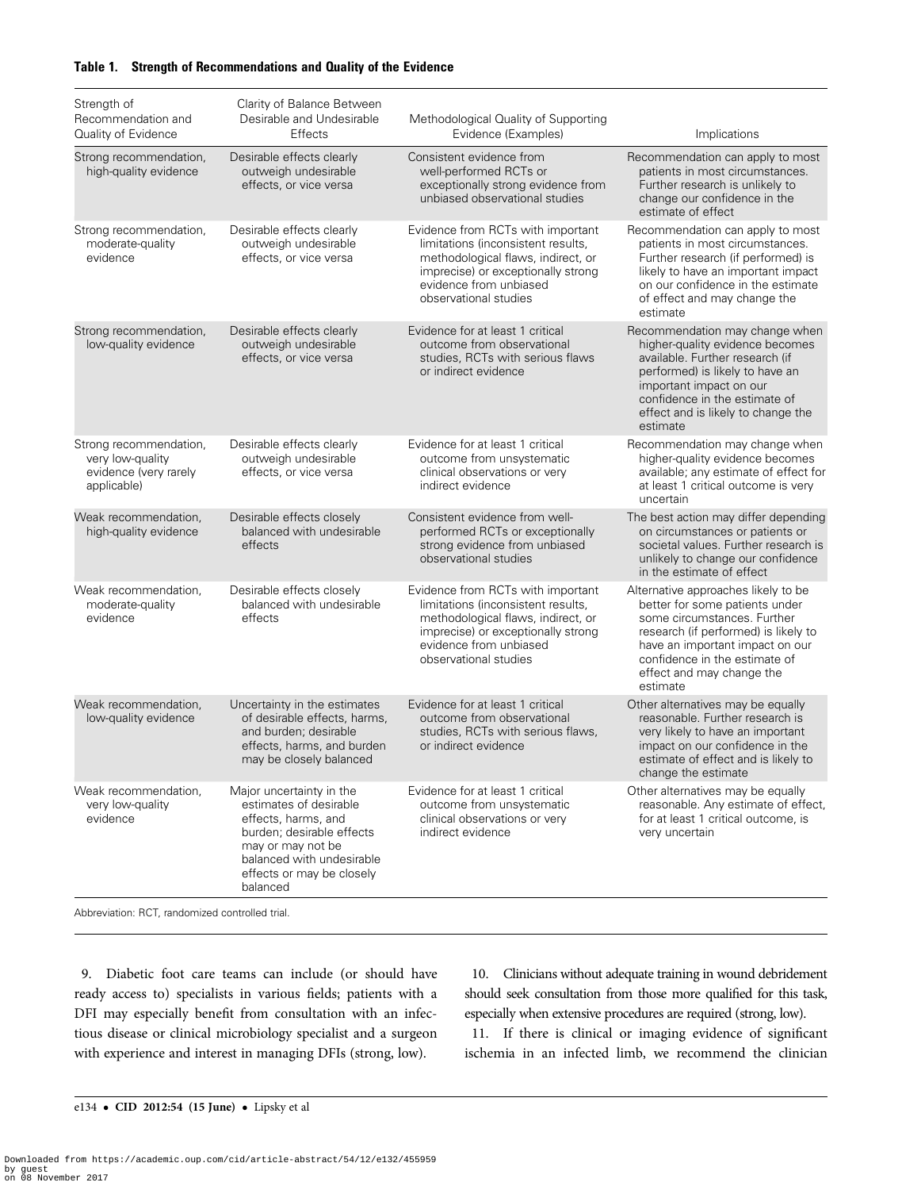**Table 1. Strength of Recommendations and Quality of the Evidence**

| Strength of Recommendation and Quality of Evidence | Clarity of Balance Between Desirable and Undesirable Effects | Methodological Quality of Supporting Evidence (Examples) | Implications |
|---|---|---|---|
| Strong recommendation, high-quality evidence | Desirable effects clearly outweigh undesirable effects, or vice versa | Consistent evidence from well-performed RCTs or exceptionally strong evidence from unbiased observational studies | Recommendation can apply to most patients in most circumstances. Further research is unlikely to change our confidence in the estimate of effect |
| Strong recommendation, moderate-quality evidence | Desirable effects clearly outweigh undesirable effects, or vice versa | Evidence from RCTs with important limitations (inconsistent results, methodological flaws, indirect, or imprecise) or exceptionally strong evidence from unbiased observational studies | Recommendation can apply to most patients in most circumstances. Further research (if performed) is likely to have an important impact on our confidence in the estimate of effect and may change the estimate |
| Strong recommendation, low-quality evidence | Desirable effects clearly outweigh undesirable effects, or vice versa | Evidence for at least 1 critical outcome from observational studies, RCTs with serious flaws or indirect evidence | Recommendation may change when higher-quality evidence becomes available. Further research (if performed) is likely to have an important impact on our confidence in the estimate of effect and is likely to change the estimate |
| Strong recommendation, very low-quality evidence (very rarely applicable) | Desirable effects clearly outweigh undesirable effects, or vice versa | Evidence for at least 1 critical outcome from unsystematic clinical observations or very indirect evidence | Recommendation may change when higher-quality evidence becomes available; any estimate of effect for at least 1 critical outcome is very uncertain |
| Weak recommendation, high-quality evidence | Desirable effects closely balanced with undesirable effects | Consistent evidence from well-performed RCTs or exceptionally strong evidence from unbiased observational studies | The best action may differ depending on circumstances or patients or societal values. Further research is unlikely to change our confidence in the estimate of effect |
| Weak recommendation, moderate-quality evidence | Desirable effects closely balanced with undesirable effects | Evidence from RCTs with important limitations (inconsistent results, methodological flaws, indirect, or imprecise) or exceptionally strong evidence from unbiased observational studies | Alternative approaches likely to be better for some patients under some circumstances. Further research (if performed) is likely to have an important impact on our confidence in the estimate of effect and may change the estimate |
| Weak recommendation, low-quality evidence | Uncertainty in the estimates of desirable effects, harms, and burden; desirable effects, harms, and burden may be closely balanced | Evidence for at least 1 critical outcome from observational studies, RCTs with serious flaws, or indirect evidence | Other alternatives may be equally reasonable. Further research is very likely to have an important impact on our confidence in the estimate of effect and is likely to change the estimate |
| Weak recommendation, very low-quality evidence | Major uncertainty in the estimates of desirable effects, harms, and burden; desirable effects may or may not be balanced with undesirable effects or may be closely balanced | Evidence for at least 1 critical outcome from unsystematic clinical observations or very indirect evidence | Other alternatives may be equally reasonable. Any estimate of effect, for at least 1 critical outcome, is very uncertain |

Abbreviation: RCT, randomized controlled trial.

9. Diabetic foot care teams can include (or should have ready access to) specialists in various fields; patients with a DFI may especially benefit from consultation with an infectious disease or clinical microbiology specialist and a surgeon with experience and interest in managing DFIs (strong, low).

10. Clinicians without adequate training in wound debridement should seek consultation from those more qualified for this task, especially when extensive procedures are required (strong, low).

11. If there is clinical or imaging evidence of significant ischemia in an infected limb, we recommend the clinician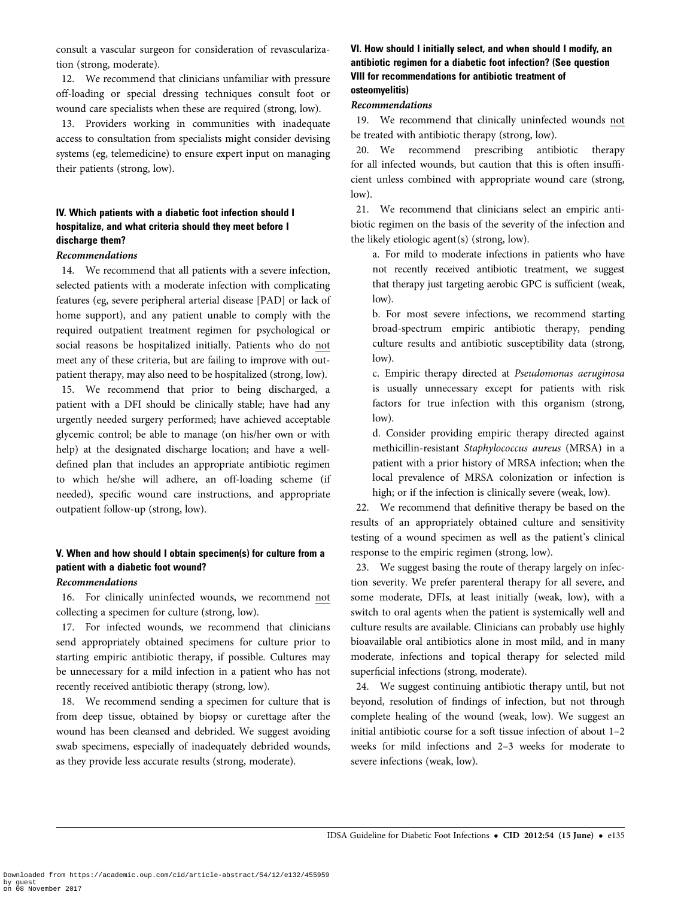consult a vascular surgeon for consideration of revascularization (strong, moderate).

12. We recommend that clinicians unfamiliar with pressure off-loading or special dressing techniques consult foot or wound care specialists when these are required (strong, low).

13. Providers working in communities with inadequate access to consultation from specialists might consider devising systems (eg, telemedicine) to ensure expert input on managing their patients (strong, low).

### IV. Which patients with a diabetic foot infection should I hospitalize, and what criteria should they meet before I discharge them?

***Recommendations***

14. We recommend that all patients with a severe infection, selected patients with a moderate infection with complicating features (eg, severe peripheral arterial disease [PAD] or lack of home support), and any patient unable to comply with the required outpatient treatment regimen for psychological or social reasons be hospitalized initially. Patients who do not meet any of these criteria, but are failing to improve with outpatient therapy, may also need to be hospitalized (strong, low).

15. We recommend that prior to being discharged, a patient with a DFI should be clinically stable; have had any urgently needed surgery performed; have achieved acceptable glycemic control; be able to manage (on his/her own or with help) at the designated discharge location; and have a well-defined plan that includes an appropriate antibiotic regimen to which he/she will adhere, an off-loading scheme (if needed), specific wound care instructions, and appropriate outpatient follow-up (strong, low).

### V. When and how should I obtain specimen(s) for culture from a patient with a diabetic foot wound?

***Recommendations***

16. For clinically uninfected wounds, we recommend not collecting a specimen for culture (strong, low).

17. For infected wounds, we recommend that clinicians send appropriately obtained specimens for culture prior to starting empiric antibiotic therapy, if possible. Cultures may be unnecessary for a mild infection in a patient who has not recently received antibiotic therapy (strong, low).

18. We recommend sending a specimen for culture that is from deep tissue, obtained by biopsy or curettage after the wound has been cleansed and debrided. We suggest avoiding swab specimens, especially of inadequately debrided wounds, as they provide less accurate results (strong, moderate).

### VI. How should I initially select, and when should I modify, an antibiotic regimen for a diabetic foot infection? (See question VIII for recommendations for antibiotic treatment of osteomyelitis)

***Recommendations***

19. We recommend that clinically uninfected wounds not be treated with antibiotic therapy (strong, low).

20. We recommend prescribing antibiotic therapy for all infected wounds, but caution that this is often insufficient unless combined with appropriate wound care (strong, low).

21. We recommend that clinicians select an empiric antibiotic regimen on the basis of the severity of the infection and the likely etiologic agent(s) (strong, low).

a. For mild to moderate infections in patients who have not recently received antibiotic treatment, we suggest that therapy just targeting aerobic GPC is sufficient (weak, low).

b. For most severe infections, we recommend starting broad-spectrum empiric antibiotic therapy, pending culture results and antibiotic susceptibility data (strong, low).

c. Empiric therapy directed at *Pseudomonas aeruginosa* is usually unnecessary except for patients with risk factors for true infection with this organism (strong, low).

d. Consider providing empiric therapy directed against methicillin-resistant *Staphylococcus aureus* (MRSA) in a patient with a prior history of MRSA infection; when the local prevalence of MRSA colonization or infection is high; or if the infection is clinically severe (weak, low).

22. We recommend that definitive therapy be based on the results of an appropriately obtained culture and sensitivity testing of a wound specimen as well as the patient's clinical response to the empiric regimen (strong, low).

23. We suggest basing the route of therapy largely on infection severity. We prefer parenteral therapy for all severe, and some moderate, DFIs, at least initially (weak, low), with a switch to oral agents when the patient is systemically well and culture results are available. Clinicians can probably use highly bioavailable oral antibiotics alone in most mild, and in many moderate, infections and topical therapy for selected mild superficial infections (strong, moderate).

24. We suggest continuing antibiotic therapy until, but not beyond, resolution of findings of infection, but not through complete healing of the wound (weak, low). We suggest an initial antibiotic course for a soft tissue infection of about 1–2 weeks for mild infections and 2–3 weeks for moderate to severe infections (weak, low).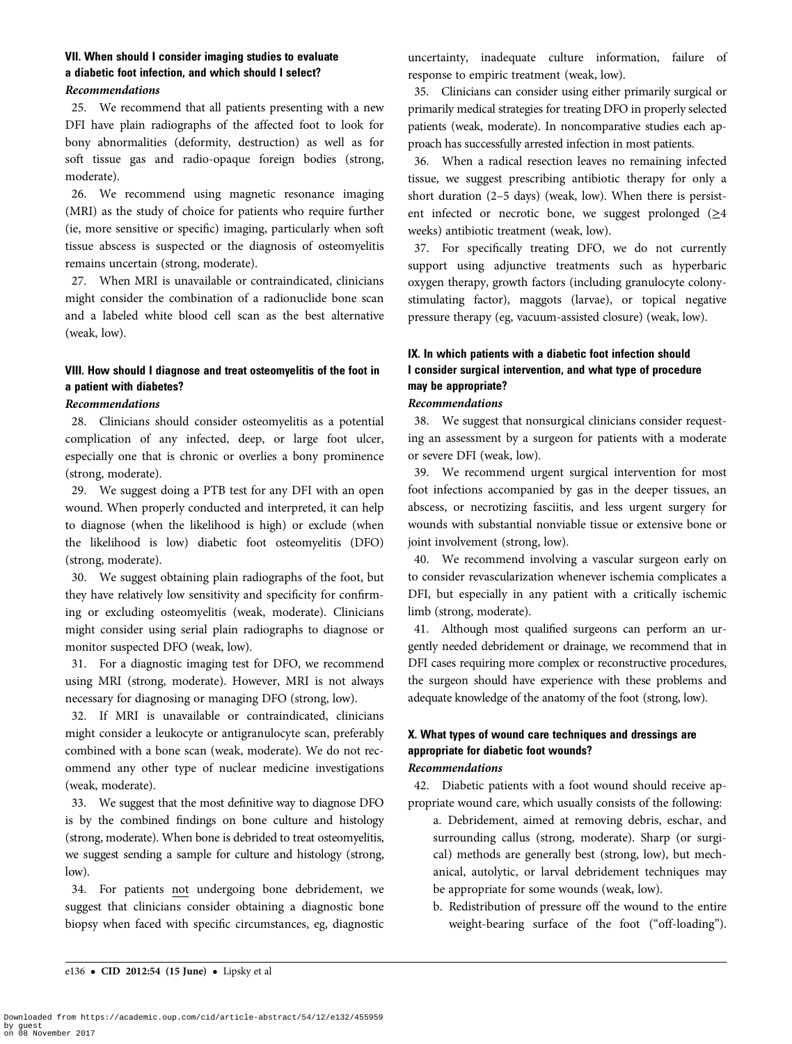### VII. When should I consider imaging studies to evaluate a diabetic foot infection, and which should I select?

*Recommendations*

25. We recommend that all patients presenting with a new DFI have plain radiographs of the affected foot to look for bony abnormalities (deformity, destruction) as well as for soft tissue gas and radio-opaque foreign bodies (strong, moderate).

26. We recommend using magnetic resonance imaging (MRI) as the study of choice for patients who require further (ie, more sensitive or specific) imaging, particularly when soft tissue abscess is suspected or the diagnosis of osteomyelitis remains uncertain (strong, moderate).

27. When MRI is unavailable or contraindicated, clinicians might consider the combination of a radionuclide bone scan and a labeled white blood cell scan as the best alternative (weak, low).

### VIII. How should I diagnose and treat osteomyelitis of the foot in a patient with diabetes?

*Recommendations*

28. Clinicians should consider osteomyelitis as a potential complication of any infected, deep, or large foot ulcer, especially one that is chronic or overlies a bony prominence (strong, moderate).

29. We suggest doing a PTB test for any DFI with an open wound. When properly conducted and interpreted, it can help to diagnose (when the likelihood is high) or exclude (when the likelihood is low) diabetic foot osteomyelitis (DFO) (strong, moderate).

30. We suggest obtaining plain radiographs of the foot, but they have relatively low sensitivity and specificity for confirming or excluding osteomyelitis (weak, moderate). Clinicians might consider using serial plain radiographs to diagnose or monitor suspected DFO (weak, low).

31. For a diagnostic imaging test for DFO, we recommend using MRI (strong, moderate). However, MRI is not always necessary for diagnosing or managing DFO (strong, low).

32. If MRI is unavailable or contraindicated, clinicians might consider a leukocyte or antigranulocyte scan, preferably combined with a bone scan (weak, moderate). We do not recommend any other type of nuclear medicine investigations (weak, moderate).

33. We suggest that the most definitive way to diagnose DFO is by the combined findings on bone culture and histology (strong, moderate). When bone is debrided to treat osteomyelitis, we suggest sending a sample for culture and histology (strong, low).

34. For patients not undergoing bone debridement, we suggest that clinicians consider obtaining a diagnostic bone biopsy when faced with specific circumstances, eg, diagnostic uncertainty, inadequate culture information, failure of response to empiric treatment (weak, low).

35. Clinicians can consider using either primarily surgical or primarily medical strategies for treating DFO in properly selected patients (weak, moderate). In noncomparative studies each approach has successfully arrested infection in most patients.

36. When a radical resection leaves no remaining infected tissue, we suggest prescribing antibiotic therapy for only a short duration (2–5 days) (weak, low). When there is persistent infected or necrotic bone, we suggest prolonged (≥4 weeks) antibiotic treatment (weak, low).

37. For specifically treating DFO, we do not currently support using adjunctive treatments such as hyperbaric oxygen therapy, growth factors (including granulocyte colony-stimulating factor), maggots (larvae), or topical negative pressure therapy (eg, vacuum-assisted closure) (weak, low).

### IX. In which patients with a diabetic foot infection should I consider surgical intervention, and what type of procedure may be appropriate?

*Recommendations*

38. We suggest that nonsurgical clinicians consider requesting an assessment by a surgeon for patients with a moderate or severe DFI (weak, low).

39. We recommend urgent surgical intervention for most foot infections accompanied by gas in the deeper tissues, an abscess, or necrotizing fasciitis, and less urgent surgery for wounds with substantial nonviable tissue or extensive bone or joint involvement (strong, low).

40. We recommend involving a vascular surgeon early on to consider revascularization whenever ischemia complicates a DFI, but especially in any patient with a critically ischemic limb (strong, moderate).

41. Although most qualified surgeons can perform an urgently needed debridement or drainage, we recommend that in DFI cases requiring more complex or reconstructive procedures, the surgeon should have experience with these problems and adequate knowledge of the anatomy of the foot (strong, low).

### X. What types of wound care techniques and dressings are appropriate for diabetic foot wounds?

*Recommendations*

42. Diabetic patients with a foot wound should receive appropriate wound care, which usually consists of the following:

a. Debridement, aimed at removing debris, eschar, and surrounding callus (strong, moderate). Sharp (or surgical) methods are generally best (strong, low), but mechanical, autolytic, or larval debridement techniques may be appropriate for some wounds (weak, low).

b. Redistribution of pressure off the wound to the entire weight-bearing surface of the foot ("off-loading").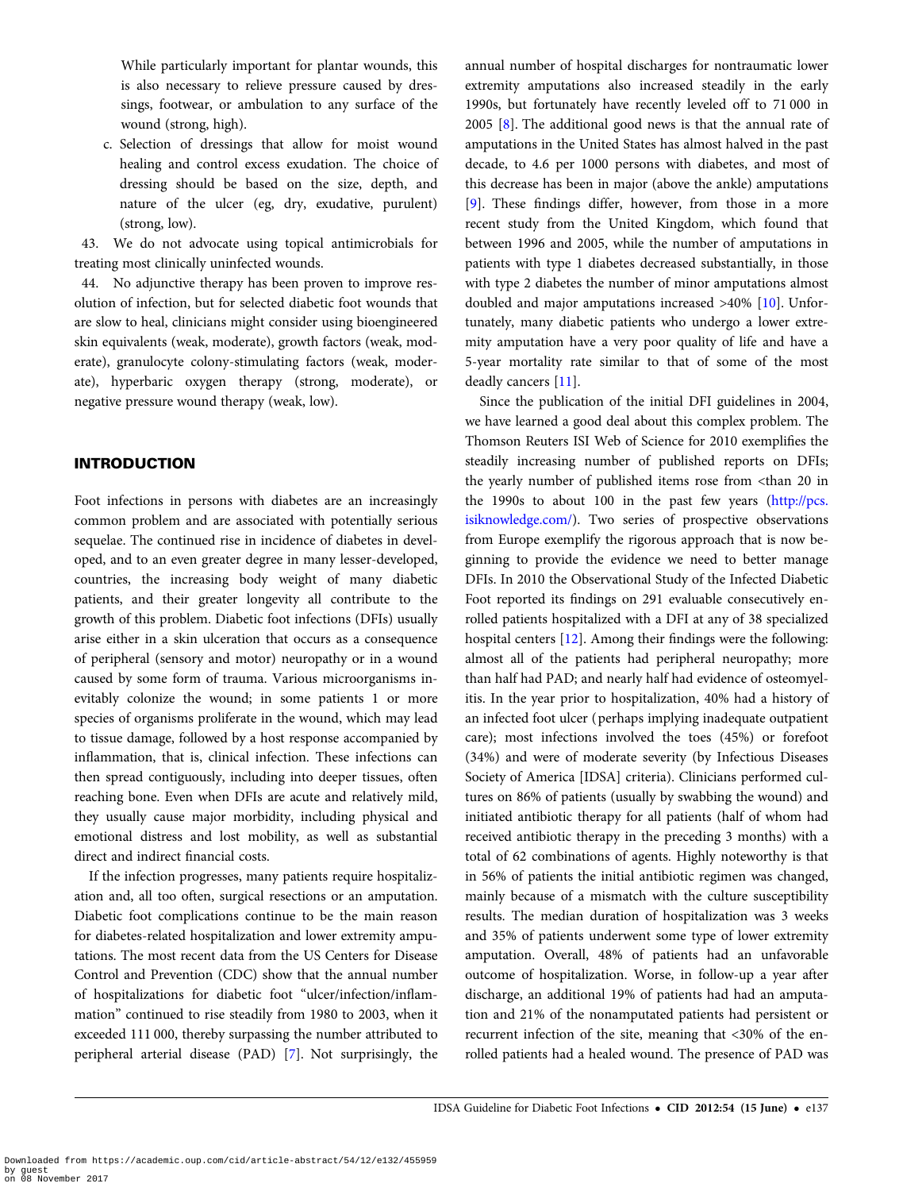While particularly important for plantar wounds, this is also necessary to relieve pressure caused by dressings, footwear, or ambulation to any surface of the wound (strong, high).

c. Selection of dressings that allow for moist wound healing and control excess exudation. The choice of dressing should be based on the size, depth, and nature of the ulcer (eg, dry, exudative, purulent) (strong, low).

43. We do not advocate using topical antimicrobials for treating most clinically uninfected wounds.

44. No adjunctive therapy has been proven to improve resolution of infection, but for selected diabetic foot wounds that are slow to heal, clinicians might consider using bioengineered skin equivalents (weak, moderate), growth factors (weak, moderate), granulocyte colony-stimulating factors (weak, moderate), hyperbaric oxygen therapy (strong, moderate), or negative pressure wound therapy (weak, low).

## INTRODUCTION

Foot infections in persons with diabetes are an increasingly common problem and are associated with potentially serious sequelae. The continued rise in incidence of diabetes in developed, and to an even greater degree in many lesser-developed, countries, the increasing body weight of many diabetic patients, and their greater longevity all contribute to the growth of this problem. Diabetic foot infections (DFIs) usually arise either in a skin ulceration that occurs as a consequence of peripheral (sensory and motor) neuropathy or in a wound caused by some form of trauma. Various microorganisms inevitably colonize the wound; in some patients 1 or more species of organisms proliferate in the wound, which may lead to tissue damage, followed by a host response accompanied by inflammation, that is, clinical infection. These infections can then spread contiguously, including into deeper tissues, often reaching bone. Even when DFIs are acute and relatively mild, they usually cause major morbidity, including physical and emotional distress and lost mobility, as well as substantial direct and indirect financial costs.

If the infection progresses, many patients require hospitalization and, all too often, surgical resections or an amputation. Diabetic foot complications continue to be the main reason for diabetes-related hospitalization and lower extremity amputations. The most recent data from the US Centers for Disease Control and Prevention (CDC) show that the annual number of hospitalizations for diabetic foot "ulcer/infection/inflammation" continued to rise steadily from 1980 to 2003, when it exceeded 111 000, thereby surpassing the number attributed to peripheral arterial disease (PAD) [7]. Not surprisingly, the annual number of hospital discharges for nontraumatic lower extremity amputations also increased steadily in the early 1990s, but fortunately have recently leveled off to 71 000 in 2005 [8]. The additional good news is that the annual rate of amputations in the United States has almost halved in the past decade, to 4.6 per 1000 persons with diabetes, and most of this decrease has been in major (above the ankle) amputations [9]. These findings differ, however, from those in a more recent study from the United Kingdom, which found that between 1996 and 2005, while the number of amputations in patients with type 1 diabetes decreased substantially, in those with type 2 diabetes the number of minor amputations almost doubled and major amputations increased >40% [10]. Unfortunately, many diabetic patients who undergo a lower extremity amputation have a very poor quality of life and have a 5-year mortality rate similar to that of some of the most deadly cancers [11].

Since the publication of the initial DFI guidelines in 2004, we have learned a good deal about this complex problem. The Thomson Reuters ISI Web of Science for 2010 exemplifies the steadily increasing number of published reports on DFIs; the yearly number of published items rose from <than 20 in the 1990s to about 100 in the past few years (http://pcs.isiknowledge.com/). Two series of prospective observations from Europe exemplify the rigorous approach that is now beginning to provide the evidence we need to better manage DFIs. In 2010 the Observational Study of the Infected Diabetic Foot reported its findings on 291 evaluable consecutively enrolled patients hospitalized with a DFI at any of 38 specialized hospital centers [12]. Among their findings were the following: almost all of the patients had peripheral neuropathy; more than half had PAD; and nearly half had evidence of osteomyelitis. In the year prior to hospitalization, 40% had a history of an infected foot ulcer (perhaps implying inadequate outpatient care); most infections involved the toes (45%) or forefoot (34%) and were of moderate severity (by Infectious Diseases Society of America [IDSA] criteria). Clinicians performed cultures on 86% of patients (usually by swabbing the wound) and initiated antibiotic therapy for all patients (half of whom had received antibiotic therapy in the preceding 3 months) with a total of 62 combinations of agents. Highly noteworthy is that in 56% of patients the initial antibiotic regimen was changed, mainly because of a mismatch with the culture susceptibility results. The median duration of hospitalization was 3 weeks and 35% of patients underwent some type of lower extremity amputation. Overall, 48% of patients had an unfavorable outcome of hospitalization. Worse, in follow-up a year after discharge, an additional 19% of patients had had an amputation and 21% of the nonamputated patients had persistent or recurrent infection of the site, meaning that <30% of the enrolled patients had a healed wound. The presence of PAD was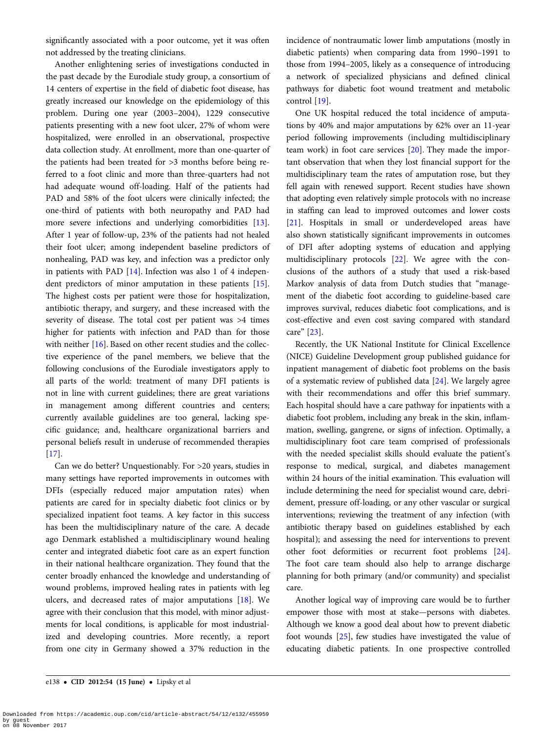significantly associated with a poor outcome, yet it was often not addressed by the treating clinicians.

Another enlightening series of investigations conducted in the past decade by the Eurodiale study group, a consortium of 14 centers of expertise in the field of diabetic foot disease, has greatly increased our knowledge on the epidemiology of this problem. During one year (2003–2004), 1229 consecutive patients presenting with a new foot ulcer, 27% of whom were hospitalized, were enrolled in an observational, prospective data collection study. At enrollment, more than one-quarter of the patients had been treated for >3 months before being referred to a foot clinic and more than three-quarters had not had adequate wound off-loading. Half of the patients had PAD and 58% of the foot ulcers were clinically infected; the one-third of patients with both neuropathy and PAD had more severe infections and underlying comorbidities [13]. After 1 year of follow-up, 23% of the patients had not healed their foot ulcer; among independent baseline predictors of nonhealing, PAD was key, and infection was a predictor only in patients with PAD [14]. Infection was also 1 of 4 independent predictors of minor amputation in these patients [15]. The highest costs per patient were those for hospitalization, antibiotic therapy, and surgery, and these increased with the severity of disease. The total cost per patient was >4 times higher for patients with infection and PAD than for those with neither [16]. Based on other recent studies and the collective experience of the panel members, we believe that the following conclusions of the Eurodiale investigators apply to all parts of the world: treatment of many DFI patients is not in line with current guidelines; there are great variations in management among different countries and centers; currently available guidelines are too general, lacking specific guidance; and, healthcare organizational barriers and personal beliefs result in underuse of recommended therapies [17].

Can we do better? Unquestionably. For >20 years, studies in many settings have reported improvements in outcomes with DFIs (especially reduced major amputation rates) when patients are cared for in specialty diabetic foot clinics or by specialized inpatient foot teams. A key factor in this success has been the multidisciplinary nature of the care. A decade ago Denmark established a multidisciplinary wound healing center and integrated diabetic foot care as an expert function in their national healthcare organization. They found that the center broadly enhanced the knowledge and understanding of wound problems, improved healing rates in patients with leg ulcers, and decreased rates of major amputations [18]. We agree with their conclusion that this model, with minor adjustments for local conditions, is applicable for most industrialized and developing countries. More recently, a report from one city in Germany showed a 37% reduction in the incidence of nontraumatic lower limb amputations (mostly in diabetic patients) when comparing data from 1990–1991 to those from 1994–2005, likely as a consequence of introducing a network of specialized physicians and defined clinical pathways for diabetic foot wound treatment and metabolic control [19].

One UK hospital reduced the total incidence of amputations by 40% and major amputations by 62% over an 11-year period following improvements (including multidisciplinary team work) in foot care services [20]. They made the important observation that when they lost financial support for the multidisciplinary team the rates of amputation rose, but they fell again with renewed support. Recent studies have shown that adopting even relatively simple protocols with no increase in staffing can lead to improved outcomes and lower costs [21]. Hospitals in small or underdeveloped areas have also shown statistically significant improvements in outcomes of DFI after adopting systems of education and applying multidisciplinary protocols [22]. We agree with the conclusions of the authors of a study that used a risk-based Markov analysis of data from Dutch studies that "management of the diabetic foot according to guideline-based care improves survival, reduces diabetic foot complications, and is cost-effective and even cost saving compared with standard care" [23].

Recently, the UK National Institute for Clinical Excellence (NICE) Guideline Development group published guidance for inpatient management of diabetic foot problems on the basis of a systematic review of published data [24]. We largely agree with their recommendations and offer this brief summary. Each hospital should have a care pathway for inpatients with a diabetic foot problem, including any break in the skin, inflammation, swelling, gangrene, or signs of infection. Optimally, a multidisciplinary foot care team comprised of professionals with the needed specialist skills should evaluate the patient's response to medical, surgical, and diabetes management within 24 hours of the initial examination. This evaluation will include determining the need for specialist wound care, debridement, pressure off-loading, or any other vascular or surgical interventions; reviewing the treatment of any infection (with antibiotic therapy based on guidelines established by each hospital); and assessing the need for interventions to prevent other foot deformities or recurrent foot problems [24]. The foot care team should also help to arrange discharge planning for both primary (and/or community) and specialist care.

Another logical way of improving care would be to further empower those with most at stake—persons with diabetes. Although we know a good deal about how to prevent diabetic foot wounds [25], few studies have investigated the value of educating diabetic patients. In one prospective controlled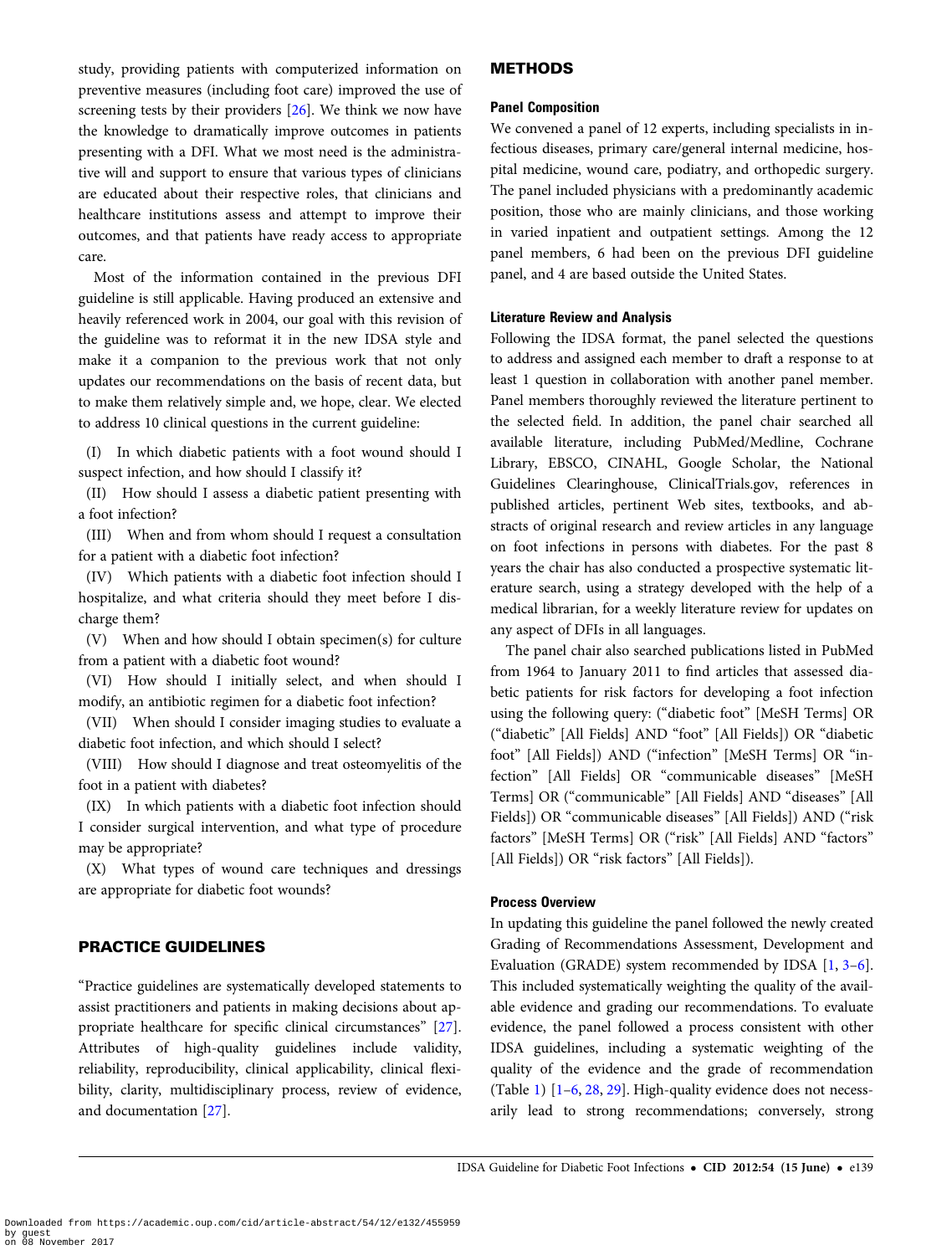study, providing patients with computerized information on preventive measures (including foot care) improved the use of screening tests by their providers [26]. We think we now have the knowledge to dramatically improve outcomes in patients presenting with a DFI. What we most need is the administrative will and support to ensure that various types of clinicians are educated about their respective roles, that clinicians and healthcare institutions assess and attempt to improve their outcomes, and that patients have ready access to appropriate care.

Most of the information contained in the previous DFI guideline is still applicable. Having produced an extensive and heavily referenced work in 2004, our goal with this revision of the guideline was to reformat it in the new IDSA style and make it a companion to the previous work that not only updates our recommendations on the basis of recent data, but to make them relatively simple and, we hope, clear. We elected to address 10 clinical questions in the current guideline:

(I) In which diabetic patients with a foot wound should I suspect infection, and how should I classify it?

(II) How should I assess a diabetic patient presenting with a foot infection?

(III) When and from whom should I request a consultation for a patient with a diabetic foot infection?

(IV) Which patients with a diabetic foot infection should I hospitalize, and what criteria should they meet before I discharge them?

(V) When and how should I obtain specimen(s) for culture from a patient with a diabetic foot wound?

(VI) How should I initially select, and when should I modify, an antibiotic regimen for a diabetic foot infection?

(VII) When should I consider imaging studies to evaluate a diabetic foot infection, and which should I select?

(VIII) How should I diagnose and treat osteomyelitis of the foot in a patient with diabetes?

(IX) In which patients with a diabetic foot infection should I consider surgical intervention, and what type of procedure may be appropriate?

(X) What types of wound care techniques and dressings are appropriate for diabetic foot wounds?

## PRACTICE GUIDELINES

"Practice guidelines are systematically developed statements to assist practitioners and patients in making decisions about appropriate healthcare for specific clinical circumstances" [27]. Attributes of high-quality guidelines include validity, reliability, reproducibility, clinical applicability, clinical flexibility, clarity, multidisciplinary process, review of evidence, and documentation [27].

## METHODS

### Panel Composition

We convened a panel of 12 experts, including specialists in infectious diseases, primary care/general internal medicine, hospital medicine, wound care, podiatry, and orthopedic surgery. The panel included physicians with a predominantly academic position, those who are mainly clinicians, and those working in varied inpatient and outpatient settings. Among the 12 panel members, 6 had been on the previous DFI guideline panel, and 4 are based outside the United States.

### Literature Review and Analysis

Following the IDSA format, the panel selected the questions to address and assigned each member to draft a response to at least 1 question in collaboration with another panel member. Panel members thoroughly reviewed the literature pertinent to the selected field. In addition, the panel chair searched all available literature, including PubMed/Medline, Cochrane Library, EBSCO, CINAHL, Google Scholar, the National Guidelines Clearinghouse, ClinicalTrials.gov, references in published articles, pertinent Web sites, textbooks, and abstracts of original research and review articles in any language on foot infections in persons with diabetes. For the past 8 years the chair has also conducted a prospective systematic literature search, using a strategy developed with the help of a medical librarian, for a weekly literature review for updates on any aspect of DFIs in all languages.

The panel chair also searched publications listed in PubMed from 1964 to January 2011 to find articles that assessed diabetic patients for risk factors for developing a foot infection using the following query: ("diabetic foot" [MeSH Terms] OR ("diabetic" [All Fields] AND "foot" [All Fields]) OR "diabetic foot" [All Fields]) AND ("infection" [MeSH Terms] OR "infection" [All Fields] OR "communicable diseases" [MeSH Terms] OR ("communicable" [All Fields] AND "diseases" [All Fields]) OR "communicable diseases" [All Fields]) AND ("risk factors" [MeSH Terms] OR ("risk" [All Fields] AND "factors" [All Fields]) OR "risk factors" [All Fields]).

### Process Overview

In updating this guideline the panel followed the newly created Grading of Recommendations Assessment, Development and Evaluation (GRADE) system recommended by IDSA [1, 3–6]. This included systematically weighting the quality of the available evidence and grading our recommendations. To evaluate evidence, the panel followed a process consistent with other IDSA guidelines, including a systematic weighting of the quality of the evidence and the grade of recommendation (Table 1) [1–6, 28, 29]. High-quality evidence does not necessarily lead to strong recommendations; conversely, strong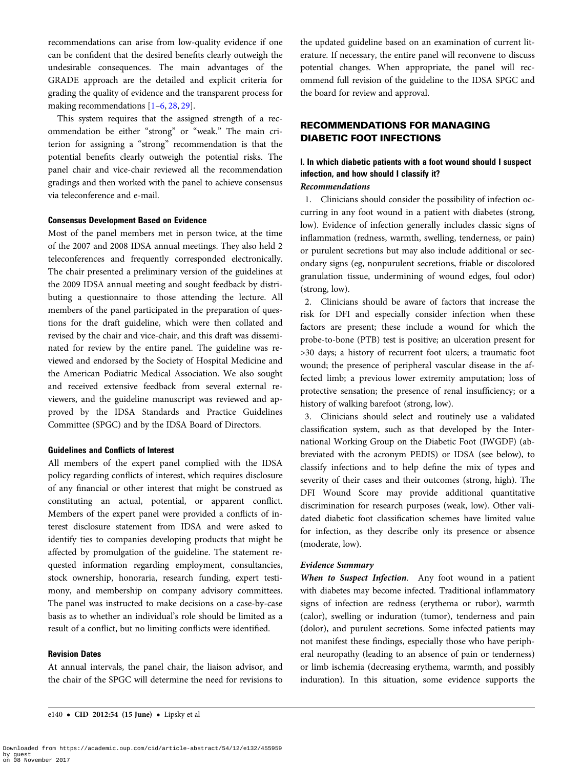recommendations can arise from low-quality evidence if one can be confident that the desired benefits clearly outweigh the undesirable consequences. The main advantages of the GRADE approach are the detailed and explicit criteria for grading the quality of evidence and the transparent process for making recommendations [1–6, 28, 29].

This system requires that the assigned strength of a recommendation be either "strong" or "weak." The main criterion for assigning a "strong" recommendation is that the potential benefits clearly outweigh the potential risks. The panel chair and vice-chair reviewed all the recommendation gradings and then worked with the panel to achieve consensus via teleconference and e-mail.

### Consensus Development Based on Evidence

Most of the panel members met in person twice, at the time of the 2007 and 2008 IDSA annual meetings. They also held 2 teleconferences and frequently corresponded electronically. The chair presented a preliminary version of the guidelines at the 2009 IDSA annual meeting and sought feedback by distributing a questionnaire to those attending the lecture. All members of the panel participated in the preparation of questions for the draft guideline, which were then collated and revised by the chair and vice-chair, and this draft was disseminated for review by the entire panel. The guideline was reviewed and endorsed by the Society of Hospital Medicine and the American Podiatric Medical Association. We also sought and received extensive feedback from several external reviewers, and the guideline manuscript was reviewed and approved by the IDSA Standards and Practice Guidelines Committee (SPGC) and by the IDSA Board of Directors.

### Guidelines and Conflicts of Interest

All members of the expert panel complied with the IDSA policy regarding conflicts of interest, which requires disclosure of any financial or other interest that might be construed as constituting an actual, potential, or apparent conflict. Members of the expert panel were provided a conflicts of interest disclosure statement from IDSA and were asked to identify ties to companies developing products that might be affected by promulgation of the guideline. The statement requested information regarding employment, consultancies, stock ownership, honoraria, research funding, expert testimony, and membership on company advisory committees. The panel was instructed to make decisions on a case-by-case basis as to whether an individual's role should be limited as a result of a conflict, but no limiting conflicts were identified.

### Revision Dates

At annual intervals, the panel chair, the liaison advisor, and the chair of the SPGC will determine the need for revisions to the updated guideline based on an examination of current literature. If necessary, the entire panel will reconvene to discuss potential changes. When appropriate, the panel will recommend full revision of the guideline to the IDSA SPGC and the board for review and approval.

## RECOMMENDATIONS FOR MANAGING DIABETIC FOOT INFECTIONS

### I. In which diabetic patients with a foot wound should I suspect infection, and how should I classify it?

#### *Recommendations*

1. Clinicians should consider the possibility of infection occurring in any foot wound in a patient with diabetes (strong, low). Evidence of infection generally includes classic signs of inflammation (redness, warmth, swelling, tenderness, or pain) or purulent secretions but may also include additional or secondary signs (eg, nonpurulent secretions, friable or discolored granulation tissue, undermining of wound edges, foul odor) (strong, low).

2. Clinicians should be aware of factors that increase the risk for DFI and especially consider infection when these factors are present; these include a wound for which the probe-to-bone (PTB) test is positive; an ulceration present for >30 days; a history of recurrent foot ulcers; a traumatic foot wound; the presence of peripheral vascular disease in the affected limb; a previous lower extremity amputation; loss of protective sensation; the presence of renal insufficiency; or a history of walking barefoot (strong, low).

3. Clinicians should select and routinely use a validated classification system, such as that developed by the International Working Group on the Diabetic Foot (IWGDF) (abbreviated with the acronym PEDIS) or IDSA (see below), to classify infections and to help define the mix of types and severity of their cases and their outcomes (strong, high). The DFI Wound Score may provide additional quantitative discrimination for research purposes (weak, low). Other validated diabetic foot classification schemes have limited value for infection, as they describe only its presence or absence (moderate, low).

#### *Evidence Summary*

***When to Suspect Infection.*** Any foot wound in a patient with diabetes may become infected. Traditional inflammatory signs of infection are redness (erythema or rubor), warmth (calor), swelling or induration (tumor), tenderness and pain (dolor), and purulent secretions. Some infected patients may not manifest these findings, especially those who have peripheral neuropathy (leading to an absence of pain or tenderness) or limb ischemia (decreasing erythema, warmth, and possibly induration). In this situation, some evidence supports the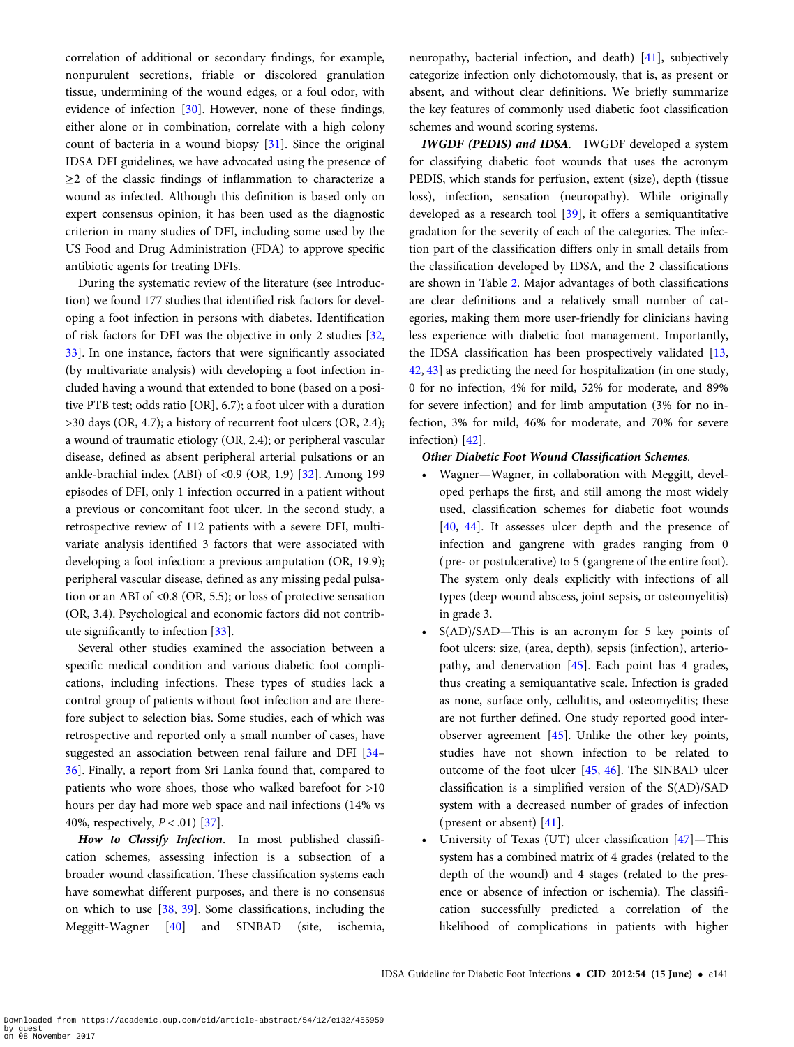correlation of additional or secondary findings, for example, nonpurulent secretions, friable or discolored granulation tissue, undermining of the wound edges, or a foul odor, with evidence of infection [30]. However, none of these findings, either alone or in combination, correlate with a high colony count of bacteria in a wound biopsy [31]. Since the original IDSA DFI guidelines, we have advocated using the presence of ≥2 of the classic findings of inflammation to characterize a wound as infected. Although this definition is based only on expert consensus opinion, it has been used as the diagnostic criterion in many studies of DFI, including some used by the US Food and Drug Administration (FDA) to approve specific antibiotic agents for treating DFIs.

During the systematic review of the literature (see Introduction) we found 177 studies that identified risk factors for developing a foot infection in persons with diabetes. Identification of risk factors for DFI was the objective in only 2 studies [32, 33]. In one instance, factors that were significantly associated (by multivariate analysis) with developing a foot infection included having a wound that extended to bone (based on a positive PTB test; odds ratio [OR], 6.7); a foot ulcer with a duration >30 days (OR, 4.7); a history of recurrent foot ulcers (OR, 2.4); a wound of traumatic etiology (OR, 2.4); or peripheral vascular disease, defined as absent peripheral arterial pulsations or an ankle-brachial index (ABI) of <0.9 (OR, 1.9) [32]. Among 199 episodes of DFI, only 1 infection occurred in a patient without a previous or concomitant foot ulcer. In the second study, a retrospective review of 112 patients with a severe DFI, multivariate analysis identified 3 factors that were associated with developing a foot infection: a previous amputation (OR, 19.9); peripheral vascular disease, defined as any missing pedal pulsation or an ABI of <0.8 (OR, 5.5); or loss of protective sensation (OR, 3.4). Psychological and economic factors did not contribute significantly to infection [33].

Several other studies examined the association between a specific medical condition and various diabetic foot complications, including infections. These types of studies lack a control group of patients without foot infection and are therefore subject to selection bias. Some studies, each of which was retrospective and reported only a small number of cases, have suggested an association between renal failure and DFI [34–36]. Finally, a report from Sri Lanka found that, compared to patients who wore shoes, those who walked barefoot for >10 hours per day had more web space and nail infections (14% vs 40%, respectively, $P < .01$) [37].

***How to Classify Infection***. In most published classification schemes, assessing infection is a subsection of a broader wound classification. These classification systems each have somewhat different purposes, and there is no consensus on which to use [38, 39]. Some classifications, including the Meggitt-Wagner [40] and SINBAD (site, ischemia, neuropathy, bacterial infection, and death) [41], subjectively categorize infection only dichotomously, that is, as present or absent, and without clear definitions. We briefly summarize the key features of commonly used diabetic foot classification schemes and wound scoring systems.

***IWGDF (PEDIS) and IDSA***. IWGDF developed a system for classifying diabetic foot wounds that uses the acronym PEDIS, which stands for perfusion, extent (size), depth (tissue loss), infection, sensation (neuropathy). While originally developed as a research tool [39], it offers a semiquantitative gradation for the severity of each of the categories. The infection part of the classification differs only in small details from the classification developed by IDSA, and the 2 classifications are shown in Table 2. Major advantages of both classifications are clear definitions and a relatively small number of categories, making them more user-friendly for clinicians having less experience with diabetic foot management. Importantly, the IDSA classification has been prospectively validated [13, 42, 43] as predicting the need for hospitalization (in one study, 0 for no infection, 4% for mild, 52% for moderate, and 89% for severe infection) and for limb amputation (3% for no infection, 3% for mild, 46% for moderate, and 70% for severe infection) [42].

***Other Diabetic Foot Wound Classification Schemes***.

- Wagner—Wagner, in collaboration with Meggitt, developed perhaps the first, and still among the most widely used, classification schemes for diabetic foot wounds [40, 44]. It assesses ulcer depth and the presence of infection and gangrene with grades ranging from 0 (pre- or postulcerative) to 5 (gangrene of the entire foot). The system only deals explicitly with infections of all types (deep wound abscess, joint sepsis, or osteomyelitis) in grade 3.
- S(AD)/SAD—This is an acronym for 5 key points of foot ulcers: size, (area, depth), sepsis (infection), arteriopathy, and denervation [45]. Each point has 4 grades, thus creating a semiquantative scale. Infection is graded as none, surface only, cellulitis, and osteomyelitis; these are not further defined. One study reported good interobserver agreement [45]. Unlike the other key points, studies have not shown infection to be related to outcome of the foot ulcer [45, 46]. The SINBAD ulcer classification is a simplified version of the S(AD)/SAD system with a decreased number of grades of infection (present or absent) [41].
- University of Texas (UT) ulcer classification [47]—This system has a combined matrix of 4 grades (related to the depth of the wound) and 4 stages (related to the presence or absence of infection or ischemia). The classification successfully predicted a correlation of the likelihood of complications in patients with higher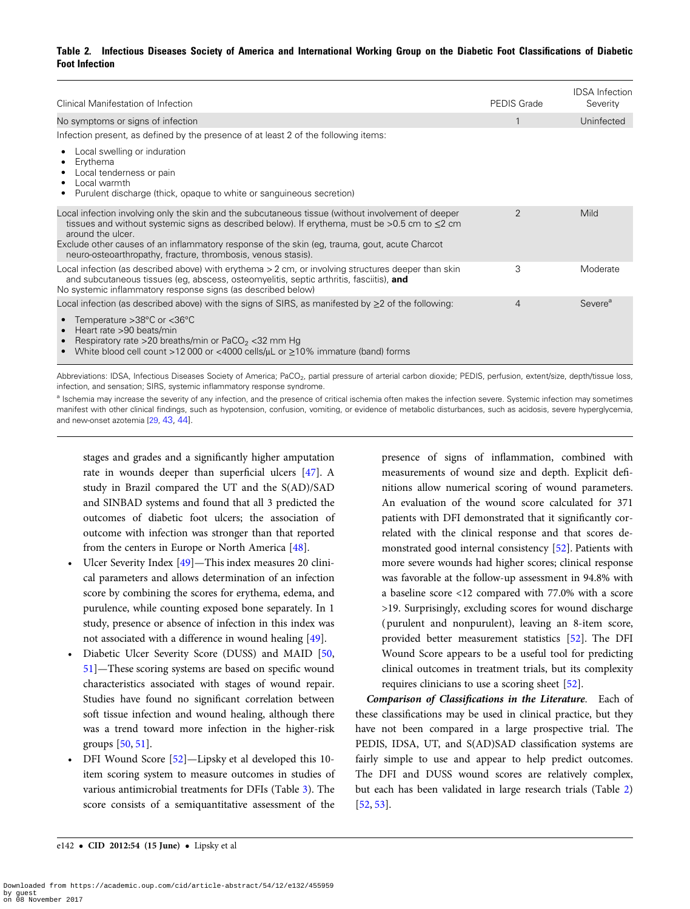**Table 2. Infectious Diseases Society of America and International Working Group on the Diabetic Foot Classifications of Diabetic Foot Infection**

| Clinical Manifestation of Infection | PEDIS Grade | IDSA Infection Severity |
|---|---|---|
| No symptoms or signs of infection | 1 | Uninfected |
| Infection present, as defined by the presence of at least 2 of the following items:<br>• Local swelling or induration<br>• Erythema<br>• Local tenderness or pain<br>• Local warmth<br>• Purulent discharge (thick, opaque to white or sanguineous secretion) | | |
| Local infection involving only the skin and the subcutaneous tissue (without involvement of deeper tissues and without systemic signs as described below). If erythema, must be >0.5 cm to ≤2 cm around the ulcer.<br>Exclude other causes of an inflammatory response of the skin (eg, trauma, gout, acute Charcot neuro-osteoarthropathy, fracture, thrombosis, venous stasis). | 2 | Mild |
| Local infection (as described above) with erythema > 2 cm, or involving structures deeper than skin and subcutaneous tissues (eg, abscess, osteomyelitis, septic arthritis, fasciitis), **and**<br>No systemic inflammatory response signs (as described below) | 3 | Moderate |
| Local infection (as described above) with the signs of SIRS, as manifested by ≥2 of the following:<br>• Temperature >38°C or <36°C<br>• Heart rate >90 beats/min<br>• Respiratory rate >20 breaths/min or $PaCO_2$ <32 mm Hg<br>• White blood cell count >12 000 or <4000 cells/μL or ≥10% immature (band) forms | 4 | Severe[a] |

Abbreviations: IDSA, Infectious Diseases Society of America; $PaCO_2$, partial pressure of arterial carbon dioxide; PEDIS, perfusion, extent/size, depth/tissue loss, infection, and sensation; SIRS, systemic inflammatory response syndrome.

[a] Ischemia may increase the severity of any infection, and the presence of critical ischemia often makes the infection severe. Systemic infection may sometimes manifest with other clinical findings, such as hypotension, confusion, vomiting, or evidence of metabolic disturbances, such as acidosis, severe hyperglycemia, and new-onset azotemia [29, 43, 44].

stages and grades and a significantly higher amputation rate in wounds deeper than superficial ulcers [47]. A study in Brazil compared the UT and the S(AD)/SAD and SINBAD systems and found that all 3 predicted the outcomes of diabetic foot ulcers; the association of outcome with infection was stronger than that reported from the centers in Europe or North America [48].

- Ulcer Severity Index [49]—This index measures 20 clinical parameters and allows determination of an infection score by combining the scores for erythema, edema, and purulence, while counting exposed bone separately. In 1 study, presence or absence of infection in this index was not associated with a difference in wound healing [49].
- Diabetic Ulcer Severity Score (DUSS) and MAID [50, 51]—These scoring systems are based on specific wound characteristics associated with stages of wound repair. Studies have found no significant correlation between soft tissue infection and wound healing, although there was a trend toward more infection in the higher-risk groups [50, 51].
- DFI Wound Score [52]—Lipsky et al developed this 10-item scoring system to measure outcomes in studies of various antimicrobial treatments for DFIs (Table 3). The score consists of a semiquantitative assessment of the presence of signs of inflammation, combined with measurements of wound size and depth. Explicit definitions allow numerical scoring of wound parameters. An evaluation of the wound score calculated for 371 patients with DFI demonstrated that it significantly correlated with the clinical response and that scores demonstrated good internal consistency [52]. Patients with more severe wounds had higher scores; clinical response was favorable at the follow-up assessment in 94.8% with a baseline score <12 compared with 77.0% with a score >19. Surprisingly, excluding scores for wound discharge (purulent and nonpurulent), leaving an 8-item score, provided better measurement statistics [52]. The DFI Wound Score appears to be a useful tool for predicting clinical outcomes in treatment trials, but its complexity requires clinicians to use a scoring sheet [52].

***Comparison of Classifications in the Literature.*** Each of these classifications may be used in clinical practice, but they have not been compared in a large prospective trial. The PEDIS, IDSA, UT, and S(AD)SAD classification systems are fairly simple to use and appear to help predict outcomes. The DFI and DUSS wound scores are relatively complex, but each has been validated in large research trials (Table 2) [52, 53].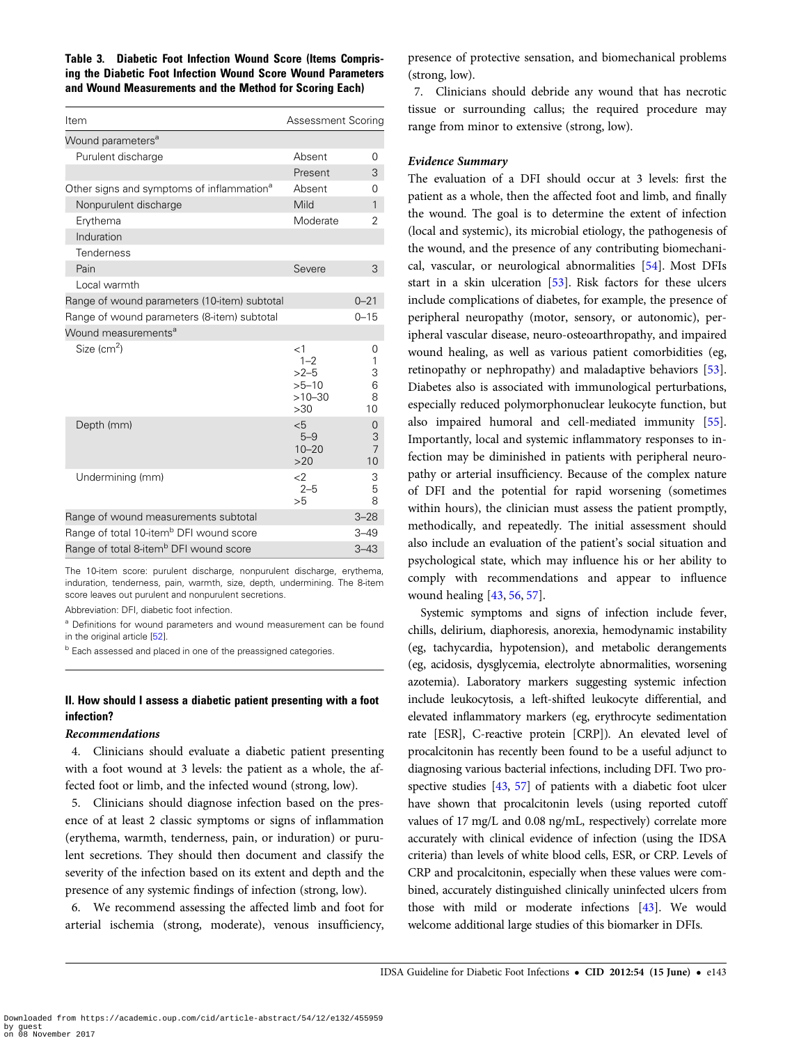**Table 3. Diabetic Foot Infection Wound Score (Items Comprising the Diabetic Foot Infection Wound Score Wound Parameters and Wound Measurements and the Method for Scoring Each)**

| Item | Assessment | Scoring |
|---|---|---|
| Wound parameters[a] | | |
| Purulent discharge | Absent | 0 |
| | Present | 3 |
| Other signs and symptoms of inflammation[a] | Absent | 0 |
| Nonpurulent discharge | Mild | 1 |
| Erythema | Moderate | 2 |
| Induration | | |
| Tenderness | | |
| Pain | Severe | 3 |
| Local warmth | | |
| Range of wound parameters (10-item) subtotal | | 0–21 |
| Range of wound parameters (8-item) subtotal | | 0–15 |
| Wound measurements[a] | | |
| Size (cm$^2$) | <1 | 0 |
| | 1–2 | 1 |
| | >2–5 | 3 |
| | >5–10 | 6 |
| | >10–30 | 8 |
| | >30 | 10 |
| Depth (mm) | <5 | 0 |
| | 5–9 | 3 |
| | 10–20 | 7 |
| | >20 | 10 |
| Undermining (mm) | <2 | 3 |
| | 2–5 | 5 |
| | >5 | 8 |
| Range of wound measurements subtotal | | 3–28 |
| Range of total 10-item[b] DFI wound score | | 3–49 |
| Range of total 8-item[b] DFI wound score | | 3–43 |

The 10-item score: purulent discharge, nonpurulent discharge, erythema, induration, tenderness, pain, warmth, size, depth, undermining. The 8-item score leaves out purulent and nonpurulent secretions.

Abbreviation: DFI, diabetic foot infection.

[a] Definitions for wound parameters and wound measurement can be found in the original article [52].

[b] Each assessed and placed in one of the preassigned categories.

## II. How should I assess a diabetic patient presenting with a foot infection?

### *Recommendations*

4. Clinicians should evaluate a diabetic patient presenting with a foot wound at 3 levels: the patient as a whole, the affected foot or limb, and the infected wound (strong, low).

5. Clinicians should diagnose infection based on the presence of at least 2 classic symptoms or signs of inflammation (erythema, warmth, tenderness, pain, or induration) or purulent secretions. They should then document and classify the severity of the infection based on its extent and depth and the presence of any systemic findings of infection (strong, low).

6. We recommend assessing the affected limb and foot for arterial ischemia (strong, moderate), venous insufficiency, presence of protective sensation, and biomechanical problems (strong, low).

7. Clinicians should debride any wound that has necrotic tissue or surrounding callus; the required procedure may range from minor to extensive (strong, low).

### *Evidence Summary*

The evaluation of a DFI should occur at 3 levels: first the patient as a whole, then the affected foot and limb, and finally the wound. The goal is to determine the extent of infection (local and systemic), its microbial etiology, the pathogenesis of the wound, and the presence of any contributing biomechanical, vascular, or neurological abnormalities [54]. Most DFIs start in a skin ulceration [53]. Risk factors for these ulcers include complications of diabetes, for example, the presence of peripheral neuropathy (motor, sensory, or autonomic), peripheral vascular disease, neuro-osteoarthropathy, and impaired wound healing, as well as various patient comorbidities (eg, retinopathy or nephropathy) and maladaptive behaviors [53]. Diabetes also is associated with immunological perturbations, especially reduced polymorphonuclear leukocyte function, but also impaired humoral and cell-mediated immunity [55]. Importantly, local and systemic inflammatory responses to infection may be diminished in patients with peripheral neuropathy or arterial insufficiency. Because of the complex nature of DFI and the potential for rapid worsening (sometimes within hours), the clinician must assess the patient promptly, methodically, and repeatedly. The initial assessment should also include an evaluation of the patient's social situation and psychological state, which may influence his or her ability to comply with recommendations and appear to influence wound healing [43, 56, 57].

Systemic symptoms and signs of infection include fever, chills, delirium, diaphoresis, anorexia, hemodynamic instability (eg, tachycardia, hypotension), and metabolic derangements (eg, acidosis, dysglycemia, electrolyte abnormalities, worsening azotemia). Laboratory markers suggesting systemic infection include leukocytosis, a left-shifted leukocyte differential, and elevated inflammatory markers (eg, erythrocyte sedimentation rate [ESR], C-reactive protein [CRP]). An elevated level of procalcitonin has recently been found to be a useful adjunct to diagnosing various bacterial infections, including DFI. Two prospective studies [43, 57] of patients with a diabetic foot ulcer have shown that procalcitonin levels (using reported cutoff values of 17 mg/L and 0.08 ng/mL, respectively) correlate more accurately with clinical evidence of infection (using the IDSA criteria) than levels of white blood cells, ESR, or CRP. Levels of CRP and procalcitonin, especially when these values were combined, accurately distinguished clinically uninfected ulcers from those with mild or moderate infections [43]. We would welcome additional large studies of this biomarker in DFIs.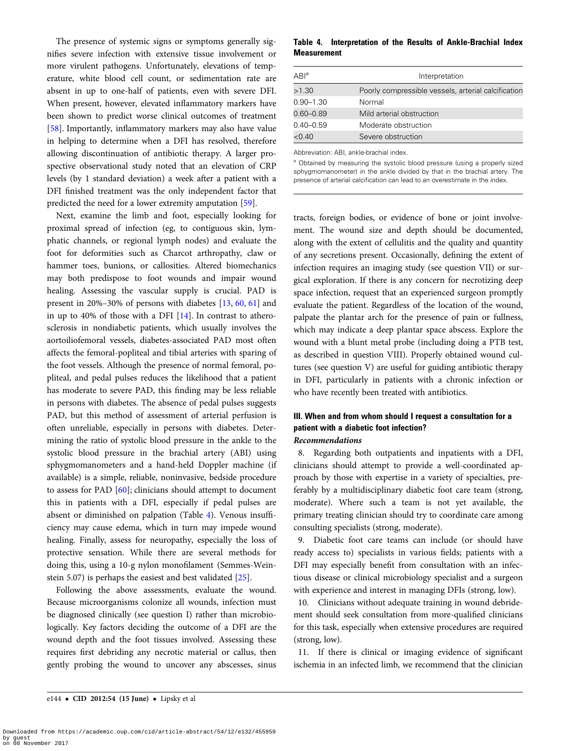The presence of systemic signs or symptoms generally signifies severe infection with extensive tissue involvement or more virulent pathogens. Unfortunately, elevations of temperature, white blood cell count, or sedimentation rate are absent in up to one-half of patients, even with severe DFI. When present, however, elevated inflammatory markers have been shown to predict worse clinical outcomes of treatment [58]. Importantly, inflammatory markers may also have value in helping to determine when a DFI has resolved, therefore allowing discontinuation of antibiotic therapy. A larger prospective observational study noted that an elevation of CRP levels (by 1 standard deviation) a week after a patient with a DFI finished treatment was the only independent factor that predicted the need for a lower extremity amputation [59].

Next, examine the limb and foot, especially looking for proximal spread of infection (eg, to contiguous skin, lymphatic channels, or regional lymph nodes) and evaluate the foot for deformities such as Charcot arthropathy, claw or hammer toes, bunions, or callosities. Altered biomechanics may both predispose to foot wounds and impair wound healing. Assessing the vascular supply is crucial. PAD is present in 20%–30% of persons with diabetes [13, 60, 61] and in up to 40% of those with a DFI [14]. In contrast to atherosclerosis in nondiabetic patients, which usually involves the aortoiliofemoral vessels, diabetes-associated PAD most often affects the femoral-popliteal and tibial arteries with sparing of the foot vessels. Although the presence of normal femoral, popliteal, and pedal pulses reduces the likelihood that a patient has moderate to severe PAD, this finding may be less reliable in persons with diabetes. The absence of pedal pulses suggests PAD, but this method of assessment of arterial perfusion is often unreliable, especially in persons with diabetes. Determining the ratio of systolic blood pressure in the ankle to the systolic blood pressure in the brachial artery (ABI) using sphygmomanometers and a hand-held Doppler machine (if available) is a simple, reliable, noninvasive, bedside procedure to assess for PAD [60]; clinicians should attempt to document this in patients with a DFI, especially if pedal pulses are absent or diminished on palpation (Table 4). Venous insufficiency may cause edema, which in turn may impede wound healing. Finally, assess for neuropathy, especially the loss of protective sensation. While there are several methods for doing this, using a 10-g nylon monofilament (Semmes-Weinstein 5.07) is perhaps the easiest and best validated [25].

Following the above assessments, evaluate the wound. Because microorganisms colonize all wounds, infection must be diagnosed clinically (see question I) rather than microbiologically. Key factors deciding the outcome of a DFI are the wound depth and the foot tissues involved. Assessing these requires first debriding any necrotic material or callus, then gently probing the wound to uncover any abscesses, sinus tracts, foreign bodies, or evidence of bone or joint involvement. The wound size and depth should be documented, along with the extent of cellulitis and the quality and quantity of any secretions present. Occasionally, defining the extent of infection requires an imaging study (see question VII) or surgical exploration. If there is any concern for necrotizing deep space infection, request that an experienced surgeon promptly evaluate the patient. Regardless of the location of the wound, palpate the plantar arch for the presence of pain or fullness, which may indicate a deep plantar space abscess. Explore the wound with a blunt metal probe (including doing a PTB test, as described in question VIII). Properly obtained wound cultures (see question V) are useful for guiding antibiotic therapy in DFI, particularly in patients with a chronic infection or who have recently been treated with antibiotics.

**Table 4. Interpretation of the Results of Ankle-Brachial Index Measurement**

| ABI[a] | Interpretation |
|---|---|
| >1.30 | Poorly compressible vessels, arterial calcification |
| 0.90–1.30 | Normal |
| 0.60–0.89 | Mild arterial obstruction |
| 0.40–0.59 | Moderate obstruction |
| <0.40 | Severe obstruction |

Abbreviation: ABI, ankle-brachial index.

[a] Obtained by measuring the systolic blood pressure (using a properly sized sphygmomanometer) in the ankle divided by that in the brachial artery. The presence of arterial calcification can lead to an overestimate in the index.

### III. When and from whom should I request a consultation for a patient with a diabetic foot infection?

***Recommendations***

8. Regarding both outpatients and inpatients with a DFI, clinicians should attempt to provide a well-coordinated approach by those with expertise in a variety of specialties, preferably by a multidisciplinary diabetic foot care team (strong, moderate). Where such a team is not yet available, the primary treating clinician should try to coordinate care among consulting specialists (strong, moderate).

9. Diabetic foot care teams can include (or should have ready access to) specialists in various fields; patients with a DFI may especially benefit from consultation with an infectious disease or clinical microbiology specialist and a surgeon with experience and interest in managing DFIs (strong, low).

10. Clinicians without adequate training in wound debridement should seek consultation from more-qualified clinicians for this task, especially when extensive procedures are required (strong, low).

11. If there is clinical or imaging evidence of significant ischemia in an infected limb, we recommend that the clinician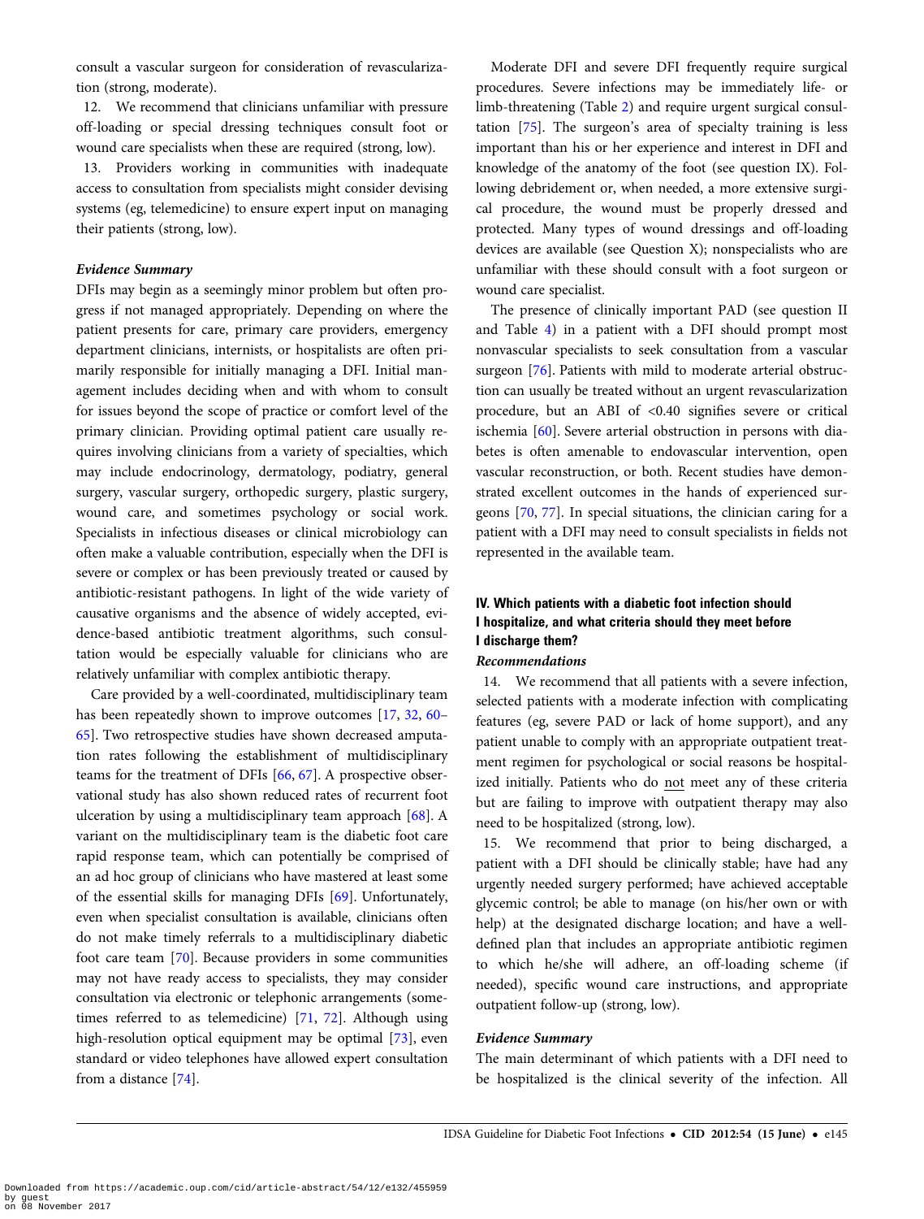consult a vascular surgeon for consideration of revascularization (strong, moderate).

12. We recommend that clinicians unfamiliar with pressure off-loading or special dressing techniques consult foot or wound care specialists when these are required (strong, low).

13. Providers working in communities with inadequate access to consultation from specialists might consider devising systems (eg, telemedicine) to ensure expert input on managing their patients (strong, low).

***Evidence Summary***

DFIs may begin as a seemingly minor problem but often progress if not managed appropriately. Depending on where the patient presents for care, primary care providers, emergency department clinicians, internists, or hospitalists are often primarily responsible for initially managing a DFI. Initial management includes deciding when and with whom to consult for issues beyond the scope of practice or comfort level of the primary clinician. Providing optimal patient care usually requires involving clinicians from a variety of specialties, which may include endocrinology, dermatology, podiatry, general surgery, vascular surgery, orthopedic surgery, plastic surgery, wound care, and sometimes psychology or social work. Specialists in infectious diseases or clinical microbiology can often make a valuable contribution, especially when the DFI is severe or complex or has been previously treated or caused by antibiotic-resistant pathogens. In light of the wide variety of causative organisms and the absence of widely accepted, evidence-based antibiotic treatment algorithms, such consultation would be especially valuable for clinicians who are relatively unfamiliar with complex antibiotic therapy.

Care provided by a well-coordinated, multidisciplinary team has been repeatedly shown to improve outcomes [17, 32, 60–65]. Two retrospective studies have shown decreased amputation rates following the establishment of multidisciplinary teams for the treatment of DFIs [66, 67]. A prospective observational study has also shown reduced rates of recurrent foot ulceration by using a multidisciplinary team approach [68]. A variant on the multidisciplinary team is the diabetic foot care rapid response team, which can potentially be comprised of an ad hoc group of clinicians who have mastered at least some of the essential skills for managing DFIs [69]. Unfortunately, even when specialist consultation is available, clinicians often do not make timely referrals to a multidisciplinary diabetic foot care team [70]. Because providers in some communities may not have ready access to specialists, they may consider consultation via electronic or telephonic arrangements (sometimes referred to as telemedicine) [71, 72]. Although using high-resolution optical equipment may be optimal [73], even standard or video telephones have allowed expert consultation from a distance [74].

Moderate DFI and severe DFI frequently require surgical procedures. Severe infections may be immediately life- or limb-threatening (Table 2) and require urgent surgical consultation [75]. The surgeon's area of specialty training is less important than his or her experience and interest in DFI and knowledge of the anatomy of the foot (see question IX). Following debridement or, when needed, a more extensive surgical procedure, the wound must be properly dressed and protected. Many types of wound dressings and off-loading devices are available (see Question X); nonspecialists who are unfamiliar with these should consult with a foot surgeon or wound care specialist.

The presence of clinically important PAD (see question II and Table 4) in a patient with a DFI should prompt most nonvascular specialists to seek consultation from a vascular surgeon [76]. Patients with mild to moderate arterial obstruction can usually be treated without an urgent revascularization procedure, but an ABI of <0.40 signifies severe or critical ischemia [60]. Severe arterial obstruction in persons with diabetes is often amenable to endovascular intervention, open vascular reconstruction, or both. Recent studies have demonstrated excellent outcomes in the hands of experienced surgeons [70, 77]. In special situations, the clinician caring for a patient with a DFI may need to consult specialists in fields not represented in the available team.

## IV. Which patients with a diabetic foot infection should I hospitalize, and what criteria should they meet before I discharge them?

***Recommendations***

14. We recommend that all patients with a severe infection, selected patients with a moderate infection with complicating features (eg, severe PAD or lack of home support), and any patient unable to comply with an appropriate outpatient treatment regimen for psychological or social reasons be hospitalized initially. Patients who do not meet any of these criteria but are failing to improve with outpatient therapy may also need to be hospitalized (strong, low).

15. We recommend that prior to being discharged, a patient with a DFI should be clinically stable; have had any urgently needed surgery performed; have achieved acceptable glycemic control; be able to manage (on his/her own or with help) at the designated discharge location; and have a well-defined plan that includes an appropriate antibiotic regimen to which he/she will adhere, an off-loading scheme (if needed), specific wound care instructions, and appropriate outpatient follow-up (strong, low).

***Evidence Summary***

The main determinant of which patients with a DFI need to be hospitalized is the clinical severity of the infection. All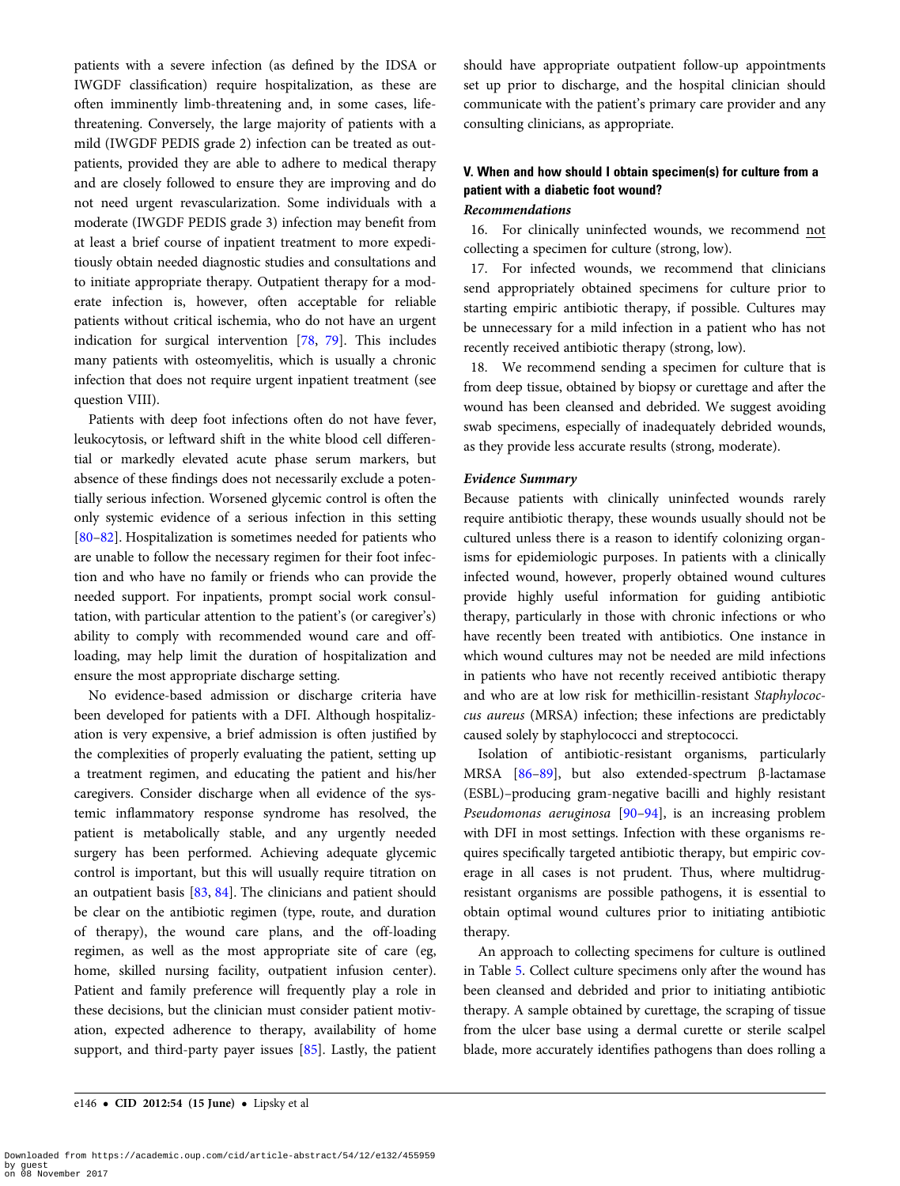patients with a severe infection (as defined by the IDSA or IWGDF classification) require hospitalization, as these are often imminently limb-threatening and, in some cases, life-threatening. Conversely, the large majority of patients with a mild (IWGDF PEDIS grade 2) infection can be treated as outpatients, provided they are able to adhere to medical therapy and are closely followed to ensure they are improving and do not need urgent revascularization. Some individuals with a moderate (IWGDF PEDIS grade 3) infection may benefit from at least a brief course of inpatient treatment to more expeditiously obtain needed diagnostic studies and consultations and to initiate appropriate therapy. Outpatient therapy for a moderate infection is, however, often acceptable for reliable patients without critical ischemia, who do not have an urgent indication for surgical intervention [78, 79]. This includes many patients with osteomyelitis, which is usually a chronic infection that does not require urgent inpatient treatment (see question VIII).

Patients with deep foot infections often do not have fever, leukocytosis, or leftward shift in the white blood cell differential or markedly elevated acute phase serum markers, but absence of these findings does not necessarily exclude a potentially serious infection. Worsened glycemic control is often the only systemic evidence of a serious infection in this setting [80–82]. Hospitalization is sometimes needed for patients who are unable to follow the necessary regimen for their foot infection and who have no family or friends who can provide the needed support. For inpatients, prompt social work consultation, with particular attention to the patient's (or caregiver's) ability to comply with recommended wound care and off-loading, may help limit the duration of hospitalization and ensure the most appropriate discharge setting.

No evidence-based admission or discharge criteria have been developed for patients with a DFI. Although hospitalization is very expensive, a brief admission is often justified by the complexities of properly evaluating the patient, setting up a treatment regimen, and educating the patient and his/her caregivers. Consider discharge when all evidence of the systemic inflammatory response syndrome has resolved, the patient is metabolically stable, and any urgently needed surgery has been performed. Achieving adequate glycemic control is important, but this will usually require titration on an outpatient basis [83, 84]. The clinicians and patient should be clear on the antibiotic regimen (type, route, and duration of therapy), the wound care plans, and the off-loading regimen, as well as the most appropriate site of care (eg, home, skilled nursing facility, outpatient infusion center). Patient and family preference will frequently play a role in these decisions, but the clinician must consider patient motivation, expected adherence to therapy, availability of home support, and third-party payer issues [85]. Lastly, the patient should have appropriate outpatient follow-up appointments set up prior to discharge, and the hospital clinician should communicate with the patient's primary care provider and any consulting clinicians, as appropriate.

### V. When and how should I obtain specimen(s) for culture from a patient with a diabetic foot wound?

#### *Recommendations*

16. For clinically uninfected wounds, we recommend not collecting a specimen for culture (strong, low).

17. For infected wounds, we recommend that clinicians send appropriately obtained specimens for culture prior to starting empiric antibiotic therapy, if possible. Cultures may be unnecessary for a mild infection in a patient who has not recently received antibiotic therapy (strong, low).

18. We recommend sending a specimen for culture that is from deep tissue, obtained by biopsy or curettage and after the wound has been cleansed and debrided. We suggest avoiding swab specimens, especially of inadequately debrided wounds, as they provide less accurate results (strong, moderate).

#### *Evidence Summary*

Because patients with clinically uninfected wounds rarely require antibiotic therapy, these wounds usually should not be cultured unless there is a reason to identify colonizing organisms for epidemiologic purposes. In patients with a clinically infected wound, however, properly obtained wound cultures provide highly useful information for guiding antibiotic therapy, particularly in those with chronic infections or who have recently been treated with antibiotics. One instance in which wound cultures may not be needed are mild infections in patients who have not recently received antibiotic therapy and who are at low risk for methicillin-resistant *Staphylococcus aureus* (MRSA) infection; these infections are predictably caused solely by staphylococci and streptococci.

Isolation of antibiotic-resistant organisms, particularly MRSA [86–89], but also extended-spectrum β-lactamase (ESBL)–producing gram-negative bacilli and highly resistant *Pseudomonas aeruginosa* [90–94], is an increasing problem with DFI in most settings. Infection with these organisms requires specifically targeted antibiotic therapy, but empiric coverage in all cases is not prudent. Thus, where multidrug-resistant organisms are possible pathogens, it is essential to obtain optimal wound cultures prior to initiating antibiotic therapy.

An approach to collecting specimens for culture is outlined in Table 5. Collect culture specimens only after the wound has been cleansed and debrided and prior to initiating antibiotic therapy. A sample obtained by curettage, the scraping of tissue from the ulcer base using a dermal curette or sterile scalpel blade, more accurately identifies pathogens than does rolling a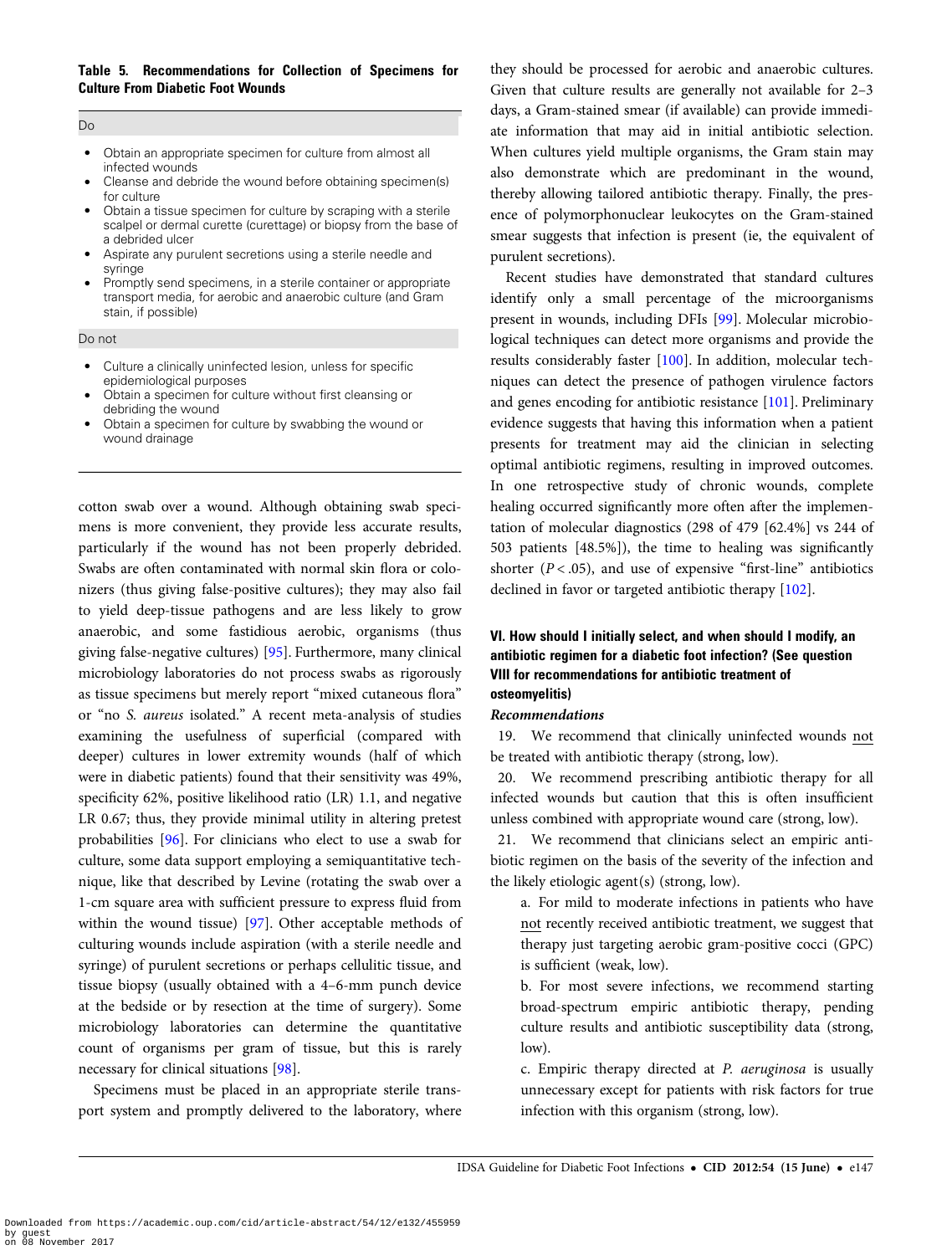**Table 5. Recommendations for Collection of Specimens for Culture From Diabetic Foot Wounds**

Do

- Obtain an appropriate specimen for culture from almost all infected wounds
- Cleanse and debride the wound before obtaining specimen(s) for culture
- Obtain a tissue specimen for culture by scraping with a sterile scalpel or dermal curette (curettage) or biopsy from the base of a debrided ulcer
- Aspirate any purulent secretions using a sterile needle and syringe
- Promptly send specimens, in a sterile container or appropriate transport media, for aerobic and anaerobic culture (and Gram stain, if possible)

Do not

- Culture a clinically uninfected lesion, unless for specific epidemiological purposes
- Obtain a specimen for culture without first cleansing or debriding the wound
- Obtain a specimen for culture by swabbing the wound or wound drainage

cotton swab over a wound. Although obtaining swab specimens is more convenient, they provide less accurate results, particularly if the wound has not been properly debrided. Swabs are often contaminated with normal skin flora or colonizers (thus giving false-positive cultures); they may also fail to yield deep-tissue pathogens and are less likely to grow anaerobic, and some fastidious aerobic, organisms (thus giving false-negative cultures) [95]. Furthermore, many clinical microbiology laboratories do not process swabs as rigorously as tissue specimens but merely report "mixed cutaneous flora" or "no *S. aureus* isolated." A recent meta-analysis of studies examining the usefulness of superficial (compared with deeper) cultures in lower extremity wounds (half of which were in diabetic patients) found that their sensitivity was 49%, specificity 62%, positive likelihood ratio (LR) 1.1, and negative LR 0.67; thus, they provide minimal utility in altering pretest probabilities [96]. For clinicians who elect to use a swab for culture, some data support employing a semiquantitative technique, like that described by Levine (rotating the swab over a 1-cm square area with sufficient pressure to express fluid from within the wound tissue) [97]. Other acceptable methods of culturing wounds include aspiration (with a sterile needle and syringe) of purulent secretions or perhaps cellulitic tissue, and tissue biopsy (usually obtained with a 4–6-mm punch device at the bedside or by resection at the time of surgery). Some microbiology laboratories can determine the quantitative count of organisms per gram of tissue, but this is rarely necessary for clinical situations [98].

Specimens must be placed in an appropriate sterile transport system and promptly delivered to the laboratory, where they should be processed for aerobic and anaerobic cultures. Given that culture results are generally not available for 2–3 days, a Gram-stained smear (if available) can provide immediate information that may aid in initial antibiotic selection. When cultures yield multiple organisms, the Gram stain may also demonstrate which are predominant in the wound, thereby allowing tailored antibiotic therapy. Finally, the presence of polymorphonuclear leukocytes on the Gram-stained smear suggests that infection is present (ie, the equivalent of purulent secretions).

Recent studies have demonstrated that standard cultures identify only a small percentage of the microorganisms present in wounds, including DFIs [99]. Molecular microbiological techniques can detect more organisms and provide the results considerably faster [100]. In addition, molecular techniques can detect the presence of pathogen virulence factors and genes encoding for antibiotic resistance [101]. Preliminary evidence suggests that having this information when a patient presents for treatment may aid the clinician in selecting optimal antibiotic regimens, resulting in improved outcomes. In one retrospective study of chronic wounds, complete healing occurred significantly more often after the implementation of molecular diagnostics (298 of 479 [62.4%] vs 244 of 503 patients [48.5%]), the time to healing was significantly shorter ($P < .05$), and use of expensive "first-line" antibiotics declined in favor or targeted antibiotic therapy [102].

## VI. How should I initially select, and when should I modify, an antibiotic regimen for a diabetic foot infection? (See question VIII for recommendations for antibiotic treatment of osteomyelitis)

*Recommendations*

19. We recommend that clinically uninfected wounds not be treated with antibiotic therapy (strong, low).

20. We recommend prescribing antibiotic therapy for all infected wounds but caution that this is often insufficient unless combined with appropriate wound care (strong, low).

21. We recommend that clinicians select an empiric antibiotic regimen on the basis of the severity of the infection and the likely etiologic agent(s) (strong, low).

 a. For mild to moderate infections in patients who have not recently received antibiotic treatment, we suggest that therapy just targeting aerobic gram-positive cocci (GPC) is sufficient (weak, low).

 b. For most severe infections, we recommend starting broad-spectrum empiric antibiotic therapy, pending culture results and antibiotic susceptibility data (strong, low).

 c. Empiric therapy directed at *P. aeruginosa* is usually unnecessary except for patients with risk factors for true infection with this organism (strong, low).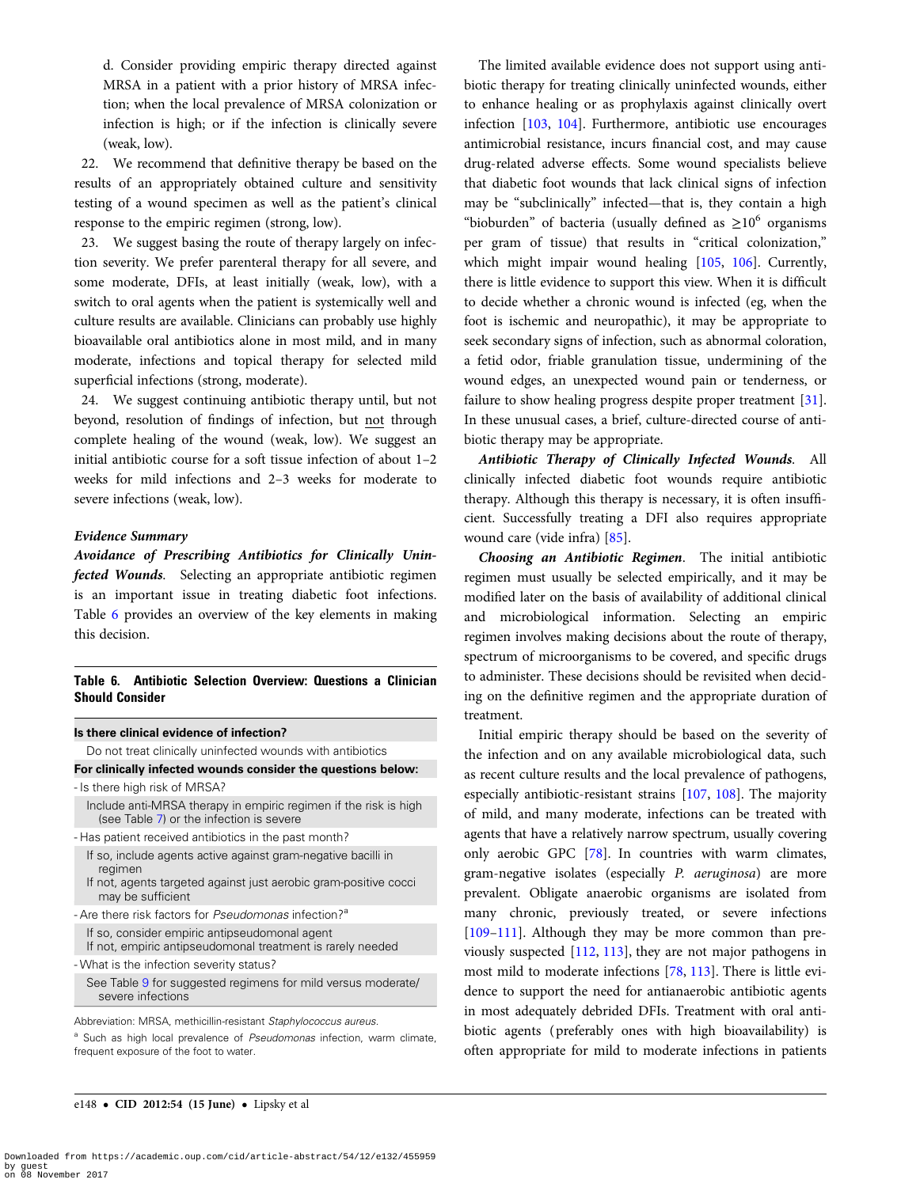d. Consider providing empiric therapy directed against MRSA in a patient with a prior history of MRSA infection; when the local prevalence of MRSA colonization or infection is high; or if the infection is clinically severe (weak, low).

22. We recommend that definitive therapy be based on the results of an appropriately obtained culture and sensitivity testing of a wound specimen as well as the patient's clinical response to the empiric regimen (strong, low).

23. We suggest basing the route of therapy largely on infection severity. We prefer parenteral therapy for all severe, and some moderate, DFIs, at least initially (weak, low), with a switch to oral agents when the patient is systemically well and culture results are available. Clinicians can probably use highly bioavailable oral antibiotics alone in most mild, and in many moderate, infections and topical therapy for selected mild superficial infections (strong, moderate).

24. We suggest continuing antibiotic therapy until, but not beyond, resolution of findings of infection, but not through complete healing of the wound (weak, low). We suggest an initial antibiotic course for a soft tissue infection of about 1–2 weeks for mild infections and 2–3 weeks for moderate to severe infections (weak, low).

### Evidence Summary

***Avoidance of Prescribing Antibiotics for Clinically Uninfected Wounds.*** Selecting an appropriate antibiotic regimen is an important issue in treating diabetic foot infections. Table 6 provides an overview of the key elements in making this decision.

**Table 6. Antibiotic Selection Overview: Questions a Clinician Should Consider**

| **Is there clinical evidence of infection?** |
|---|
| Do not treat clinically uninfected wounds with antibiotics |
| **For clinically infected wounds consider the questions below:** |
| - Is there high risk of MRSA? |
| Include anti-MRSA therapy in empiric regimen if the risk is high (see Table 7) or the infection is severe |
| - Has patient received antibiotics in the past month? |
| If so, include agents active against gram-negative bacilli in regimen<br>If not, agents targeted against just aerobic gram-positive cocci may be sufficient |
| - Are there risk factors for *Pseudomonas* infection?[a] |
| If so, consider empiric antipseudomonal agent<br>If not, empiric antipseudomonal treatment is rarely needed |
| - What is the infection severity status? |
| See Table 9 for suggested regimens for mild versus moderate/severe infections |

Abbreviation: MRSA, methicillin-resistant *Staphylococcus aureus*.

[a] Such as high local prevalence of *Pseudomonas* infection, warm climate, frequent exposure of the foot to water.

The limited available evidence does not support using antibiotic therapy for treating clinically uninfected wounds, either to enhance healing or as prophylaxis against clinically overt infection [103, 104]. Furthermore, antibiotic use encourages antimicrobial resistance, incurs financial cost, and may cause drug-related adverse effects. Some wound specialists believe that diabetic foot wounds that lack clinical signs of infection may be "subclinically" infected—that is, they contain a high "bioburden" of bacteria (usually defined as $\geq 10^6$ organisms per gram of tissue) that results in "critical colonization," which might impair wound healing [105, 106]. Currently, there is little evidence to support this view. When it is difficult to decide whether a chronic wound is infected (eg, when the foot is ischemic and neuropathic), it may be appropriate to seek secondary signs of infection, such as abnormal coloration, a fetid odor, friable granulation tissue, undermining of the wound edges, an unexpected wound pain or tenderness, or failure to show healing progress despite proper treatment [31]. In these unusual cases, a brief, culture-directed course of antibiotic therapy may be appropriate.

***Antibiotic Therapy of Clinically Infected Wounds.*** All clinically infected diabetic foot wounds require antibiotic therapy. Although this therapy is necessary, it is often insufficient. Successfully treating a DFI also requires appropriate wound care (vide infra) [85].

***Choosing an Antibiotic Regimen.*** The initial antibiotic regimen must usually be selected empirically, and it may be modified later on the basis of availability of additional clinical and microbiological information. Selecting an empiric regimen involves making decisions about the route of therapy, spectrum of microorganisms to be covered, and specific drugs to administer. These decisions should be revisited when deciding on the definitive regimen and the appropriate duration of treatment.

Initial empiric therapy should be based on the severity of the infection and on any available microbiological data, such as recent culture results and the local prevalence of pathogens, especially antibiotic-resistant strains [107, 108]. The majority of mild, and many moderate, infections can be treated with agents that have a relatively narrow spectrum, usually covering only aerobic GPC [78]. In countries with warm climates, gram-negative isolates (especially *P. aeruginosa*) are more prevalent. Obligate anaerobic organisms are isolated from many chronic, previously treated, or severe infections [109–111]. Although they may be more common than previously suspected [112, 113], they are not major pathogens in most mild to moderate infections [78, 113]. There is little evidence to support the need for antianaerobic antibiotic agents in most adequately debrided DFIs. Treatment with oral antibiotic agents (preferably ones with high bioavailability) is often appropriate for mild to moderate infections in patients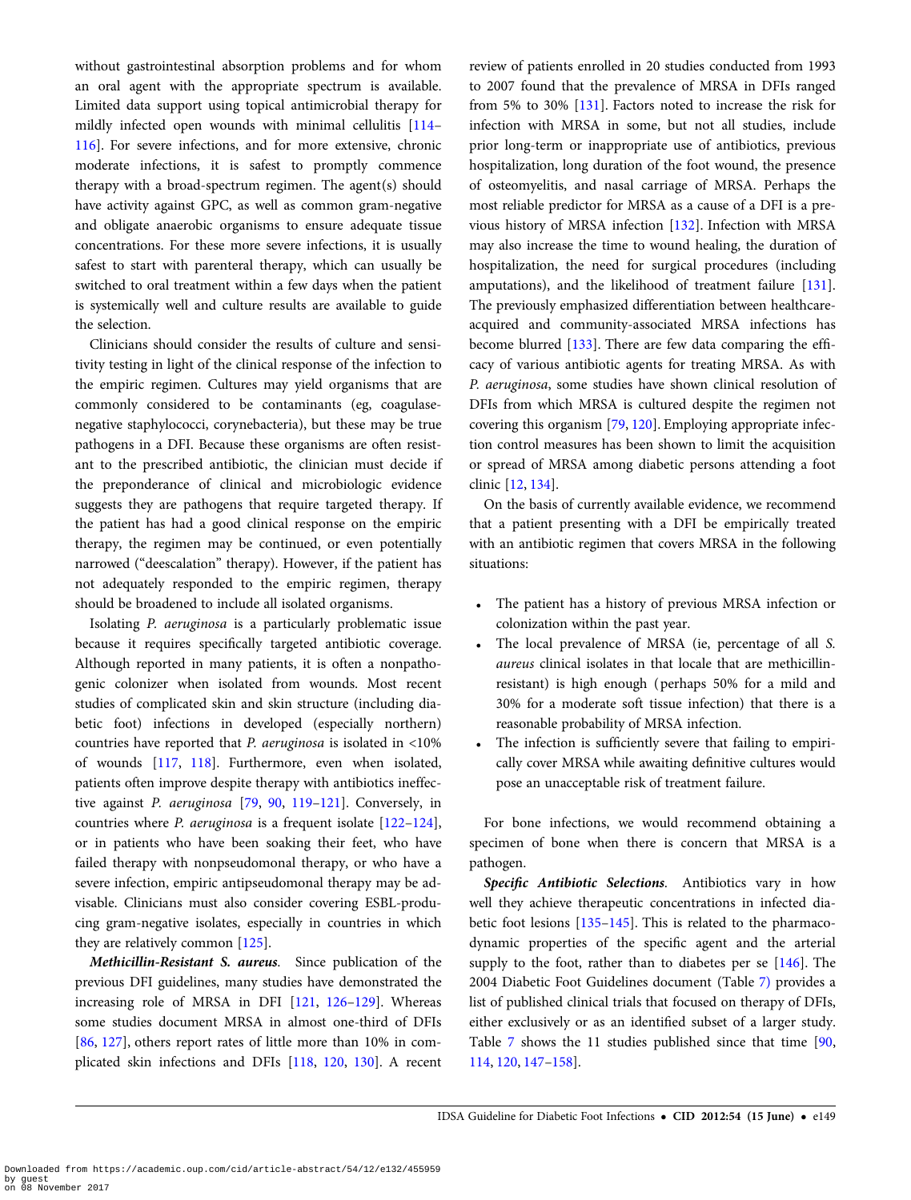without gastrointestinal absorption problems and for whom an oral agent with the appropriate spectrum is available. Limited data support using topical antimicrobial therapy for mildly infected open wounds with minimal cellulitis [114–116]. For severe infections, and for more extensive, chronic moderate infections, it is safest to promptly commence therapy with a broad-spectrum regimen. The agent(s) should have activity against GPC, as well as common gram-negative and obligate anaerobic organisms to ensure adequate tissue concentrations. For these more severe infections, it is usually safest to start with parenteral therapy, which can usually be switched to oral treatment within a few days when the patient is systemically well and culture results are available to guide the selection.

Clinicians should consider the results of culture and sensitivity testing in light of the clinical response of the infection to the empiric regimen. Cultures may yield organisms that are commonly considered to be contaminants (eg, coagulase-negative staphylococci, corynebacteria), but these may be true pathogens in a DFI. Because these organisms are often resistant to the prescribed antibiotic, the clinician must decide if the preponderance of clinical and microbiologic evidence suggests they are pathogens that require targeted therapy. If the patient has had a good clinical response on the empiric therapy, the regimen may be continued, or even potentially narrowed ("deescalation" therapy). However, if the patient has not adequately responded to the empiric regimen, therapy should be broadened to include all isolated organisms.

Isolating *P. aeruginosa* is a particularly problematic issue because it requires specifically targeted antibiotic coverage. Although reported in many patients, it is often a nonpathogenic colonizer when isolated from wounds. Most recent studies of complicated skin and skin structure (including diabetic foot) infections in developed (especially northern) countries have reported that *P. aeruginosa* is isolated in <10% of wounds [117, 118]. Furthermore, even when isolated, patients often improve despite therapy with antibiotics ineffective against *P. aeruginosa* [79, 90, 119–121]. Conversely, in countries where *P. aeruginosa* is a frequent isolate [122–124], or in patients who have been soaking their feet, who have failed therapy with nonpseudomonal therapy, or who have a severe infection, empiric antipseudomonal therapy may be advisable. Clinicians must also consider covering ESBL-producing gram-negative isolates, especially in countries in which they are relatively common [125].

***Methicillin-Resistant S. aureus.*** Since publication of the previous DFI guidelines, many studies have demonstrated the increasing role of MRSA in DFI [121, 126–129]. Whereas some studies document MRSA in almost one-third of DFIs [86, 127], others report rates of little more than 10% in complicated skin infections and DFIs [118, 120, 130]. A recent review of patients enrolled in 20 studies conducted from 1993 to 2007 found that the prevalence of MRSA in DFIs ranged from 5% to 30% [131]. Factors noted to increase the risk for infection with MRSA in some, but not all studies, include prior long-term or inappropriate use of antibiotics, previous hospitalization, long duration of the foot wound, the presence of osteomyelitis, and nasal carriage of MRSA. Perhaps the most reliable predictor for MRSA as a cause of a DFI is a previous history of MRSA infection [132]. Infection with MRSA may also increase the time to wound healing, the duration of hospitalization, the need for surgical procedures (including amputations), and the likelihood of treatment failure [131]. The previously emphasized differentiation between healthcare-acquired and community-associated MRSA infections has become blurred [133]. There are few data comparing the efficacy of various antibiotic agents for treating MRSA. As with *P. aeruginosa*, some studies have shown clinical resolution of DFIs from which MRSA is cultured despite the regimen not covering this organism [79, 120]. Employing appropriate infection control measures has been shown to limit the acquisition or spread of MRSA among diabetic persons attending a foot clinic [12, 134].

On the basis of currently available evidence, we recommend that a patient presenting with a DFI be empirically treated with an antibiotic regimen that covers MRSA in the following situations:

- The patient has a history of previous MRSA infection or colonization within the past year.
- The local prevalence of MRSA (ie, percentage of all *S. aureus* clinical isolates in that locale that are methicillin-resistant) is high enough (perhaps 50% for a mild and 30% for a moderate soft tissue infection) that there is a reasonable probability of MRSA infection.
- The infection is sufficiently severe that failing to empirically cover MRSA while awaiting definitive cultures would pose an unacceptable risk of treatment failure.

For bone infections, we would recommend obtaining a specimen of bone when there is concern that MRSA is a pathogen.

***Specific Antibiotic Selections.*** Antibiotics vary in how well they achieve therapeutic concentrations in infected diabetic foot lesions [135–145]. This is related to the pharmacodynamic properties of the specific agent and the arterial supply to the foot, rather than to diabetes per se [146]. The 2004 Diabetic Foot Guidelines document (Table 7) provides a list of published clinical trials that focused on therapy of DFIs, either exclusively or as an identified subset of a larger study. Table 7 shows the 11 studies published since that time [90, 114, 120, 147–158].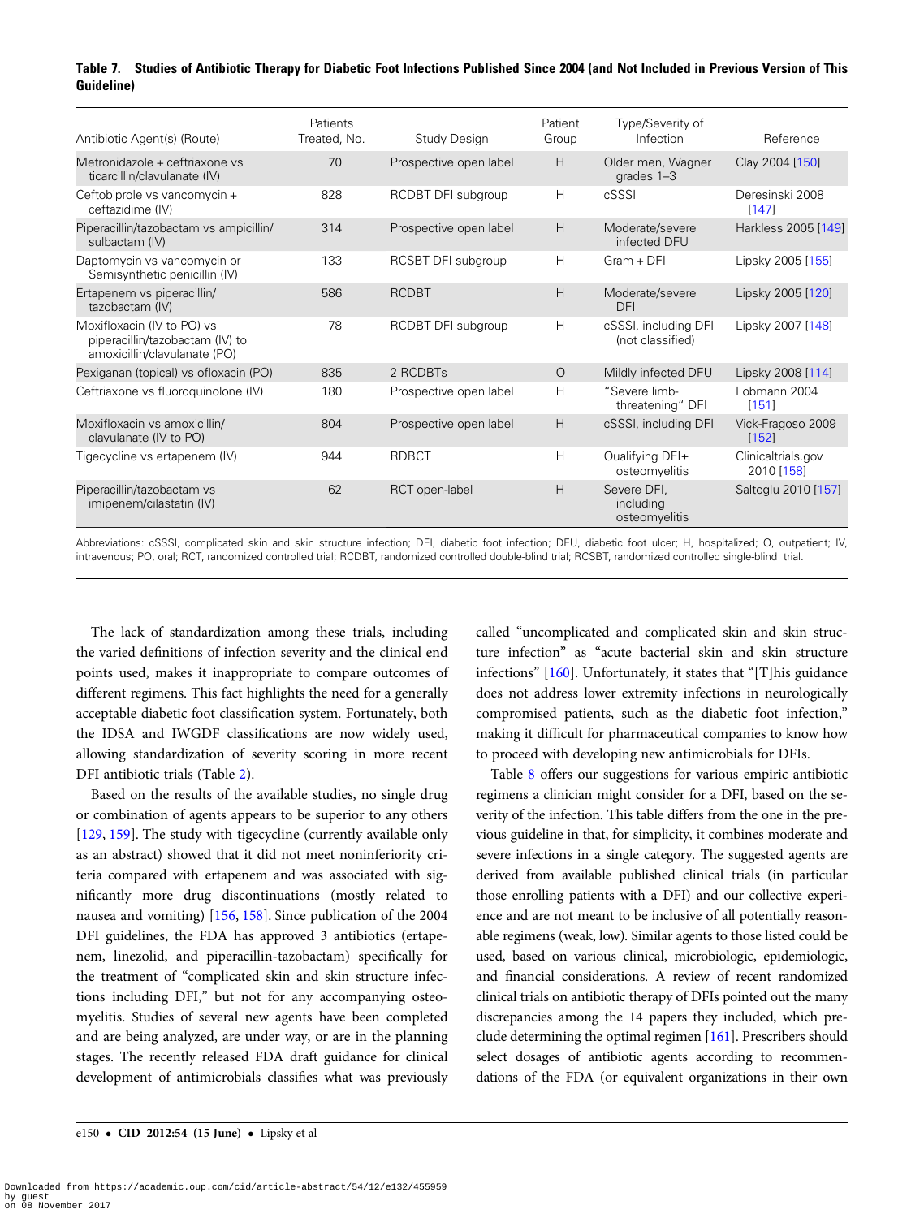**Table 7. Studies of Antibiotic Therapy for Diabetic Foot Infections Published Since 2004 (and Not Included in Previous Version of This Guideline)**

| Antibiotic Agent(s) (Route) | Patients Treated, No. | Study Design | Patient Group | Type/Severity of Infection | Reference |
|---|---|---|---|---|---|
| Metronidazole + ceftriaxone vs ticarcillin/clavulanate (IV) | 70 | Prospective open label | H | Older men, Wagner grades 1–3 | Clay 2004 [150] |
| Ceftobiprole vs vancomycin + ceftazidime (IV) | 828 | RCDBT DFI subgroup | H | cSSSI | Deresinski 2008 [147] |
| Piperacillin/tazobactam vs ampicillin/sulbactam (IV) | 314 | Prospective open label | H | Moderate/severe infected DFU | Harkless 2005 [149] |
| Daptomycin vs vancomycin or Semisynthetic penicillin (IV) | 133 | RCSBT DFI subgroup | H | Gram + DFI | Lipsky 2005 [155] |
| Ertapenem vs piperacillin/tazobactam (IV) | 586 | RCDBT | H | Moderate/severe DFI | Lipsky 2005 [120] |
| Moxifloxacin (IV to PO) vs piperacillin/tazobactam (IV) to amoxicillin/clavulanate (PO) | 78 | RCDBT DFI subgroup | H | cSSSI, including DFI (not classified) | Lipsky 2007 [148] |
| Pexiganan (topical) vs ofloxacin (PO) | 835 | 2 RCDBTs | O | Mildly infected DFU | Lipsky 2008 [114] |
| Ceftriaxone vs fluoroquinolone (IV) | 180 | Prospective open label | H | "Severe limb-threatening" DFI | Lobmann 2004 [151] |
| Moxifloxacin vs amoxicillin/clavulanate (IV to PO) | 804 | Prospective open label | H | cSSSI, including DFI | Vick-Fragoso 2009 [152] |
| Tigecycline vs ertapenem (IV) | 944 | RDBCT | H | Qualifying DFI± osteomyelitis | Clinicaltrials.gov 2010 [158] |
| Piperacillin/tazobactam vs imipenem/cilastatin (IV) | 62 | RCT open-label | H | Severe DFI, including osteomyelitis | Saltoglu 2010 [157] |

Abbreviations: cSSSI, complicated skin and skin structure infection; DFI, diabetic foot infection; DFU, diabetic foot ulcer; H, hospitalized; O, outpatient; IV, intravenous; PO, oral; RCT, randomized controlled trial; RCDBT, randomized controlled double-blind trial; RCSBT, randomized controlled single-blind trial.

The lack of standardization among these trials, including the varied definitions of infection severity and the clinical end points used, makes it inappropriate to compare outcomes of different regimens. This fact highlights the need for a generally acceptable diabetic foot classification system. Fortunately, both the IDSA and IWGDF classifications are now widely used, allowing standardization of severity scoring in more recent DFI antibiotic trials (Table 2).

Based on the results of the available studies, no single drug or combination of agents appears to be superior to any others [129, 159]. The study with tigecycline (currently available only as an abstract) showed that it did not meet noninferiority criteria compared with ertapenem and was associated with significantly more drug discontinuations (mostly related to nausea and vomiting) [156, 158]. Since publication of the 2004 DFI guidelines, the FDA has approved 3 antibiotics (ertapenem, linezolid, and piperacillin-tazobactam) specifically for the treatment of "complicated skin and skin structure infections including DFI," but not for any accompanying osteomyelitis. Studies of several new agents have been completed and are being analyzed, are under way, or are in the planning stages. The recently released FDA draft guidance for clinical development of antimicrobials classifies what was previously called "uncomplicated and complicated skin and skin structure infection" as "acute bacterial skin and skin structure infections" [160]. Unfortunately, it states that "[T]his guidance does not address lower extremity infections in neurologically compromised patients, such as the diabetic foot infection," making it difficult for pharmaceutical companies to know how to proceed with developing new antimicrobials for DFIs.

Table 8 offers our suggestions for various empiric antibiotic regimens a clinician might consider for a DFI, based on the severity of the infection. This table differs from the one in the previous guideline in that, for simplicity, it combines moderate and severe infections in a single category. The suggested agents are derived from available published clinical trials (in particular those enrolling patients with a DFI) and our collective experience and are not meant to be inclusive of all potentially reasonable regimens (weak, low). Similar agents to those listed could be used, based on various clinical, microbiologic, epidemiologic, and financial considerations. A review of recent randomized clinical trials on antibiotic therapy of DFIs pointed out the many discrepancies among the 14 papers they included, which preclude determining the optimal regimen [161]. Prescribers should select dosages of antibiotic agents according to recommendations of the FDA (or equivalent organizations in their own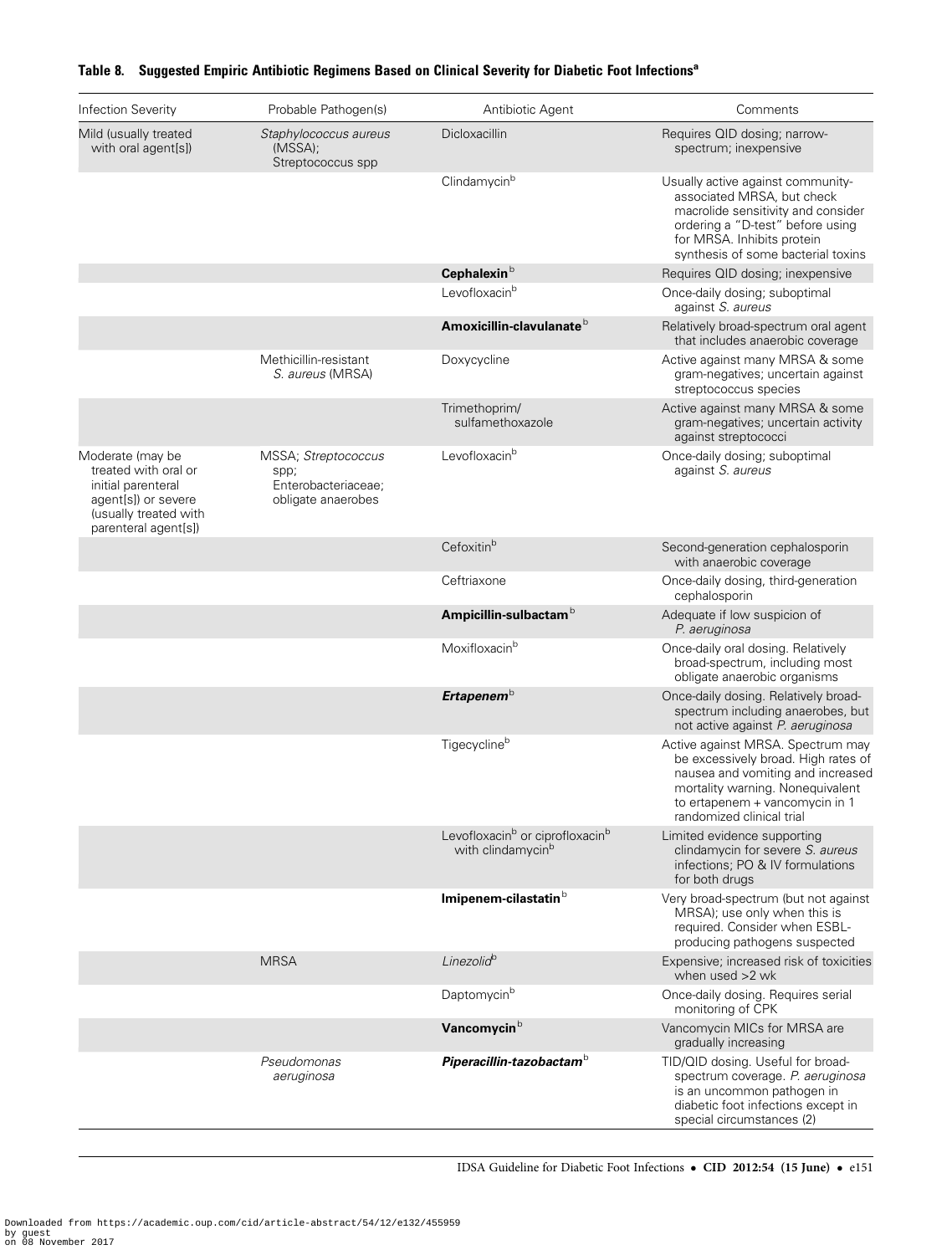**Table 8. Suggested Empiric Antibiotic Regimens Based on Clinical Severity for Diabetic Foot Infections[a]**

| Infection Severity | Probable Pathogen(s) | Antibiotic Agent | Comments |
|---|---|---|---|
| Mild (usually treated with oral agent[s]) | *Staphylococcus aureus* (MSSA); Streptococcus spp | Dicloxacillin | Requires QID dosing; narrow-spectrum; inexpensive |
| | | Clindamycin[b] | Usually active against community-associated MRSA, but check macrolide sensitivity and consider ordering a "D-test" before using for MRSA. Inhibits protein synthesis of some bacterial toxins |
| | | **Cephalexin**[b] | Requires QID dosing; inexpensive |
| | | Levofloxacin[b] | Once-daily dosing; suboptimal against *S. aureus* |
| | | **Amoxicillin-clavulanate**[b] | Relatively broad-spectrum oral agent that includes anaerobic coverage |
| | Methicillin-resistant *S. aureus* (MRSA) | Doxycycline | Active against many MRSA & some gram-negatives; uncertain against streptococcus species |
| | | Trimethoprim/sulfamethoxazole | Active against many MRSA & some gram-negatives; uncertain activity against streptococci |
| Moderate (may be treated with oral or initial parenteral agent[s]) or severe (usually treated with parenteral agent[s]) | MSSA; *Streptococcus* spp; Enterobacteriaceae; obligate anaerobes | Levofloxacin[b] | Once-daily dosing; suboptimal against *S. aureus* |
| | | Cefoxitin[b] | Second-generation cephalosporin with anaerobic coverage |
| | | Ceftriaxone | Once-daily dosing, third-generation cephalosporin |
| | | **Ampicillin-sulbactam**[b] | Adequate if low suspicion of *P. aeruginosa* |
| | | Moxifloxacin[b] | Once-daily oral dosing. Relatively broad-spectrum, including most obligate anaerobic organisms |
| | | ***Ertapenem***[b] | Once-daily dosing. Relatively broad-spectrum including anaerobes, but not active against *P. aeruginosa* |
| | | Tigecycline[b] | Active against MRSA. Spectrum may be excessively broad. High rates of nausea and vomiting and increased mortality warning. Nonequivalent to ertapenem + vancomycin in 1 randomized clinical trial |
| | | Levofloxacin[b] or ciprofloxacin[b] with clindamycin[b] | Limited evidence supporting clindamycin for severe *S. aureus* infections; PO & IV formulations for both drugs |
| | | **Imipenem-cilastatin**[b] | Very broad-spectrum (but not against MRSA); use only when this is required. Consider when ESBL-producing pathogens suspected |
| | MRSA | *Linezolid*[b] | Expensive; increased risk of toxicities when used >2 wk |
| | | Daptomycin[b] | Once-daily dosing. Requires serial monitoring of CPK |
| | | **Vancomycin**[b] | Vancomycin MICs for MRSA are gradually increasing |
| | *Pseudomonas aeruginosa* | ***Piperacillin-tazobactam***[b] | TID/QID dosing. Useful for broad-spectrum coverage. *P. aeruginosa* is an uncommon pathogen in diabetic foot infections except in special circumstances (2) |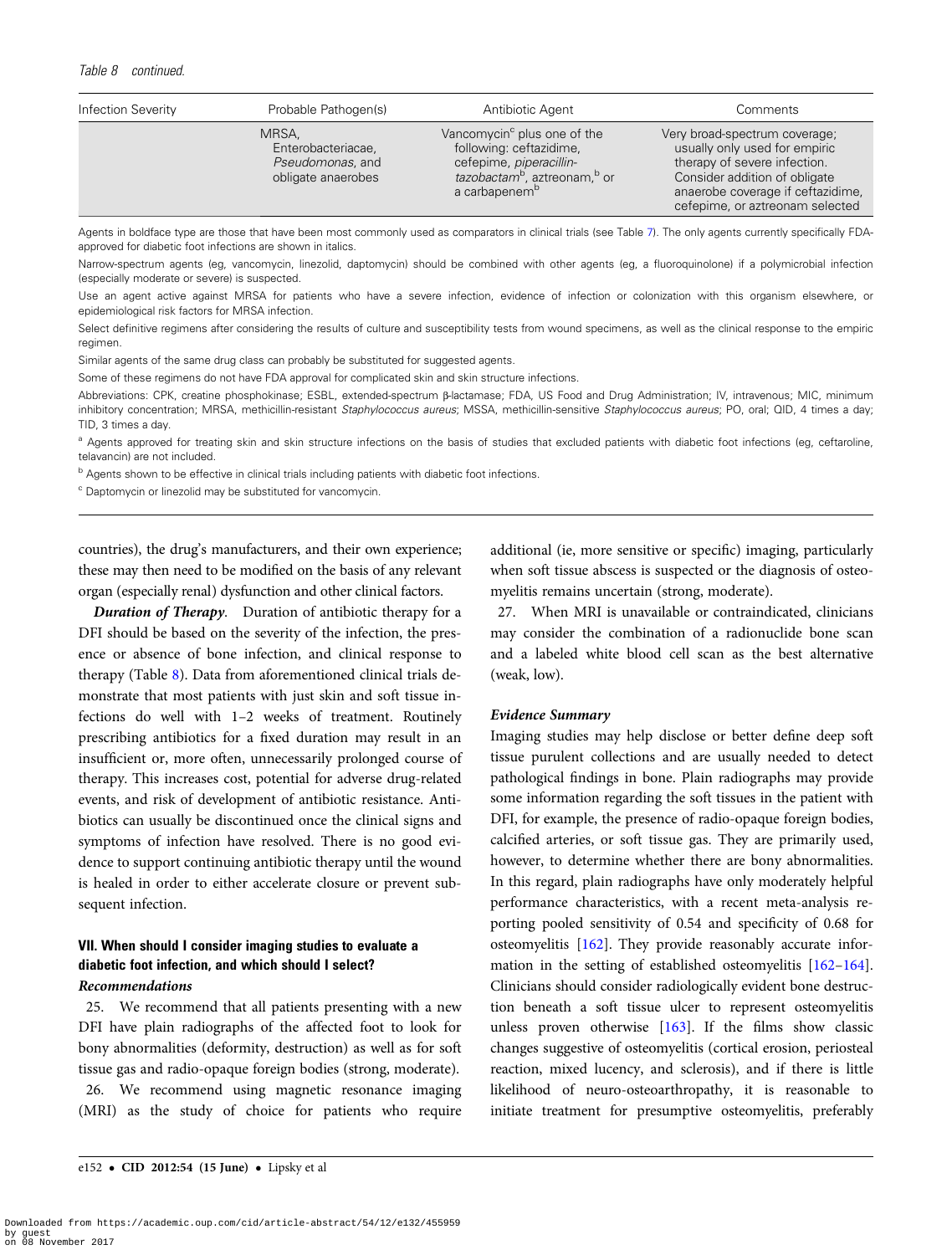*Table 8 continued.*

| Infection Severity | Probable Pathogen(s) | Antibiotic Agent | Comments |
| --- | --- | --- | --- |
| | MRSA, Enterobacteriaceae, *Pseudomonas*, and obligate anaerobes | Vancomycin[c] plus one of the following: ceftazidime, cefepime, *piperacillin-tazobactam*[b], aztreonam,[b] or a carbapenem[b] | Very broad-spectrum coverage; usually only used for empiric therapy of severe infection. Consider addition of obligate anaerobe coverage if ceftazidime, cefepime, or aztreonam selected |

Agents in boldface type are those that have been most commonly used as comparators in clinical trials (see Table 7). The only agents currently specifically FDA-approved for diabetic foot infections are shown in italics.

Narrow-spectrum agents (eg, vancomycin, linezolid, daptomycin) should be combined with other agents (eg, a fluoroquinolone) if a polymicrobial infection (especially moderate or severe) is suspected.

Use an agent active against MRSA for patients who have a severe infection, evidence of infection or colonization with this organism elsewhere, or epidemiological risk factors for MRSA infection.

Select definitive regimens after considering the results of culture and susceptibility tests from wound specimens, as well as the clinical response to the empiric regimen.

Similar agents of the same drug class can probably be substituted for suggested agents.

Some of these regimens do not have FDA approval for complicated skin and skin structure infections.

Abbreviations: CPK, creatine phosphokinase; ESBL, extended-spectrum β-lactamase; FDA, US Food and Drug Administration; IV, intravenous; MIC, minimum inhibitory concentration; MRSA, methicillin-resistant *Staphylococcus aureus*; MSSA, methicillin-sensitive *Staphylococcus aureus*; PO, oral; QID, 4 times a day; TID, 3 times a day.

[a] Agents approved for treating skin and skin structure infections on the basis of studies that excluded patients with diabetic foot infections (eg, ceftaroline, telavancin) are not included.

[b] Agents shown to be effective in clinical trials including patients with diabetic foot infections.

[c] Daptomycin or linezolid may be substituted for vancomycin.

countries), the drug's manufacturers, and their own experience; these may then need to be modified on the basis of any relevant organ (especially renal) dysfunction and other clinical factors.

***Duration of Therapy.*** Duration of antibiotic therapy for a DFI should be based on the severity of the infection, the presence or absence of bone infection, and clinical response to therapy (Table 8). Data from aforementioned clinical trials demonstrate that most patients with just skin and soft tissue infections do well with 1–2 weeks of treatment. Routinely prescribing antibiotics for a fixed duration may result in an insufficient or, more often, unnecessarily prolonged course of therapy. This increases cost, potential for adverse drug-related events, and risk of development of antibiotic resistance. Antibiotics can usually be discontinued once the clinical signs and symptoms of infection have resolved. There is no good evidence to support continuing antibiotic therapy until the wound is healed in order to either accelerate closure or prevent subsequent infection.

## VII. When should I consider imaging studies to evaluate a diabetic foot infection, and which should I select?

### *Recommendations*

25. We recommend that all patients presenting with a new DFI have plain radiographs of the affected foot to look for bony abnormalities (deformity, destruction) as well as for soft tissue gas and radio-opaque foreign bodies (strong, moderate).

26. We recommend using magnetic resonance imaging (MRI) as the study of choice for patients who require additional (ie, more sensitive or specific) imaging, particularly when soft tissue abscess is suspected or the diagnosis of osteomyelitis remains uncertain (strong, moderate).

27. When MRI is unavailable or contraindicated, clinicians may consider the combination of a radionuclide bone scan and a labeled white blood cell scan as the best alternative (weak, low).

### *Evidence Summary*

Imaging studies may help disclose or better define deep soft tissue purulent collections and are usually needed to detect pathological findings in bone. Plain radiographs may provide some information regarding the soft tissues in the patient with DFI, for example, the presence of radio-opaque foreign bodies, calcified arteries, or soft tissue gas. They are primarily used, however, to determine whether there are bony abnormalities. In this regard, plain radiographs have only moderately helpful performance characteristics, with a recent meta-analysis reporting pooled sensitivity of 0.54 and specificity of 0.68 for osteomyelitis [162]. They provide reasonably accurate information in the setting of established osteomyelitis [162–164]. Clinicians should consider radiologically evident bone destruction beneath a soft tissue ulcer to represent osteomyelitis unless proven otherwise [163]. If the films show classic changes suggestive of osteomyelitis (cortical erosion, periosteal reaction, mixed lucency, and sclerosis), and if there is little likelihood of neuro-osteoarthropathy, it is reasonable to initiate treatment for presumptive osteomyelitis, preferably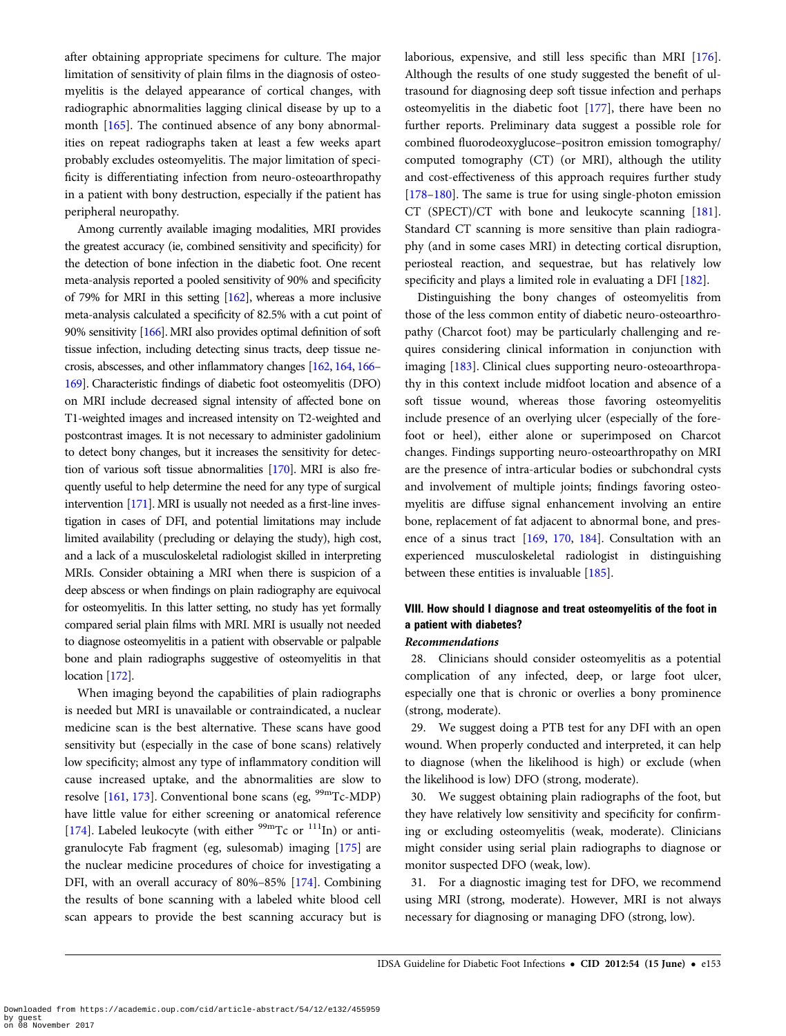after obtaining appropriate specimens for culture. The major limitation of sensitivity of plain films in the diagnosis of osteomyelitis is the delayed appearance of cortical changes, with radiographic abnormalities lagging clinical disease by up to a month [165]. The continued absence of any bony abnormalities on repeat radiographs taken at least a few weeks apart probably excludes osteomyelitis. The major limitation of specificity is differentiating infection from neuro-osteoarthropathy in a patient with bony destruction, especially if the patient has peripheral neuropathy.

Among currently available imaging modalities, MRI provides the greatest accuracy (ie, combined sensitivity and specificity) for the detection of bone infection in the diabetic foot. One recent meta-analysis reported a pooled sensitivity of 90% and specificity of 79% for MRI in this setting [162], whereas a more inclusive meta-analysis calculated a specificity of 82.5% with a cut point of 90% sensitivity [166]. MRI also provides optimal definition of soft tissue infection, including detecting sinus tracts, deep tissue necrosis, abscesses, and other inflammatory changes [162, 164, 166–169]. Characteristic findings of diabetic foot osteomyelitis (DFO) on MRI include decreased signal intensity of affected bone on T1-weighted images and increased intensity on T2-weighted and postcontrast images. It is not necessary to administer gadolinium to detect bony changes, but it increases the sensitivity for detection of various soft tissue abnormalities [170]. MRI is also frequently useful to help determine the need for any type of surgical intervention [171]. MRI is usually not needed as a first-line investigation in cases of DFI, and potential limitations may include limited availability (precluding or delaying the study), high cost, and a lack of a musculoskeletal radiologist skilled in interpreting MRIs. Consider obtaining a MRI when there is suspicion of a deep abscess or when findings on plain radiography are equivocal for osteomyelitis. In this latter setting, no study has yet formally compared serial plain films with MRI. MRI is usually not needed to diagnose osteomyelitis in a patient with observable or palpable bone and plain radiographs suggestive of osteomyelitis in that location [172].

When imaging beyond the capabilities of plain radiographs is needed but MRI is unavailable or contraindicated, a nuclear medicine scan is the best alternative. These scans have good sensitivity but (especially in the case of bone scans) relatively low specificity; almost any type of inflammatory condition will cause increased uptake, and the abnormalities are slow to resolve [161, 173]. Conventional bone scans (eg, $^{99m}$Tc-MDP) have little value for either screening or anatomical reference [174]. Labeled leukocyte (with either $^{99m}$Tc or $^{111}$In) or antigranulocyte Fab fragment (eg, sulesomab) imaging [175] are the nuclear medicine procedures of choice for investigating a DFI, with an overall accuracy of 80%–85% [174]. Combining the results of bone scanning with a labeled white blood cell scan appears to provide the best scanning accuracy but is laborious, expensive, and still less specific than MRI [176]. Although the results of one study suggested the benefit of ultrasound for diagnosing deep soft tissue infection and perhaps osteomyelitis in the diabetic foot [177], there have been no further reports. Preliminary data suggest a possible role for combined fluorodeoxyglucose–positron emission tomography/computed tomography (CT) (or MRI), although the utility and cost-effectiveness of this approach requires further study [178–180]. The same is true for using single-photon emission CT (SPECT)/CT with bone and leukocyte scanning [181]. Standard CT scanning is more sensitive than plain radiography (and in some cases MRI) in detecting cortical disruption, periosteal reaction, and sequestrae, but has relatively low specificity and plays a limited role in evaluating a DFI [182].

Distinguishing the bony changes of osteomyelitis from those of the less common entity of diabetic neuro-osteoarthropathy (Charcot foot) may be particularly challenging and requires considering clinical information in conjunction with imaging [183]. Clinical clues supporting neuro-osteoarthropathy in this context include midfoot location and absence of a soft tissue wound, whereas those favoring osteomyelitis include presence of an overlying ulcer (especially of the forefoot or heel), either alone or superimposed on Charcot changes. Findings supporting neuro-osteoarthropathy on MRI are the presence of intra-articular bodies or subchondral cysts and involvement of multiple joints; findings favoring osteomyelitis are diffuse signal enhancement involving an entire bone, replacement of fat adjacent to abnormal bone, and presence of a sinus tract [169, 170, 184]. Consultation with an experienced musculoskeletal radiologist in distinguishing between these entities is invaluable [185].

## VIII. How should I diagnose and treat osteomyelitis of the foot in a patient with diabetes?

### *Recommendations*

28. Clinicians should consider osteomyelitis as a potential complication of any infected, deep, or large foot ulcer, especially one that is chronic or overlies a bony prominence (strong, moderate).

29. We suggest doing a PTB test for any DFI with an open wound. When properly conducted and interpreted, it can help to diagnose (when the likelihood is high) or exclude (when the likelihood is low) DFO (strong, moderate).

30. We suggest obtaining plain radiographs of the foot, but they have relatively low sensitivity and specificity for confirming or excluding osteomyelitis (weak, moderate). Clinicians might consider using serial plain radiographs to diagnose or monitor suspected DFO (weak, low).

31. For a diagnostic imaging test for DFO, we recommend using MRI (strong, moderate). However, MRI is not always necessary for diagnosing or managing DFO (strong, low).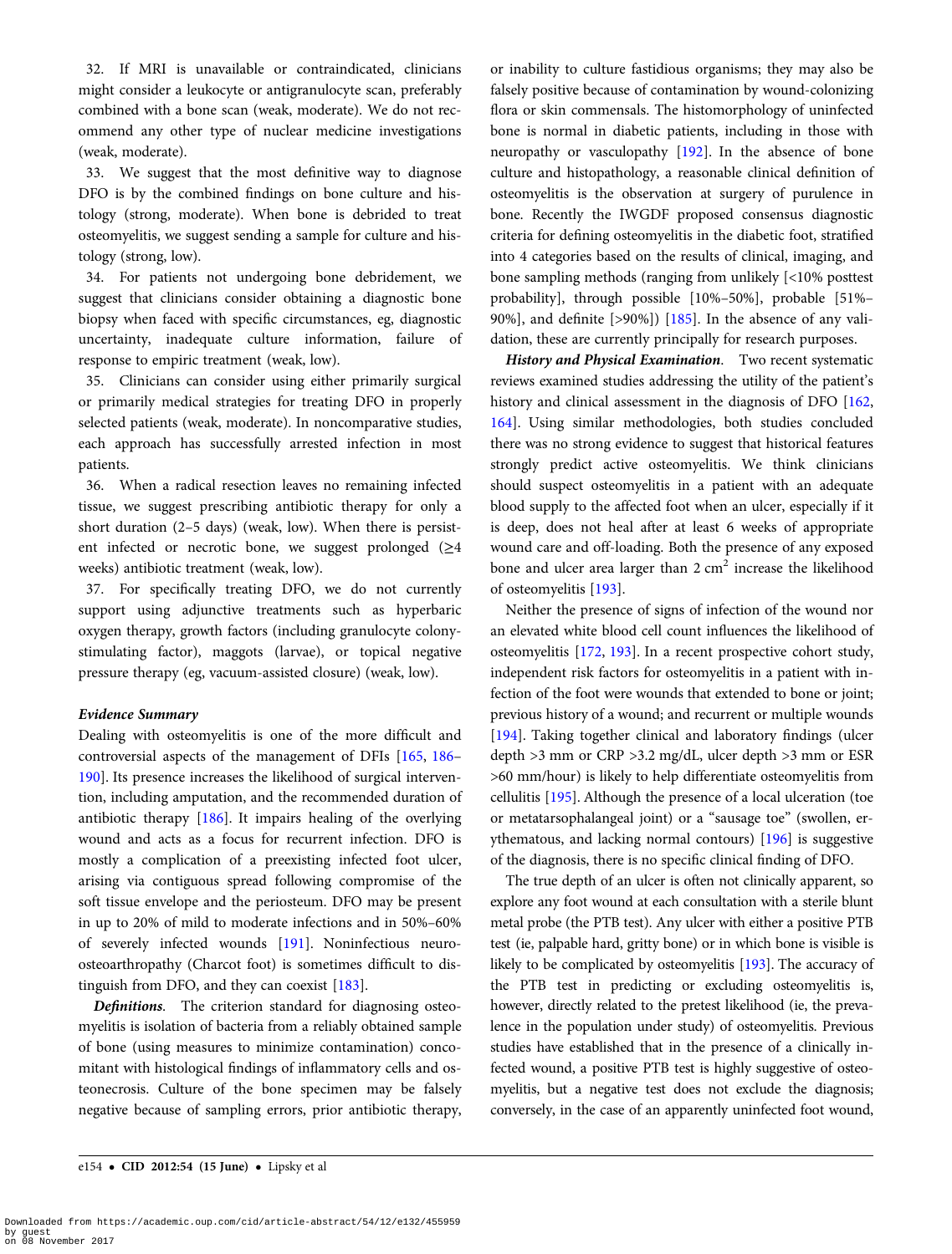32. If MRI is unavailable or contraindicated, clinicians might consider a leukocyte or antigranulocyte scan, preferably combined with a bone scan (weak, moderate). We do not recommend any other type of nuclear medicine investigations (weak, moderate).

33. We suggest that the most definitive way to diagnose DFO is by the combined findings on bone culture and histology (strong, moderate). When bone is debrided to treat osteomyelitis, we suggest sending a sample for culture and histology (strong, low).

34. For patients not undergoing bone debridement, we suggest that clinicians consider obtaining a diagnostic bone biopsy when faced with specific circumstances, eg, diagnostic uncertainty, inadequate culture information, failure of response to empiric treatment (weak, low).

35. Clinicians can consider using either primarily surgical or primarily medical strategies for treating DFO in properly selected patients (weak, moderate). In noncomparative studies, each approach has successfully arrested infection in most patients.

36. When a radical resection leaves no remaining infected tissue, we suggest prescribing antibiotic therapy for only a short duration (2–5 days) (weak, low). When there is persistent infected or necrotic bone, we suggest prolonged (≥4 weeks) antibiotic treatment (weak, low).

37. For specifically treating DFO, we do not currently support using adjunctive treatments such as hyperbaric oxygen therapy, growth factors (including granulocyte colony-stimulating factor), maggots (larvae), or topical negative pressure therapy (eg, vacuum-assisted closure) (weak, low).

### *Evidence Summary*

Dealing with osteomyelitis is one of the more difficult and controversial aspects of the management of DFIs [165, 186–190]. Its presence increases the likelihood of surgical intervention, including amputation, and the recommended duration of antibiotic therapy [186]. It impairs healing of the overlying wound and acts as a focus for recurrent infection. DFO is mostly a complication of a preexisting infected foot ulcer, arising via contiguous spread following compromise of the soft tissue envelope and the periosteum. DFO may be present in up to 20% of mild to moderate infections and in 50%–60% of severely infected wounds [191]. Noninfectious neuro-osteoarthropathy (Charcot foot) is sometimes difficult to distinguish from DFO, and they can coexist [183].

***Definitions***. The criterion standard for diagnosing osteomyelitis is isolation of bacteria from a reliably obtained sample of bone (using measures to minimize contamination) concomitant with histological findings of inflammatory cells and osteonecrosis. Culture of the bone specimen may be falsely negative because of sampling errors, prior antibiotic therapy, or inability to culture fastidious organisms; they may also be falsely positive because of contamination by wound-colonizing flora or skin commensals. The histomorphology of uninfected bone is normal in diabetic patients, including in those with neuropathy or vasculopathy [192]. In the absence of bone culture and histopathology, a reasonable clinical definition of osteomyelitis is the observation at surgery of purulence in bone. Recently the IWGDF proposed consensus diagnostic criteria for defining osteomyelitis in the diabetic foot, stratified into 4 categories based on the results of clinical, imaging, and bone sampling methods (ranging from unlikely [<10% posttest probability], through possible [10%–50%], probable [51%–90%], and definite [>90%]) [185]. In the absence of any validation, these are currently principally for research purposes.

***History and Physical Examination***. Two recent systematic reviews examined studies addressing the utility of the patient's history and clinical assessment in the diagnosis of DFO [162, 164]. Using similar methodologies, both studies concluded there was no strong evidence to suggest that historical features strongly predict active osteomyelitis. We think clinicians should suspect osteomyelitis in a patient with an adequate blood supply to the affected foot when an ulcer, especially if it is deep, does not heal after at least 6 weeks of appropriate wound care and off-loading. Both the presence of any exposed bone and ulcer area larger than 2 cm$^2$ increase the likelihood of osteomyelitis [193].

Neither the presence of signs of infection of the wound nor an elevated white blood cell count influences the likelihood of osteomyelitis [172, 193]. In a recent prospective cohort study, independent risk factors for osteomyelitis in a patient with infection of the foot were wounds that extended to bone or joint; previous history of a wound; and recurrent or multiple wounds [194]. Taking together clinical and laboratory findings (ulcer depth >3 mm or CRP >3.2 mg/dL, ulcer depth >3 mm or ESR >60 mm/hour) is likely to help differentiate osteomyelitis from cellulitis [195]. Although the presence of a local ulceration (toe or metatarsophalangeal joint) or a "sausage toe" (swollen, erythematous, and lacking normal contours) [196] is suggestive of the diagnosis, there is no specific clinical finding of DFO.

The true depth of an ulcer is often not clinically apparent, so explore any foot wound at each consultation with a sterile blunt metal probe (the PTB test). Any ulcer with either a positive PTB test (ie, palpable hard, gritty bone) or in which bone is visible is likely to be complicated by osteomyelitis [193]. The accuracy of the PTB test in predicting or excluding osteomyelitis is, however, directly related to the pretest likelihood (ie, the prevalence in the population under study) of osteomyelitis. Previous studies have established that in the presence of a clinically infected wound, a positive PTB test is highly suggestive of osteomyelitis, but a negative test does not exclude the diagnosis; conversely, in the case of an apparently uninfected foot wound,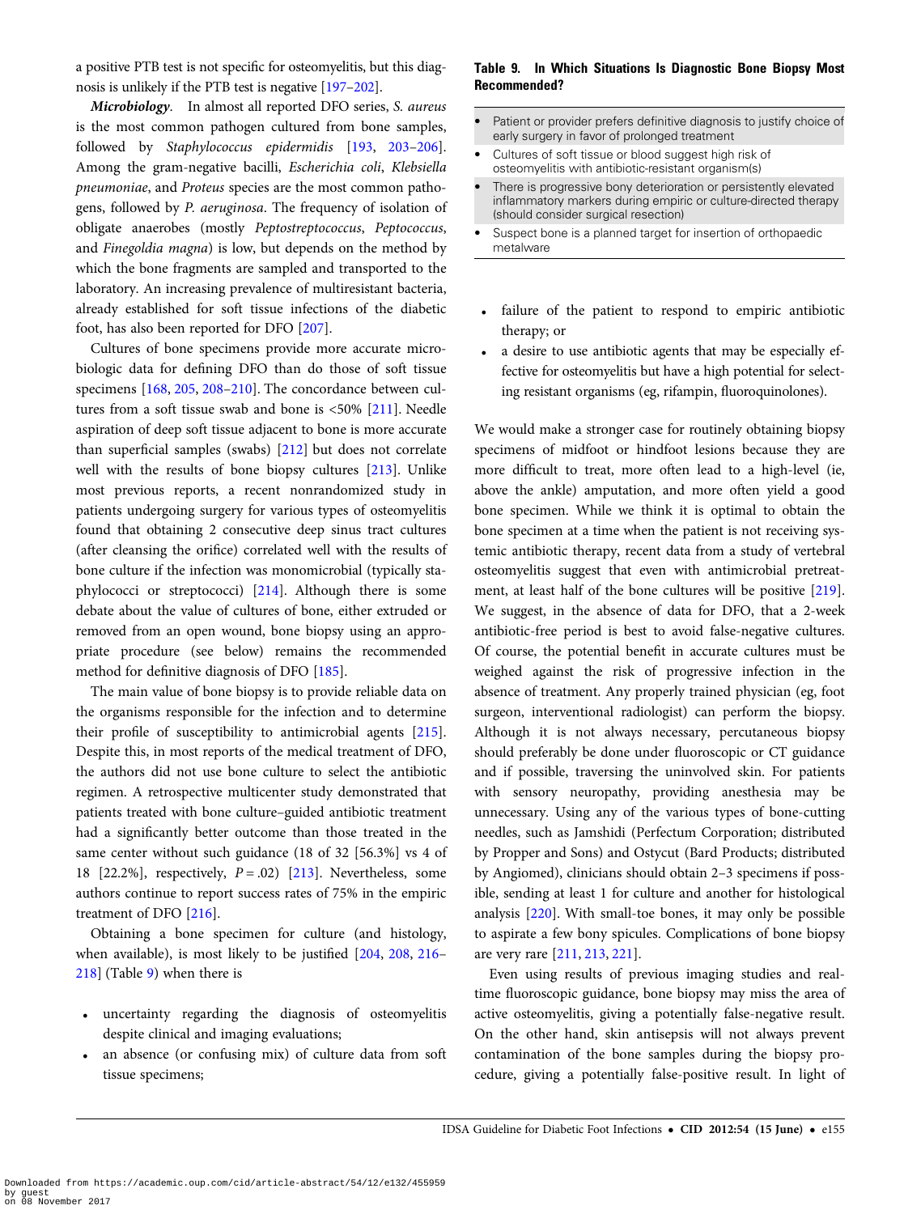a positive PTB test is not specific for osteomyelitis, but this diagnosis is unlikely if the PTB test is negative [197–202].

***Microbiology***. In almost all reported DFO series, *S. aureus* is the most common pathogen cultured from bone samples, followed by *Staphylococcus epidermidis* [193, 203–206]. Among the gram-negative bacilli, *Escherichia coli*, *Klebsiella pneumoniae*, and *Proteus* species are the most common pathogens, followed by *P. aeruginosa*. The frequency of isolation of obligate anaerobes (mostly *Peptostreptococcus*, *Peptococcus*, and *Finegoldia magna*) is low, but depends on the method by which the bone fragments are sampled and transported to the laboratory. An increasing prevalence of multiresistant bacteria, already established for soft tissue infections of the diabetic foot, has also been reported for DFO [207].

Cultures of bone specimens provide more accurate microbiologic data for defining DFO than do those of soft tissue specimens [168, 205, 208–210]. The concordance between cultures from a soft tissue swab and bone is <50% [211]. Needle aspiration of deep soft tissue adjacent to bone is more accurate than superficial samples (swabs) [212] but does not correlate well with the results of bone biopsy cultures [213]. Unlike most previous reports, a recent nonrandomized study in patients undergoing surgery for various types of osteomyelitis found that obtaining 2 consecutive deep sinus tract cultures (after cleansing the orifice) correlated well with the results of bone culture if the infection was monomicrobial (typically staphylococci or streptococci) [214]. Although there is some debate about the value of cultures of bone, either extruded or removed from an open wound, bone biopsy using an appropriate procedure (see below) remains the recommended method for definitive diagnosis of DFO [185].

The main value of bone biopsy is to provide reliable data on the organisms responsible for the infection and to determine their profile of susceptibility to antimicrobial agents [215]. Despite this, in most reports of the medical treatment of DFO, the authors did not use bone culture to select the antibiotic regimen. A retrospective multicenter study demonstrated that patients treated with bone culture–guided antibiotic treatment had a significantly better outcome than those treated in the same center without such guidance (18 of 32 [56.3%] vs 4 of 18 [22.2%], respectively, $P = .02$) [213]. Nevertheless, some authors continue to report success rates of 75% in the empiric treatment of DFO [216].

Obtaining a bone specimen for culture (and histology, when available), is most likely to be justified [204, 208, 216–218] (Table 9) when there is

- uncertainty regarding the diagnosis of osteomyelitis despite clinical and imaging evaluations;
- an absence (or confusing mix) of culture data from soft tissue specimens;
- failure of the patient to respond to empiric antibiotic therapy; or
- a desire to use antibiotic agents that may be especially effective for osteomyelitis but have a high potential for selecting resistant organisms (eg, rifampin, fluoroquinolones).

**Table 9. In Which Situations Is Diagnostic Bone Biopsy Most Recommended?**

- Patient or provider prefers definitive diagnosis to justify choice of early surgery in favor of prolonged treatment
- Cultures of soft tissue or blood suggest high risk of osteomyelitis with antibiotic-resistant organism(s)
- There is progressive bony deterioration or persistently elevated inflammatory markers during empiric or culture-directed therapy (should consider surgical resection)
- Suspect bone is a planned target for insertion of orthopaedic metalware

We would make a stronger case for routinely obtaining biopsy specimens of midfoot or hindfoot lesions because they are more difficult to treat, more often lead to a high-level (ie, above the ankle) amputation, and more often yield a good bone specimen. While we think it is optimal to obtain the bone specimen at a time when the patient is not receiving systemic antibiotic therapy, recent data from a study of vertebral osteomyelitis suggest that even with antimicrobial pretreatment, at least half of the bone cultures will be positive [219]. We suggest, in the absence of data for DFO, that a 2-week antibiotic-free period is best to avoid false-negative cultures. Of course, the potential benefit in accurate cultures must be weighed against the risk of progressive infection in the absence of treatment. Any properly trained physician (eg, foot surgeon, interventional radiologist) can perform the biopsy. Although it is not always necessary, percutaneous biopsy should preferably be done under fluoroscopic or CT guidance and if possible, traversing the uninvolved skin. For patients with sensory neuropathy, providing anesthesia may be unnecessary. Using any of the various types of bone-cutting needles, such as Jamshidi (Perfectum Corporation; distributed by Propper and Sons) and Ostycut (Bard Products; distributed by Angiomed), clinicians should obtain 2–3 specimens if possible, sending at least 1 for culture and another for histological analysis [220]. With small-toe bones, it may only be possible to aspirate a few bony spicules. Complications of bone biopsy are very rare [211, 213, 221].

Even using results of previous imaging studies and real-time fluoroscopic guidance, bone biopsy may miss the area of active osteomyelitis, giving a potentially false-negative result. On the other hand, skin antisepsis will not always prevent contamination of the bone samples during the biopsy procedure, giving a potentially false-positive result. In light of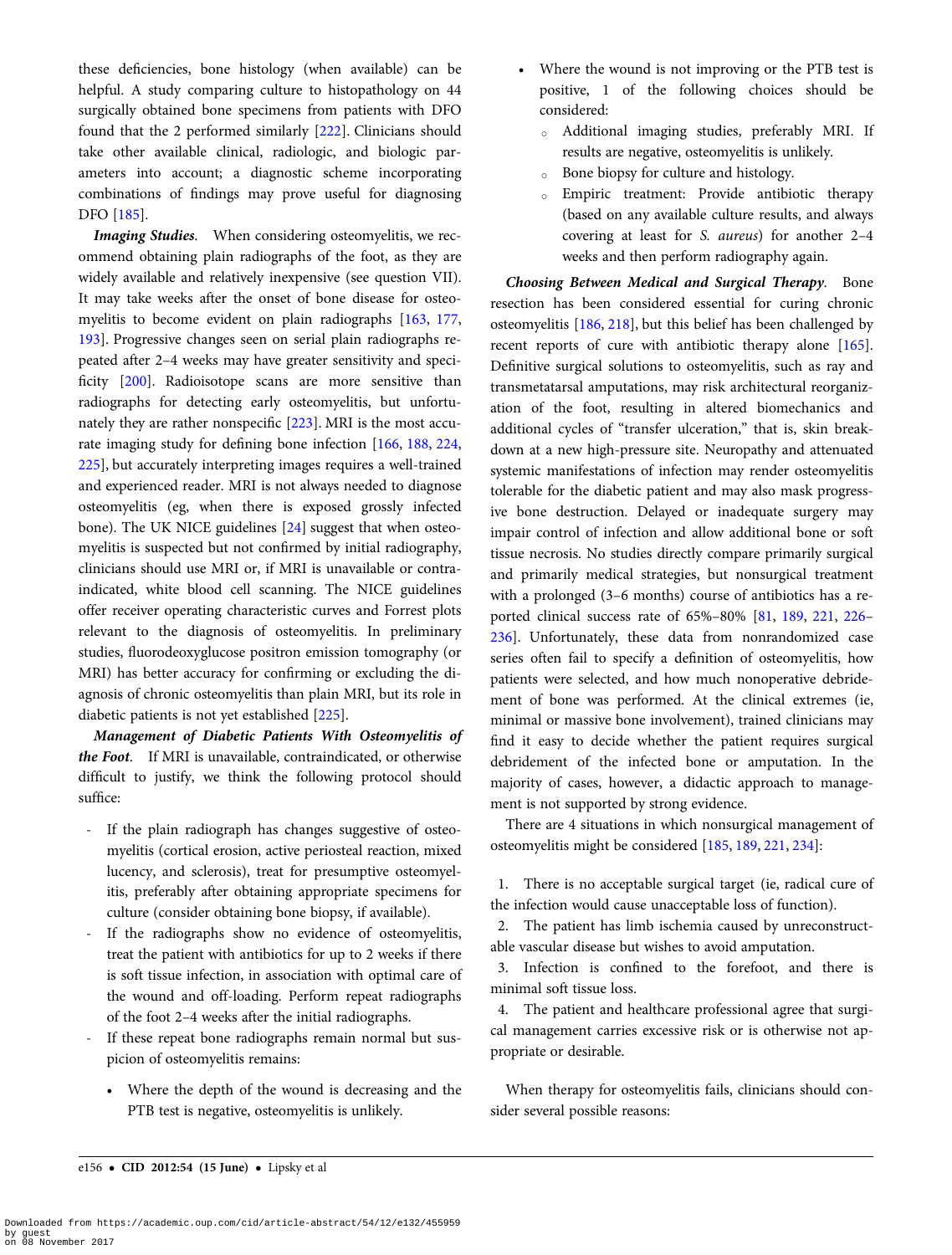these deficiencies, bone histology (when available) can be helpful. A study comparing culture to histopathology on 44 surgically obtained bone specimens from patients with DFO found that the 2 performed similarly [222]. Clinicians should take other available clinical, radiologic, and biologic parameters into account; a diagnostic scheme incorporating combinations of findings may prove useful for diagnosing DFO [185].

***Imaging Studies*.** When considering osteomyelitis, we recommend obtaining plain radiographs of the foot, as they are widely available and relatively inexpensive (see question VII). It may take weeks after the onset of bone disease for osteomyelitis to become evident on plain radiographs [163, 177, 193]. Progressive changes seen on serial plain radiographs repeated after 2–4 weeks may have greater sensitivity and specificity [200]. Radioisotope scans are more sensitive than radiographs for detecting early osteomyelitis, but unfortunately they are rather nonspecific [223]. MRI is the most accurate imaging study for defining bone infection [166, 188, 224, 225], but accurately interpreting images requires a well-trained and experienced reader. MRI is not always needed to diagnose osteomyelitis (eg, when there is exposed grossly infected bone). The UK NICE guidelines [24] suggest that when osteomyelitis is suspected but not confirmed by initial radiography, clinicians should use MRI or, if MRI is unavailable or contraindicated, white blood cell scanning. The NICE guidelines offer receiver operating characteristic curves and Forrest plots relevant to the diagnosis of osteomyelitis. In preliminary studies, fluorodeoxyglucose positron emission tomography (or MRI) has better accuracy for confirming or excluding the diagnosis of chronic osteomyelitis than plain MRI, but its role in diabetic patients is not yet established [225].

***Management of Diabetic Patients With Osteomyelitis of the Foot*.** If MRI is unavailable, contraindicated, or otherwise difficult to justify, we think the following protocol should suffice:

- If the plain radiograph has changes suggestive of osteomyelitis (cortical erosion, active periosteal reaction, mixed lucency, and sclerosis), treat for presumptive osteomyelitis, preferably after obtaining appropriate specimens for culture (consider obtaining bone biopsy, if available).
- If the radiographs show no evidence of osteomyelitis, treat the patient with antibiotics for up to 2 weeks if there is soft tissue infection, in association with optimal care of the wound and off-loading. Perform repeat radiographs of the foot 2–4 weeks after the initial radiographs.
- If these repeat bone radiographs remain normal but suspicion of osteomyelitis remains:
  - Where the depth of the wound is decreasing and the PTB test is negative, osteomyelitis is unlikely.
  - Where the wound is not improving or the PTB test is positive, 1 of the following choices should be considered:
    - Additional imaging studies, preferably MRI. If results are negative, osteomyelitis is unlikely.
    - Bone biopsy for culture and histology.
    - Empiric treatment: Provide antibiotic therapy (based on any available culture results, and always covering at least for *S. aureus*) for another 2–4 weeks and then perform radiography again.

***Choosing Between Medical and Surgical Therapy*.** Bone resection has been considered essential for curing chronic osteomyelitis [186, 218], but this belief has been challenged by recent reports of cure with antibiotic therapy alone [165]. Definitive surgical solutions to osteomyelitis, such as ray and transmetatarsal amputations, may risk architectural reorganization of the foot, resulting in altered biomechanics and additional cycles of "transfer ulceration," that is, skin breakdown at a new high-pressure site. Neuropathy and attenuated systemic manifestations of infection may render osteomyelitis tolerable for the diabetic patient and may also mask progressive bone destruction. Delayed or inadequate surgery may impair control of infection and allow additional bone or soft tissue necrosis. No studies directly compare primarily surgical and primarily medical strategies, but nonsurgical treatment with a prolonged (3–6 months) course of antibiotics has a reported clinical success rate of 65%–80% [81, 189, 221, 226–236]. Unfortunately, these data from nonrandomized case series often fail to specify a definition of osteomyelitis, how patients were selected, and how much nonoperative debridement of bone was performed. At the clinical extremes (ie, minimal or massive bone involvement), trained clinicians may find it easy to decide whether the patient requires surgical debridement of the infected bone or amputation. In the majority of cases, however, a didactic approach to management is not supported by strong evidence.

There are 4 situations in which nonsurgical management of osteomyelitis might be considered [185, 189, 221, 234]:

1. There is no acceptable surgical target (ie, radical cure of the infection would cause unacceptable loss of function).
2. The patient has limb ischemia caused by unreconstructable vascular disease but wishes to avoid amputation.
3. Infection is confined to the forefoot, and there is minimal soft tissue loss.
4. The patient and healthcare professional agree that surgical management carries excessive risk or is otherwise not appropriate or desirable.

When therapy for osteomyelitis fails, clinicians should consider several possible reasons: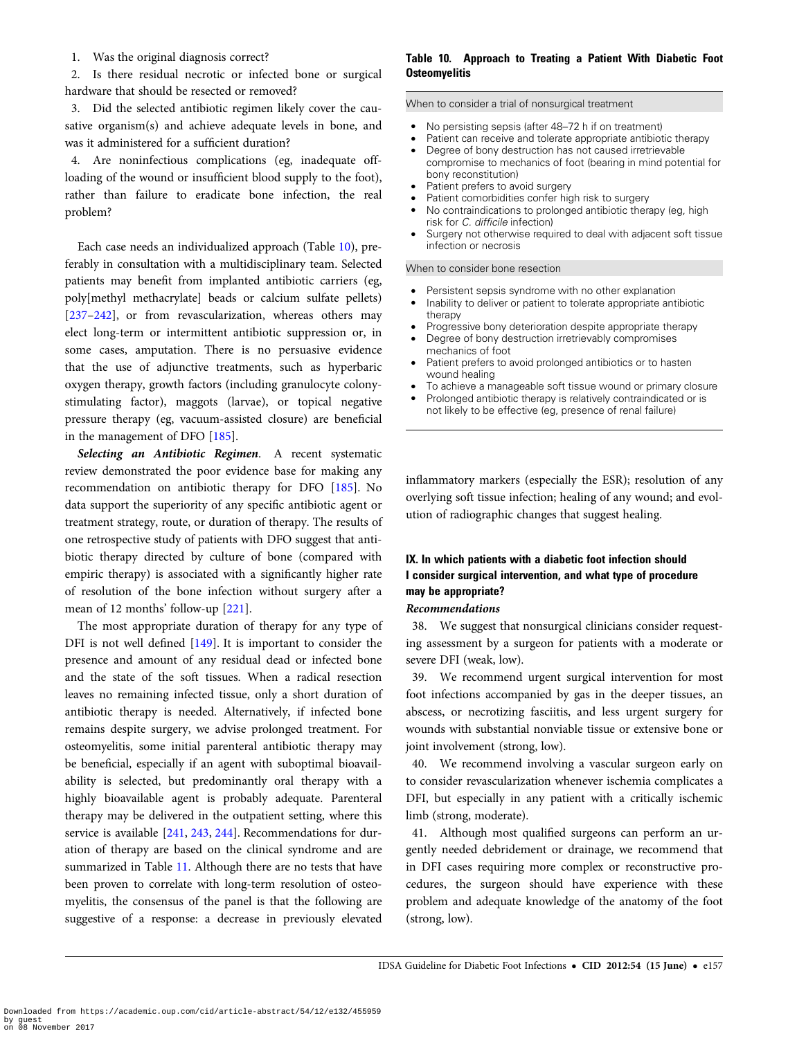1. Was the original diagnosis correct?
2. Is there residual necrotic or infected bone or surgical hardware that should be resected or removed?
3. Did the selected antibiotic regimen likely cover the causative organism(s) and achieve adequate levels in bone, and was it administered for a sufficient duration?
4. Are noninfectious complications (eg, inadequate offloading of the wound or insufficient blood supply to the foot), rather than failure to eradicate bone infection, the real problem?

Each case needs an individualized approach (Table 10), preferably in consultation with a multidisciplinary team. Selected patients may benefit from implanted antibiotic carriers (eg, poly[methyl methacrylate] beads or calcium sulfate pellets) [237–242], or from revascularization, whereas others may elect long-term or intermittent antibiotic suppression or, in some cases, amputation. There is no persuasive evidence that the use of adjunctive treatments, such as hyperbaric oxygen therapy, growth factors (including granulocyte colony-stimulating factor), maggots (larvae), or topical negative pressure therapy (eg, vacuum-assisted closure) are beneficial in the management of DFO [185].

***Selecting an Antibiotic Regimen.*** A recent systematic review demonstrated the poor evidence base for making any recommendation on antibiotic therapy for DFO [185]. No data support the superiority of any specific antibiotic agent or treatment strategy, route, or duration of therapy. The results of one retrospective study of patients with DFO suggest that antibiotic therapy directed by culture of bone (compared with empiric therapy) is associated with a significantly higher rate of resolution of the bone infection without surgery after a mean of 12 months' follow-up [221].

The most appropriate duration of therapy for any type of DFI is not well defined [149]. It is important to consider the presence and amount of any residual dead or infected bone and the state of the soft tissues. When a radical resection leaves no remaining infected tissue, only a short duration of antibiotic therapy is needed. Alternatively, if infected bone remains despite surgery, we advise prolonged treatment. For osteomyelitis, some initial parenteral antibiotic therapy may be beneficial, especially if an agent with suboptimal bioavailability is selected, but predominantly oral therapy with a highly bioavailable agent is probably adequate. Parenteral therapy may be delivered in the outpatient setting, where this service is available [241, 243, 244]. Recommendations for duration of therapy are based on the clinical syndrome and are summarized in Table 11. Although there are no tests that have been proven to correlate with long-term resolution of osteomyelitis, the consensus of the panel is that the following are suggestive of a response: a decrease in previously elevated inflammatory markers (especially the ESR); resolution of any overlying soft tissue infection; healing of any wound; and evolution of radiographic changes that suggest healing.

**Table 10. Approach to Treating a Patient With Diabetic Foot Osteomyelitis**

| When to consider a trial of nonsurgical treatment |
|---|
| • No persisting sepsis (after 48–72 h if on treatment) |
| • Patient can receive and tolerate appropriate antibiotic therapy |
| • Degree of bony destruction has not caused irretrievable compromise to mechanics of foot (bearing in mind potential for bony reconstitution) |
| • Patient prefers to avoid surgery |
| • Patient comorbidities confer high risk to surgery |
| • No contraindications to prolonged antibiotic therapy (eg, high risk for *C. difficile* infection) |
| • Surgery not otherwise required to deal with adjacent soft tissue infection or necrosis |
| **When to consider bone resection** |
| • Persistent sepsis syndrome with no other explanation |
| • Inability to deliver or patient to tolerate appropriate antibiotic therapy |
| • Progressive bony deterioration despite appropriate therapy |
| • Degree of bony destruction irretrievably compromises mechanics of foot |
| • Patient prefers to avoid prolonged antibiotics or to hasten wound healing |
| • To achieve a manageable soft tissue wound or primary closure |
| • Prolonged antibiotic therapy is relatively contraindicated or is not likely to be effective (eg, presence of renal failure) |

## IX. In which patients with a diabetic foot infection should I consider surgical intervention, and what type of procedure may be appropriate?

***Recommendations***

38. We suggest that nonsurgical clinicians consider requesting assessment by a surgeon for patients with a moderate or severe DFI (weak, low).

39. We recommend urgent surgical intervention for most foot infections accompanied by gas in the deeper tissues, an abscess, or necrotizing fasciitis, and less urgent surgery for wounds with substantial nonviable tissue or extensive bone or joint involvement (strong, low).

40. We recommend involving a vascular surgeon early on to consider revascularization whenever ischemia complicates a DFI, but especially in any patient with a critically ischemic limb (strong, moderate).

41. Although most qualified surgeons can perform an urgently needed debridement or drainage, we recommend that in DFI cases requiring more complex or reconstructive procedures, the surgeon should have experience with these problem and adequate knowledge of the anatomy of the foot (strong, low).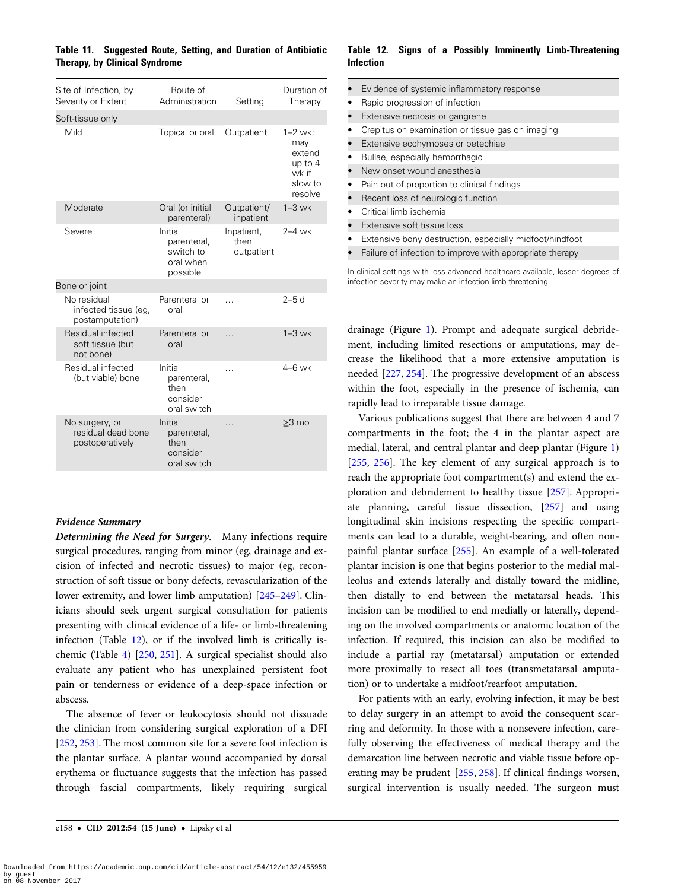**Table 11. Suggested Route, Setting, and Duration of Antibiotic Therapy, by Clinical Syndrome**

| Site of Infection, by Severity or Extent | Route of Administration | Setting | Duration of Therapy |
|---|---|---|---|
| Soft-tissue only | | | |
| Mild | Topical or oral | Outpatient | 1–2 wk; may extend up to 4 wk if slow to resolve |
| Moderate | Oral (or initial parenteral) | Outpatient/ inpatient | 1–3 wk |
| Severe | Initial parenteral, switch to oral when possible | Inpatient, then outpatient | 2–4 wk |
| Bone or joint | | | |
| No residual infected tissue (eg, postamputation) | Parenteral or oral | … | 2–5 d |
| Residual infected soft tissue (but not bone) | Parenteral or oral | … | 1–3 wk |
| Residual infected (but viable) bone | Initial parenteral, then consider oral switch | … | 4–6 wk |
| No surgery, or residual dead bone postoperatively | Initial parenteral, then consider oral switch | … | ≥3 mo |

**Table 12. Signs of a Possibly Imminently Limb-Threatening Infection**

- Evidence of systemic inflammatory response
- Rapid progression of infection
- Extensive necrosis or gangrene
- Crepitus on examination or tissue gas on imaging
- Extensive ecchymoses or petechiae
- Bullae, especially hemorrhagic
- New onset wound anesthesia
- Pain out of proportion to clinical findings
- Recent loss of neurologic function
- Critical limb ischemia
- Extensive soft tissue loss
- Extensive bony destruction, especially midfoot/hindfoot
- Failure of infection to improve with appropriate therapy

In clinical settings with less advanced healthcare available, lesser degrees of infection severity may make an infection limb-threatening.

### *Evidence Summary*

***Determining the Need for Surgery.*** Many infections require surgical procedures, ranging from minor (eg, drainage and excision of infected and necrotic tissues) to major (eg, reconstruction of soft tissue or bony defects, revascularization of the lower extremity, and lower limb amputation) [245–249]. Clinicians should seek urgent surgical consultation for patients presenting with clinical evidence of a life- or limb-threatening infection (Table 12), or if the involved limb is critically ischemic (Table 4) [250, 251]. A surgical specialist should also evaluate any patient who has unexplained persistent foot pain or tenderness or evidence of a deep-space infection or abscess.

The absence of fever or leukocytosis should not dissuade the clinician from considering surgical exploration of a DFI [252, 253]. The most common site for a severe foot infection is the plantar surface. A plantar wound accompanied by dorsal erythema or fluctuance suggests that the infection has passed through fascial compartments, likely requiring surgical drainage (Figure 1). Prompt and adequate surgical debridement, including limited resections or amputations, may decrease the likelihood that a more extensive amputation is needed [227, 254]. The progressive development of an abscess within the foot, especially in the presence of ischemia, can rapidly lead to irreparable tissue damage.

Various publications suggest that there are between 4 and 7 compartments in the foot; the 4 in the plantar aspect are medial, lateral, and central plantar and deep plantar (Figure 1) [255, 256]. The key element of any surgical approach is to reach the appropriate foot compartment(s) and extend the exploration and debridement to healthy tissue [257]. Appropriate planning, careful tissue dissection, [257] and using longitudinal skin incisions respecting the specific compartments can lead to a durable, weight-bearing, and often nonpainful plantar surface [255]. An example of a well-tolerated plantar incision is one that begins posterior to the medial malleolus and extends laterally and distally toward the midline, then distally to end between the metatarsal heads. This incision can be modified to end medially or laterally, depending on the involved compartments or anatomic location of the infection. If required, this incision can also be modified to include a partial ray (metatarsal) amputation or extended more proximally to resect all toes (transmetatarsal amputation) or to undertake a midfoot/rearfoot amputation.

For patients with an early, evolving infection, it may be best to delay surgery in an attempt to avoid the consequent scarring and deformity. In those with a nonsevere infection, carefully observing the effectiveness of medical therapy and the demarcation line between necrotic and viable tissue before operating may be prudent [255, 258]. If clinical findings worsen, surgical intervention is usually needed. The surgeon must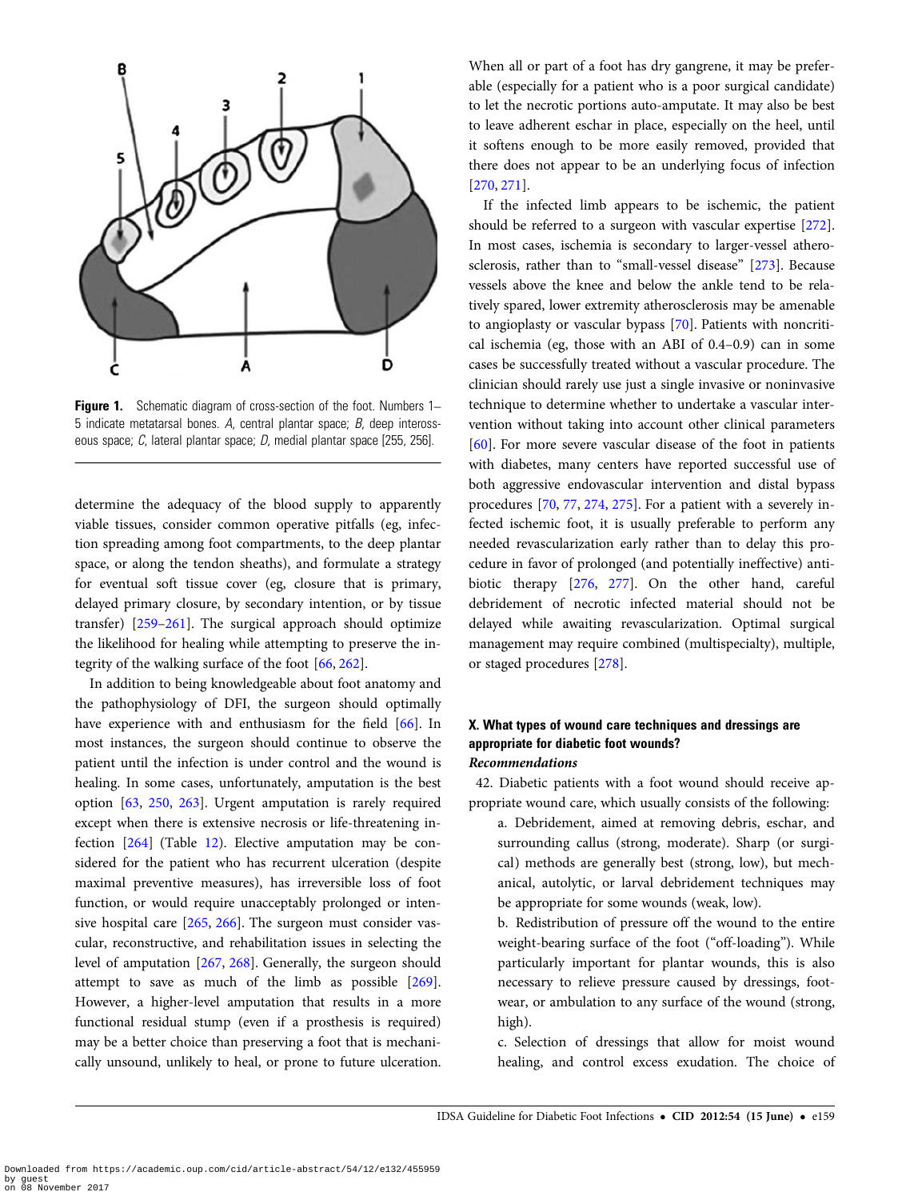Figure 1. Schematic diagram of cross-section of the foot. Numbers 1–5 indicate metatarsal bones. *A*, central plantar space; *B*, deep interosseous space; *C*, lateral plantar space; *D*, medial plantar space [255, 256].

determine the adequacy of the blood supply to apparently viable tissues, consider common operative pitfalls (eg, infection spreading among foot compartments, to the deep plantar space, or along the tendon sheaths), and formulate a strategy for eventual soft tissue cover (eg, closure that is primary, delayed primary closure, by secondary intention, or by tissue transfer) [259–261]. The surgical approach should optimize the likelihood for healing while attempting to preserve the integrity of the walking surface of the foot [66, 262].

In addition to being knowledgeable about foot anatomy and the pathophysiology of DFI, the surgeon should optimally have experience with and enthusiasm for the field [66]. In most instances, the surgeon should continue to observe the patient until the infection is under control and the wound is healing. In some cases, unfortunately, amputation is the best option [63, 250, 263]. Urgent amputation is rarely required except when there is extensive necrosis or life-threatening infection [264] (Table 12). Elective amputation may be considered for the patient who has recurrent ulceration (despite maximal preventive measures), has irreversible loss of foot function, or would require unacceptably prolonged or intensive hospital care [265, 266]. The surgeon must consider vascular, reconstructive, and rehabilitation issues in selecting the level of amputation [267, 268]. Generally, the surgeon should attempt to save as much of the limb as possible [269]. However, a higher-level amputation that results in a more functional residual stump (even if a prosthesis is required) may be a better choice than preserving a foot that is mechanically unsound, unlikely to heal, or prone to future ulceration.

When all or part of a foot has dry gangrene, it may be preferable (especially for a patient who is a poor surgical candidate) to let the necrotic portions auto-amputate. It may also be best to leave adherent eschar in place, especially on the heel, until it softens enough to be more easily removed, provided that there does not appear to be an underlying focus of infection [270, 271].

If the infected limb appears to be ischemic, the patient should be referred to a surgeon with vascular expertise [272]. In most cases, ischemia is secondary to larger-vessel atherosclerosis, rather than to "small-vessel disease" [273]. Because vessels above the knee and below the ankle tend to be relatively spared, lower extremity atherosclerosis may be amenable to angioplasty or vascular bypass [70]. Patients with noncritical ischemia (eg, those with an ABI of 0.4–0.9) can in some cases be successfully treated without a vascular procedure. The clinician should rarely use just a single invasive or noninvasive technique to determine whether to undertake a vascular intervention without taking into account other clinical parameters [60]. For more severe vascular disease of the foot in patients with diabetes, many centers have reported successful use of both aggressive endovascular intervention and distal bypass procedures [70, 77, 274, 275]. For a patient with a severely infected ischemic foot, it is usually preferable to perform any needed revascularization early rather than to delay this procedure in favor of prolonged (and potentially ineffective) antibiotic therapy [276, 277]. On the other hand, careful debridement of necrotic infected material should not be delayed while awaiting revascularization. Optimal surgical management may require combined (multispecialty), multiple, or staged procedures [278].

### X. What types of wound care techniques and dressings are appropriate for diabetic foot wounds?

***Recommendations***

42. Diabetic patients with a foot wound should receive appropriate wound care, which usually consists of the following:

a. Debridement, aimed at removing debris, eschar, and surrounding callus (strong, moderate). Sharp (or surgical) methods are generally best (strong, low), but mechanical, autolytic, or larval debridement techniques may be appropriate for some wounds (weak, low).

b. Redistribution of pressure off the wound to the entire weight-bearing surface of the foot ("off-loading"). While particularly important for plantar wounds, this is also necessary to relieve pressure caused by dressings, footwear, or ambulation to any surface of the wound (strong, high).

c. Selection of dressings that allow for moist wound healing, and control excess exudation. The choice of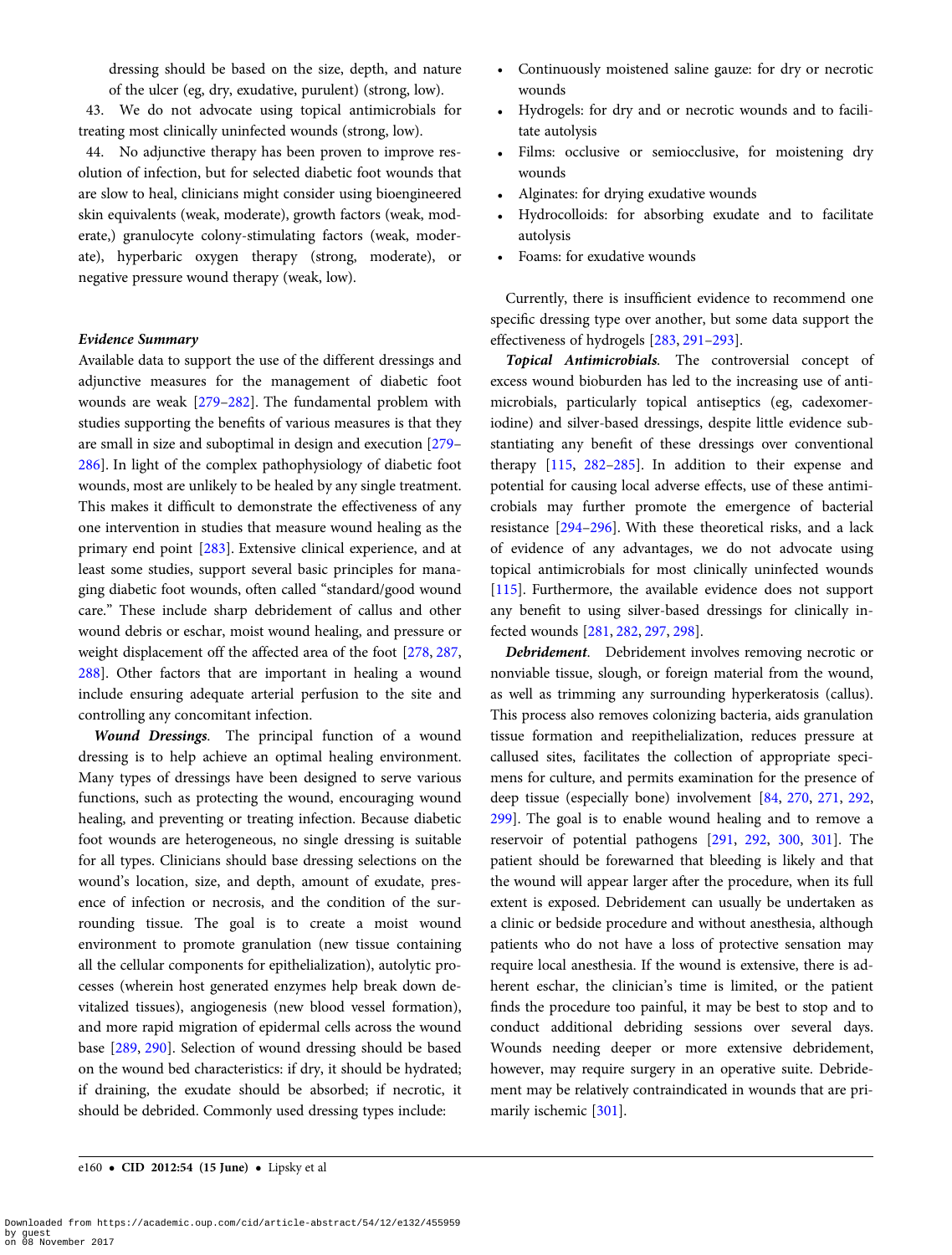dressing should be based on the size, depth, and nature of the ulcer (eg, dry, exudative, purulent) (strong, low).

43. We do not advocate using topical antimicrobials for treating most clinically uninfected wounds (strong, low).

44. No adjunctive therapy has been proven to improve resolution of infection, but for selected diabetic foot wounds that are slow to heal, clinicians might consider using bioengineered skin equivalents (weak, moderate), growth factors (weak, moderate,) granulocyte colony-stimulating factors (weak, moderate), hyperbaric oxygen therapy (strong, moderate), or negative pressure wound therapy (weak, low).

### Evidence Summary

Available data to support the use of the different dressings and adjunctive measures for the management of diabetic foot wounds are weak [279–282]. The fundamental problem with studies supporting the benefits of various measures is that they are small in size and suboptimal in design and execution [279–286]. In light of the complex pathophysiology of diabetic foot wounds, most are unlikely to be healed by any single treatment. This makes it difficult to demonstrate the effectiveness of any one intervention in studies that measure wound healing as the primary end point [283]. Extensive clinical experience, and at least some studies, support several basic principles for managing diabetic foot wounds, often called "standard/good wound care." These include sharp debridement of callus and other wound debris or eschar, moist wound healing, and pressure or weight displacement off the affected area of the foot [278, 287, 288]. Other factors that are important in healing a wound include ensuring adequate arterial perfusion to the site and controlling any concomitant infection.

***Wound Dressings***. The principal function of a wound dressing is to help achieve an optimal healing environment. Many types of dressings have been designed to serve various functions, such as protecting the wound, encouraging wound healing, and preventing or treating infection. Because diabetic foot wounds are heterogeneous, no single dressing is suitable for all types. Clinicians should base dressing selections on the wound's location, size, and depth, amount of exudate, presence of infection or necrosis, and the condition of the surrounding tissue. The goal is to create a moist wound environment to promote granulation (new tissue containing all the cellular components for epithelialization), autolytic processes (wherein host generated enzymes help break down devitalized tissues), angiogenesis (new blood vessel formation), and more rapid migration of epidermal cells across the wound base [289, 290]. Selection of wound dressing should be based on the wound bed characteristics: if dry, it should be hydrated; if draining, the exudate should be absorbed; if necrotic, it should be debrided. Commonly used dressing types include:

- Continuously moistened saline gauze: for dry or necrotic wounds
- Hydrogels: for dry and or necrotic wounds and to facilitate autolysis
- Films: occlusive or semiocclusive, for moistening dry wounds
- Alginates: for drying exudative wounds
- Hydrocolloids: for absorbing exudate and to facilitate autolysis
- Foams: for exudative wounds

Currently, there is insufficient evidence to recommend one specific dressing type over another, but some data support the effectiveness of hydrogels [283, 291–293].

***Topical Antimicrobials***. The controversial concept of excess wound bioburden has led to the increasing use of antimicrobials, particularly topical antiseptics (eg, cadexomer-iodine) and silver-based dressings, despite little evidence substantiating any benefit of these dressings over conventional therapy [115, 282–285]. In addition to their expense and potential for causing local adverse effects, use of these antimicrobials may further promote the emergence of bacterial resistance [294–296]. With these theoretical risks, and a lack of evidence of any advantages, we do not advocate using topical antimicrobials for most clinically uninfected wounds [115]. Furthermore, the available evidence does not support any benefit to using silver-based dressings for clinically infected wounds [281, 282, 297, 298].

***Debridement***. Debridement involves removing necrotic or nonviable tissue, slough, or foreign material from the wound, as well as trimming any surrounding hyperkeratosis (callus). This process also removes colonizing bacteria, aids granulation tissue formation and reepithelialization, reduces pressure at callused sites, facilitates the collection of appropriate specimens for culture, and permits examination for the presence of deep tissue (especially bone) involvement [84, 270, 271, 292, 299]. The goal is to enable wound healing and to remove a reservoir of potential pathogens [291, 292, 300, 301]. The patient should be forewarned that bleeding is likely and that the wound will appear larger after the procedure, when its full extent is exposed. Debridement can usually be undertaken as a clinic or bedside procedure and without anesthesia, although patients who do not have a loss of protective sensation may require local anesthesia. If the wound is extensive, there is adherent eschar, the clinician's time is limited, or the patient finds the procedure too painful, it may be best to stop and to conduct additional debriding sessions over several days. Wounds needing deeper or more extensive debridement, however, may require surgery in an operative suite. Debridement may be relatively contraindicated in wounds that are primarily ischemic [301].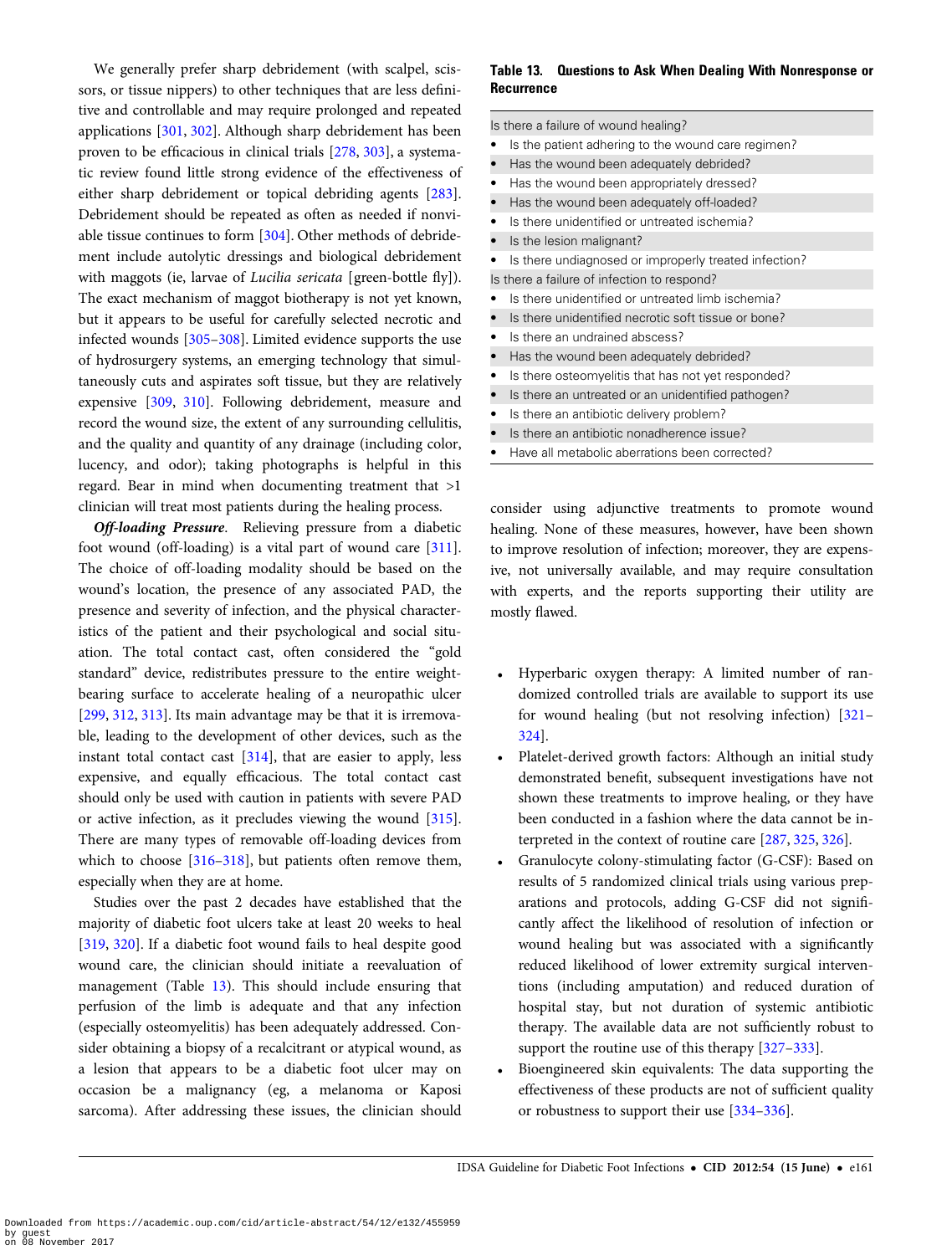We generally prefer sharp debridement (with scalpel, scissors, or tissue nippers) to other techniques that are less definitive and controllable and may require prolonged and repeated applications [301, 302]. Although sharp debridement has been proven to be efficacious in clinical trials [278, 303], a systematic review found little strong evidence of the effectiveness of either sharp debridement or topical debriding agents [283]. Debridement should be repeated as often as needed if nonviable tissue continues to form [304]. Other methods of debridement include autolytic dressings and biological debridement with maggots (ie, larvae of *Lucilia sericata* [green-bottle fly]). The exact mechanism of maggot biotherapy is not yet known, but it appears to be useful for carefully selected necrotic and infected wounds [305–308]. Limited evidence supports the use of hydrosurgery systems, an emerging technology that simultaneously cuts and aspirates soft tissue, but they are relatively expensive [309, 310]. Following debridement, measure and record the wound size, the extent of any surrounding cellulitis, and the quality and quantity of any drainage (including color, lucency, and odor); taking photographs is helpful in this regard. Bear in mind when documenting treatment that >1 clinician will treat most patients during the healing process.

***Off-loading Pressure.*** Relieving pressure from a diabetic foot wound (off-loading) is a vital part of wound care [311]. The choice of off-loading modality should be based on the wound's location, the presence of any associated PAD, the presence and severity of infection, and the physical characteristics of the patient and their psychological and social situation. The total contact cast, often considered the "gold standard" device, redistributes pressure to the entire weight-bearing surface to accelerate healing of a neuropathic ulcer [299, 312, 313]. Its main advantage may be that it is irremovable, leading to the development of other devices, such as the instant total contact cast [314], that are easier to apply, less expensive, and equally efficacious. The total contact cast should only be used with caution in patients with severe PAD or active infection, as it precludes viewing the wound [315]. There are many types of removable off-loading devices from which to choose [316–318], but patients often remove them, especially when they are at home.

Studies over the past 2 decades have established that the majority of diabetic foot ulcers take at least 20 weeks to heal [319, 320]. If a diabetic foot wound fails to heal despite good wound care, the clinician should initiate a reevaluation of management (Table 13). This should include ensuring that perfusion of the limb is adequate and that any infection (especially osteomyelitis) has been adequately addressed. Consider obtaining a biopsy of a recalcitrant or atypical wound, as a lesion that appears to be a diabetic foot ulcer may on occasion be a malignancy (eg, a melanoma or Kaposi sarcoma). After addressing these issues, the clinician should consider using adjunctive treatments to promote wound healing. None of these measures, however, have been shown to improve resolution of infection; moreover, they are expensive, not universally available, and may require consultation with experts, and the reports supporting their utility are mostly flawed.

**Table 13. Questions to Ask When Dealing With Nonresponse or Recurrence**

| |
|---|
| Is there a failure of wound healing? |
| • Is the patient adhering to the wound care regimen? |
| • Has the wound been adequately debrided? |
| • Has the wound been appropriately dressed? |
| • Has the wound been adequately off-loaded? |
| • Is there unidentified or untreated ischemia? |
| • Is the lesion malignant? |
| • Is there undiagnosed or improperly treated infection? |
| Is there a failure of infection to respond? |
| • Is there unidentified or untreated limb ischemia? |
| • Is there unidentified necrotic soft tissue or bone? |
| • Is there an undrained abscess? |
| • Has the wound been adequately debrided? |
| • Is there osteomyelitis that has not yet responded? |
| • Is there an untreated or an unidentified pathogen? |
| • Is there an antibiotic delivery problem? |
| • Is there an antibiotic nonadherence issue? |
| • Have all metabolic aberrations been corrected? |

- Hyperbaric oxygen therapy: A limited number of randomized controlled trials are available to support its use for wound healing (but not resolving infection) [321–324].
- Platelet-derived growth factors: Although an initial study demonstrated benefit, subsequent investigations have not shown these treatments to improve healing, or they have been conducted in a fashion where the data cannot be interpreted in the context of routine care [287, 325, 326].
- Granulocyte colony-stimulating factor (G-CSF): Based on results of 5 randomized clinical trials using various preparations and protocols, adding G-CSF did not significantly affect the likelihood of resolution of infection or wound healing but was associated with a significantly reduced likelihood of lower extremity surgical interventions (including amputation) and reduced duration of hospital stay, but not duration of systemic antibiotic therapy. The available data are not sufficiently robust to support the routine use of this therapy [327–333].
- Bioengineered skin equivalents: The data supporting the effectiveness of these products are not of sufficient quality or robustness to support their use [334–336].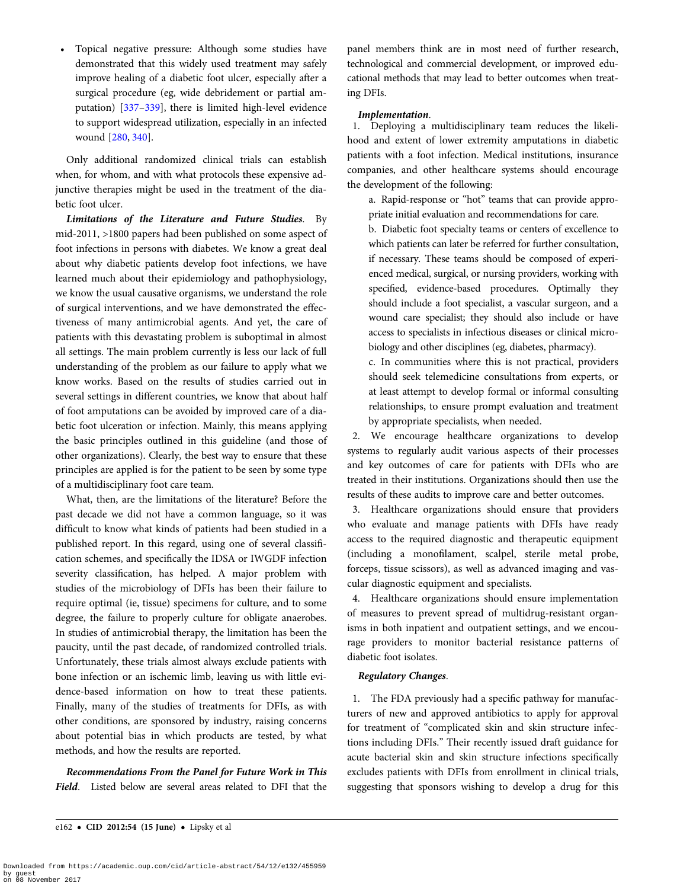- Topical negative pressure: Although some studies have demonstrated that this widely used treatment may safely improve healing of a diabetic foot ulcer, especially after a surgical procedure (eg, wide debridement or partial amputation) [337–339], there is limited high-level evidence to support widespread utilization, especially in an infected wound [280, 340].

Only additional randomized clinical trials can establish when, for whom, and with what protocols these expensive adjunctive therapies might be used in the treatment of the diabetic foot ulcer.

***Limitations of the Literature and Future Studies.*** By mid-2011, >1800 papers had been published on some aspect of foot infections in persons with diabetes. We know a great deal about why diabetic patients develop foot infections, we have learned much about their epidemiology and pathophysiology, we know the usual causative organisms, we understand the role of surgical interventions, and we have demonstrated the effectiveness of many antimicrobial agents. And yet, the care of patients with this devastating problem is suboptimal in almost all settings. The main problem currently is less our lack of full understanding of the problem as our failure to apply what we know works. Based on the results of studies carried out in several settings in different countries, we know that about half of foot amputations can be avoided by improved care of a diabetic foot ulceration or infection. Mainly, this means applying the basic principles outlined in this guideline (and those of other organizations). Clearly, the best way to ensure that these principles are applied is for the patient to be seen by some type of a multidisciplinary foot care team.

What, then, are the limitations of the literature? Before the past decade we did not have a common language, so it was difficult to know what kinds of patients had been studied in a published report. In this regard, using one of several classification schemes, and specifically the IDSA or IWGDF infection severity classification, has helped. A major problem with studies of the microbiology of DFIs has been their failure to require optimal (ie, tissue) specimens for culture, and to some degree, the failure to properly culture for obligate anaerobes. In studies of antimicrobial therapy, the limitation has been the paucity, until the past decade, of randomized controlled trials. Unfortunately, these trials almost always exclude patients with bone infection or an ischemic limb, leaving us with little evidence-based information on how to treat these patients. Finally, many of the studies of treatments for DFIs, as with other conditions, are sponsored by industry, raising concerns about potential bias in which products are tested, by what methods, and how the results are reported.

***Recommendations From the Panel for Future Work in This Field.*** Listed below are several areas related to DFI that the panel members think are in most need of further research, technological and commercial development, or improved educational methods that may lead to better outcomes when treating DFIs.

***Implementation.***

1. Deploying a multidisciplinary team reduces the likelihood and extent of lower extremity amputations in diabetic patients with a foot infection. Medical institutions, insurance companies, and other healthcare systems should encourage the development of the following:
   a. Rapid-response or "hot" teams that can provide appropriate initial evaluation and recommendations for care.
   b. Diabetic foot specialty teams or centers of excellence to which patients can later be referred for further consultation, if necessary. These teams should be composed of experienced medical, surgical, or nursing providers, working with specified, evidence-based procedures. Optimally they should include a foot specialist, a vascular surgeon, and a wound care specialist; they should also include or have access to specialists in infectious diseases or clinical microbiology and other disciplines (eg, diabetes, pharmacy).
   c. In communities where this is not practical, providers should seek telemedicine consultations from experts, or at least attempt to develop formal or informal consulting relationships, to ensure prompt evaluation and treatment by appropriate specialists, when needed.
2. We encourage healthcare organizations to develop systems to regularly audit various aspects of their processes and key outcomes of care for patients with DFIs who are treated in their institutions. Organizations should then use the results of these audits to improve care and better outcomes.
3. Healthcare organizations should ensure that providers who evaluate and manage patients with DFIs have ready access to the required diagnostic and therapeutic equipment (including a monofilament, scalpel, sterile metal probe, forceps, tissue scissors), as well as advanced imaging and vascular diagnostic equipment and specialists.
4. Healthcare organizations should ensure implementation of measures to prevent spread of multidrug-resistant organisms in both inpatient and outpatient settings, and we encourage providers to monitor bacterial resistance patterns of diabetic foot isolates.

***Regulatory Changes.***

1. The FDA previously had a specific pathway for manufacturers of new and approved antibiotics to apply for approval for treatment of "complicated skin and skin structure infections including DFIs." Their recently issued draft guidance for acute bacterial skin and skin structure infections specifically excludes patients with DFIs from enrollment in clinical trials, suggesting that sponsors wishing to develop a drug for this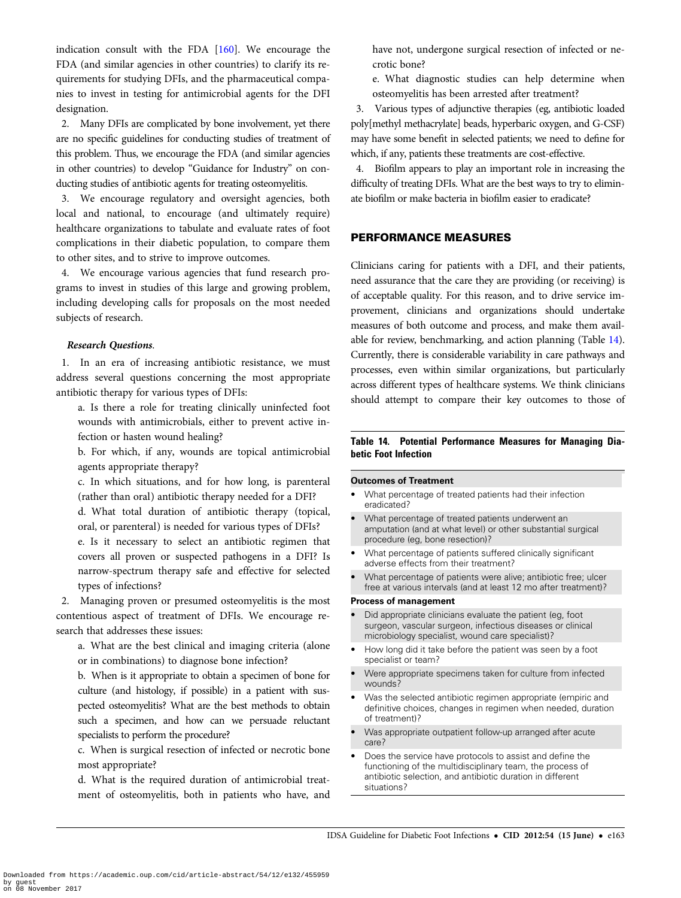indication consult with the FDA [160]. We encourage the FDA (and similar agencies in other countries) to clarify its requirements for studying DFIs, and the pharmaceutical companies to invest in testing for antimicrobial agents for the DFI designation.

2. Many DFIs are complicated by bone involvement, yet there are no specific guidelines for conducting studies of treatment of this problem. Thus, we encourage the FDA (and similar agencies in other countries) to develop "Guidance for Industry" on conducting studies of antibiotic agents for treating osteomyelitis.

3. We encourage regulatory and oversight agencies, both local and national, to encourage (and ultimately require) healthcare organizations to tabulate and evaluate rates of foot complications in their diabetic population, to compare them to other sites, and to strive to improve outcomes.

4. We encourage various agencies that fund research programs to invest in studies of this large and growing problem, including developing calls for proposals on the most needed subjects of research.

***Research Questions.***

1. In an era of increasing antibiotic resistance, we must address several questions concerning the most appropriate antibiotic therapy for various types of DFIs:

   a. Is there a role for treating clinically uninfected foot wounds with antimicrobials, either to prevent active infection or hasten wound healing?

   b. For which, if any, wounds are topical antimicrobial agents appropriate therapy?

   c. In which situations, and for how long, is parenteral (rather than oral) antibiotic therapy needed for a DFI?

   d. What total duration of antibiotic therapy (topical, oral, or parenteral) is needed for various types of DFIs?

   e. Is it necessary to select an antibiotic regimen that covers all proven or suspected pathogens in a DFI? Is narrow-spectrum therapy safe and effective for selected types of infections?

2. Managing proven or presumed osteomyelitis is the most contentious aspect of treatment of DFIs. We encourage research that addresses these issues:

   a. What are the best clinical and imaging criteria (alone or in combinations) to diagnose bone infection?

   b. When is it appropriate to obtain a specimen of bone for culture (and histology, if possible) in a patient with suspected osteomyelitis? What are the best methods to obtain such a specimen, and how can we persuade reluctant specialists to perform the procedure?

   c. When is surgical resection of infected or necrotic bone most appropriate?

   d. What is the required duration of antimicrobial treatment of osteomyelitis, both in patients who have, and have not, undergone surgical resection of infected or necrotic bone?

   e. What diagnostic studies can help determine when osteomyelitis has been arrested after treatment?

3. Various types of adjunctive therapies (eg, antibiotic loaded poly[methyl methacrylate] beads, hyperbaric oxygen, and G-CSF) may have some benefit in selected patients; we need to define for which, if any, patients these treatments are cost-effective.

4. Biofilm appears to play an important role in increasing the difficulty of treating DFIs. What are the best ways to try to eliminate biofilm or make bacteria in biofilm easier to eradicate?

## PERFORMANCE MEASURES

Clinicians caring for patients with a DFI, and their patients, need assurance that the care they are providing (or receiving) is of acceptable quality. For this reason, and to drive service improvement, clinicians and organizations should undertake measures of both outcome and process, and make them available for review, benchmarking, and action planning (Table 14). Currently, there is considerable variability in care pathways and processes, even within similar organizations, but particularly across different types of healthcare systems. We think clinicians should attempt to compare their key outcomes to those of

**Table 14. Potential Performance Measures for Managing Diabetic Foot Infection**

| Potential Performance Measures |
|---|
| **Outcomes of Treatment** |
| • What percentage of treated patients had their infection eradicated? |
| • What percentage of treated patients underwent an amputation (and at what level) or other substantial surgical procedure (eg, bone resection)? |
| • What percentage of patients suffered clinically significant adverse effects from their treatment? |
| • What percentage of patients were alive; antibiotic free; ulcer free at various intervals (and at least 12 mo after treatment)? |
| **Process of management** |
| • Did appropriate clinicians evaluate the patient (eg, foot surgeon, vascular surgeon, infectious diseases or clinical microbiology specialist, wound care specialist)? |
| • How long did it take before the patient was seen by a foot specialist or team? |
| • Were appropriate specimens taken for culture from infected wounds? |
| • Was the selected antibiotic regimen appropriate (empiric and definitive choices, changes in regimen when needed, duration of treatment)? |
| • Was appropriate outpatient follow-up arranged after acute care? |
| • Does the service have protocols to assist and define the functioning of the multidisciplinary team, the process of antibiotic selection, and antibiotic duration in different situations? |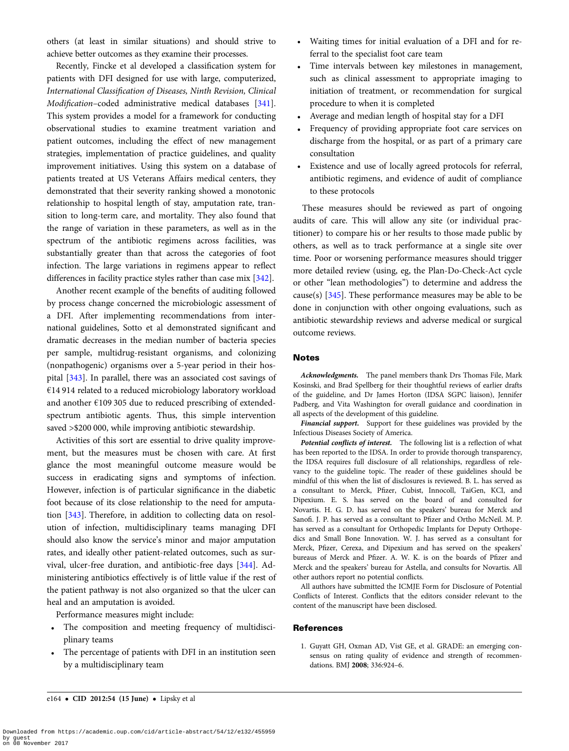others (at least in similar situations) and should strive to achieve better outcomes as they examine their processes.

Recently, Fincke et al developed a classification system for patients with DFI designed for use with large, computerized, *International Classification of Diseases, Ninth Revision, Clinical Modification*–coded administrative medical databases [341]. This system provides a model for a framework for conducting observational studies to examine treatment variation and patient outcomes, including the effect of new management strategies, implementation of practice guidelines, and quality improvement initiatives. Using this system on a database of patients treated at US Veterans Affairs medical centers, they demonstrated that their severity ranking showed a monotonic relationship to hospital length of stay, amputation rate, transition to long-term care, and mortality. They also found that the range of variation in these parameters, as well as in the spectrum of the antibiotic regimens across facilities, was substantially greater than that across the categories of foot infection. The large variations in regimens appear to reflect differences in facility practice styles rather than case mix [342].

Another recent example of the benefits of auditing followed by process change concerned the microbiologic assessment of a DFI. After implementing recommendations from international guidelines, Sotto et al demonstrated significant and dramatic decreases in the median number of bacteria species per sample, multidrug-resistant organisms, and colonizing (nonpathogenic) organisms over a 5-year period in their hospital [343]. In parallel, there was an associated cost savings of €14 914 related to a reduced microbiology laboratory workload and another €109 305 due to reduced prescribing of extended-spectrum antibiotic agents. Thus, this simple intervention saved >$200 000, while improving antibiotic stewardship.

Activities of this sort are essential to drive quality improvement, but the measures must be chosen with care. At first glance the most meaningful outcome measure would be success in eradicating signs and symptoms of infection. However, infection is of particular significance in the diabetic foot because of its close relationship to the need for amputation [343]. Therefore, in addition to collecting data on resolution of infection, multidisciplinary teams managing DFI should also know the service's minor and major amputation rates, and ideally other patient-related outcomes, such as survival, ulcer-free duration, and antibiotic-free days [344]. Administering antibiotics effectively is of little value if the rest of the patient pathway is not also organized so that the ulcer can heal and an amputation is avoided.

Performance measures might include:

- The composition and meeting frequency of multidisciplinary teams
- The percentage of patients with DFI in an institution seen by a multidisciplinary team
- Waiting times for initial evaluation of a DFI and for referral to the specialist foot care team
- Time intervals between key milestones in management, such as clinical assessment to appropriate imaging to initiation of treatment, or recommendation for surgical procedure to when it is completed
- Average and median length of hospital stay for a DFI
- Frequency of providing appropriate foot care services on discharge from the hospital, or as part of a primary care consultation
- Existence and use of locally agreed protocols for referral, antibiotic regimens, and evidence of audit of compliance to these protocols

These measures should be reviewed as part of ongoing audits of care. This will allow any site (or individual practitioner) to compare his or her results to those made public by others, as well as to track performance at a single site over time. Poor or worsening performance measures should trigger more detailed review (using, eg, the Plan-Do-Check-Act cycle or other "lean methodologies") to determine and address the cause(s) [345]. These performance measures may be able to be done in conjunction with other ongoing evaluations, such as antibiotic stewardship reviews and adverse medical or surgical outcome reviews.

## Notes

***Acknowledgments.*** The panel members thank Drs Thomas File, Mark Kosinski, and Brad Spellberg for their thoughtful reviews of earlier drafts of the guideline, and Dr James Horton (IDSA SGPC liaison), Jennifer Padberg, and Vita Washington for overall guidance and coordination in all aspects of the development of this guideline.

***Financial support.*** Support for these guidelines was provided by the Infectious Diseases Society of America.

***Potential conflicts of interest.*** The following list is a reflection of what has been reported to the IDSA. In order to provide thorough transparency, the IDSA requires full disclosure of all relationships, regardless of relevancy to the guideline topic. The reader of these guidelines should be mindful of this when the list of disclosures is reviewed. B. L. has served as a consultant to Merck, Pfizer, Cubist, Innocoll, TaiGen, KCI, and Dipexium. E. S. has served on the board of and consulted for Novartis. H. G. D. has served on the speakers' bureau for Merck and Sanofi. J. P. has served as a consultant to Pfizer and Ortho McNeil. M. P. has served as a consultant for Orthopedic Implants for Deputy Orthopedics and Small Bone Innovation. W. J. has served as a consultant for Merck, Pfizer, Cerexa, and Dipexium and has served on the speakers' bureaus of Merck and Pfizer. A. W. K. is on the boards of Pfizer and Merck and the speakers' bureau for Astella, and consults for Novartis. All other authors report no potential conflicts.

All authors have submitted the ICMJE Form for Disclosure of Potential Conflicts of Interest. Conflicts that the editors consider relevant to the content of the manuscript have been disclosed.

## References

1. Guyatt GH, Oxman AD, Vist GE, et al. GRADE: an emerging consensus on rating quality of evidence and strength of recommendations. BMJ **2008**; 336:924–6.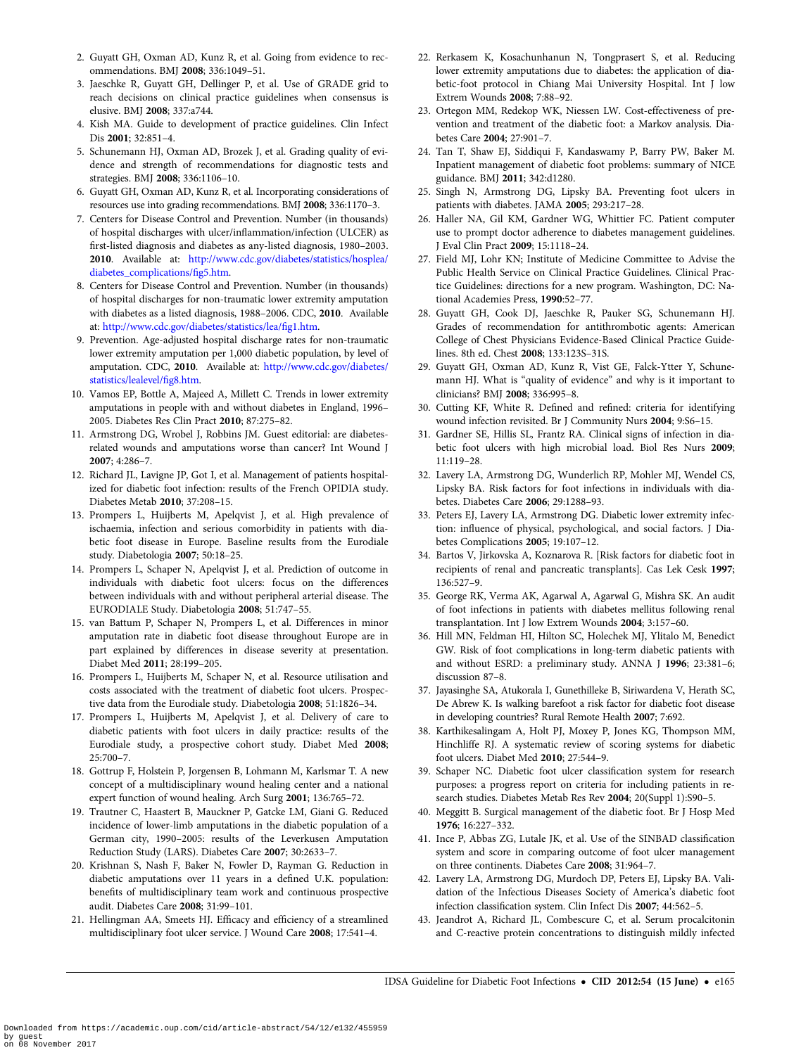2. Guyatt GH, Oxman AD, Kunz R, et al. Going from evidence to recommendations. BMJ **2008**; 336:1049–51.
3. Jaeschke R, Guyatt GH, Dellinger P, et al. Use of GRADE grid to reach decisions on clinical practice guidelines when consensus is elusive. BMJ **2008**; 337:a744.
4. Kish MA. Guide to development of practice guidelines. Clin Infect Dis **2001**; 32:851–4.
5. Schunemann HJ, Oxman AD, Brozek J, et al. Grading quality of evidence and strength of recommendations for diagnostic tests and strategies. BMJ **2008**; 336:1106–10.
6. Guyatt GH, Oxman AD, Kunz R, et al. Incorporating considerations of resources use into grading recommendations. BMJ **2008**; 336:1170–3.
7. Centers for Disease Control and Prevention. Number (in thousands) of hospital discharges with ulcer/inflammation/infection (ULCER) as first-listed diagnosis and diabetes as any-listed diagnosis, 1980–2003. **2010**. Available at: http://www.cdc.gov/diabetes/statistics/hosplea/diabetes_complications/fig5.htm.
8. Centers for Disease Control and Prevention. Number (in thousands) of hospital discharges for non-traumatic lower extremity amputation with diabetes as a listed diagnosis, 1988–2006. CDC, **2010**. Available at: http://www.cdc.gov/diabetes/statistics/lea/fig1.htm.
9. Prevention. Age-adjusted hospital discharge rates for non-traumatic lower extremity amputation per 1,000 diabetic population, by level of amputation. CDC, **2010**. Available at: http://www.cdc.gov/diabetes/statistics/lealevel/fig8.htm.
10. Vamos EP, Bottle A, Majeed A, Millett C. Trends in lower extremity amputations in people with and without diabetes in England, 1996–2005. Diabetes Res Clin Pract **2010**; 87:275–82.
11. Armstrong DG, Wrobel J, Robbins JM. Guest editorial: are diabetes-related wounds and amputations worse than cancer? Int Wound J **2007**; 4:286–7.
12. Richard JL, Lavigne JP, Got I, et al. Management of patients hospitalized for diabetic foot infection: results of the French OPIDIA study. Diabetes Metab **2010**; 37:208–15.
13. Prompers L, Huijberts M, Apelqvist J, et al. High prevalence of ischaemia, infection and serious comorbidity in patients with diabetic foot disease in Europe. Baseline results from the Eurodiale study. Diabetologia **2007**; 50:18–25.
14. Prompers L, Schaper N, Apelqvist J, et al. Prediction of outcome in individuals with diabetic foot ulcers: focus on the differences between individuals with and without peripheral arterial disease. The EURODIALE Study. Diabetologia **2008**; 51:747–55.
15. van Battum P, Schaper N, Prompers L, et al. Differences in minor amputation rate in diabetic foot disease throughout Europe are in part explained by differences in disease severity at presentation. Diabet Med **2011**; 28:199–205.
16. Prompers L, Huijberts M, Schaper N, et al. Resource utilisation and costs associated with the treatment of diabetic foot ulcers. Prospective data from the Eurodiale study. Diabetologia **2008**; 51:1826–34.
17. Prompers L, Huijberts M, Apelqvist J, et al. Delivery of care to diabetic patients with foot ulcers in daily practice: results of the Eurodiale study, a prospective cohort study. Diabet Med **2008**; 25:700–7.
18. Gottrup F, Holstein P, Jorgensen B, Lohmann M, Karlsmar T. A new concept of a multidisciplinary wound healing center and a national expert function of wound healing. Arch Surg **2001**; 136:765–72.
19. Trautner C, Haastert B, Mauckner P, Gatcke LM, Giani G. Reduced incidence of lower-limb amputations in the diabetic population of a German city, 1990–2005: results of the Leverkusen Amputation Reduction Study (LARS). Diabetes Care **2007**; 30:2633–7.
20. Krishnan S, Nash F, Baker N, Fowler D, Rayman G. Reduction in diabetic amputations over 11 years in a defined U.K. population: benefits of multidisciplinary team work and continuous prospective audit. Diabetes Care **2008**; 31:99–101.
21. Hellingman AA, Smeets HJ. Efficacy and efficiency of a streamlined multidisciplinary foot ulcer service. J Wound Care **2008**; 17:541–4.
22. Rerkasem K, Kosachunhanun N, Tongprasert S, et al. Reducing lower extremity amputations due to diabetes: the application of diabetic-foot protocol in Chiang Mai University Hospital. Int J low Extrem Wounds **2008**; 7:88–92.
23. Ortegon MM, Redekop WK, Niessen LW. Cost-effectiveness of prevention and treatment of the diabetic foot: a Markov analysis. Diabetes Care **2004**; 27:901–7.
24. Tan T, Shaw EJ, Siddiqui F, Kandaswamy P, Barry PW, Baker M. Inpatient management of diabetic foot problems: summary of NICE guidance. BMJ **2011**; 342:d1280.
25. Singh N, Armstrong DG, Lipsky BA. Preventing foot ulcers in patients with diabetes. JAMA **2005**; 293:217–28.
26. Haller NA, Gil KM, Gardner WG, Whittier FC. Patient computer use to prompt doctor adherence to diabetes management guidelines. J Eval Clin Pract **2009**; 15:1118–24.
27. Field MJ, Lohr KN; Institute of Medicine Committee to Advise the Public Health Service on Clinical Practice Guidelines. Clinical Practice Guidelines: directions for a new program. Washington, DC: National Academies Press, **1990**:52–77.
28. Guyatt GH, Cook DJ, Jaeschke R, Pauker SG, Schunemann HJ. Grades of recommendation for antithrombotic agents: American College of Chest Physicians Evidence-Based Clinical Practice Guidelines. 8th ed. Chest **2008**; 133:123S–31S.
29. Guyatt GH, Oxman AD, Kunz R, Vist GE, Falck-Ytter Y, Schunemann HJ. What is "quality of evidence" and why is it important to clinicians? BMJ **2008**; 336:995–8.
30. Cutting KF, White R. Defined and refined: criteria for identifying wound infection revisited. Br J Community Nurs **2004**; 9:S6–15.
31. Gardner SE, Hillis SL, Frantz RA. Clinical signs of infection in diabetic foot ulcers with high microbial load. Biol Res Nurs **2009**; 11:119–28.
32. Lavery LA, Armstrong DG, Wunderlich RP, Mohler MJ, Wendel CS, Lipsky BA. Risk factors for foot infections in individuals with diabetes. Diabetes Care **2006**; 29:1288–93.
33. Peters EJ, Lavery LA, Armstrong DG. Diabetic lower extremity infection: influence of physical, psychological, and social factors. J Diabetes Complications **2005**; 19:107–12.
34. Bartos V, Jirkovska A, Koznarova R. [Risk factors for diabetic foot in recipients of renal and pancreatic transplants]. Cas Lek Cesk **1997**; 136:527–9.
35. George RK, Verma AK, Agarwal A, Agarwal G, Mishra SK. An audit of foot infections in patients with diabetes mellitus following renal transplantation. Int J low Extrem Wounds **2004**; 3:157–60.
36. Hill MN, Feldman HI, Hilton SC, Holechek MJ, Ylitalo M, Benedict GW. Risk of foot complications in long-term diabetic patients with and without ESRD: a preliminary study. ANNA J **1996**; 23:381–6; discussion 87–8.
37. Jayasinghe SA, Atukorala I, Gunethilleke B, Siriwardena V, Herath SC, De Abrew K. Is walking barefoot a risk factor for diabetic foot disease in developing countries? Rural Remote Health **2007**; 7:692.
38. Karthikesalingam A, Holt PJ, Moxey P, Jones KG, Thompson MM, Hinchliffe RJ. A systematic review of scoring systems for diabetic foot ulcers. Diabet Med **2010**; 27:544–9.
39. Schaper NC. Diabetic foot ulcer classification system for research purposes: a progress report on criteria for including patients in research studies. Diabetes Metab Res Rev **2004**; 20(Suppl 1):S90–5.
40. Meggitt B. Surgical management of the diabetic foot. Br J Hosp Med **1976**; 16:227–332.
41. Ince P, Abbas ZG, Lutale JK, et al. Use of the SINBAD classification system and score in comparing outcome of foot ulcer management on three continents. Diabetes Care **2008**; 31:964–7.
42. Lavery LA, Armstrong DG, Murdoch DP, Peters EJ, Lipsky BA. Validation of the Infectious Diseases Society of America's diabetic foot infection classification system. Clin Infect Dis **2007**; 44:562–5.
43. Jeandrot A, Richard JL, Combescure C, et al. Serum procalcitonin and C-reactive protein concentrations to distinguish mildly infected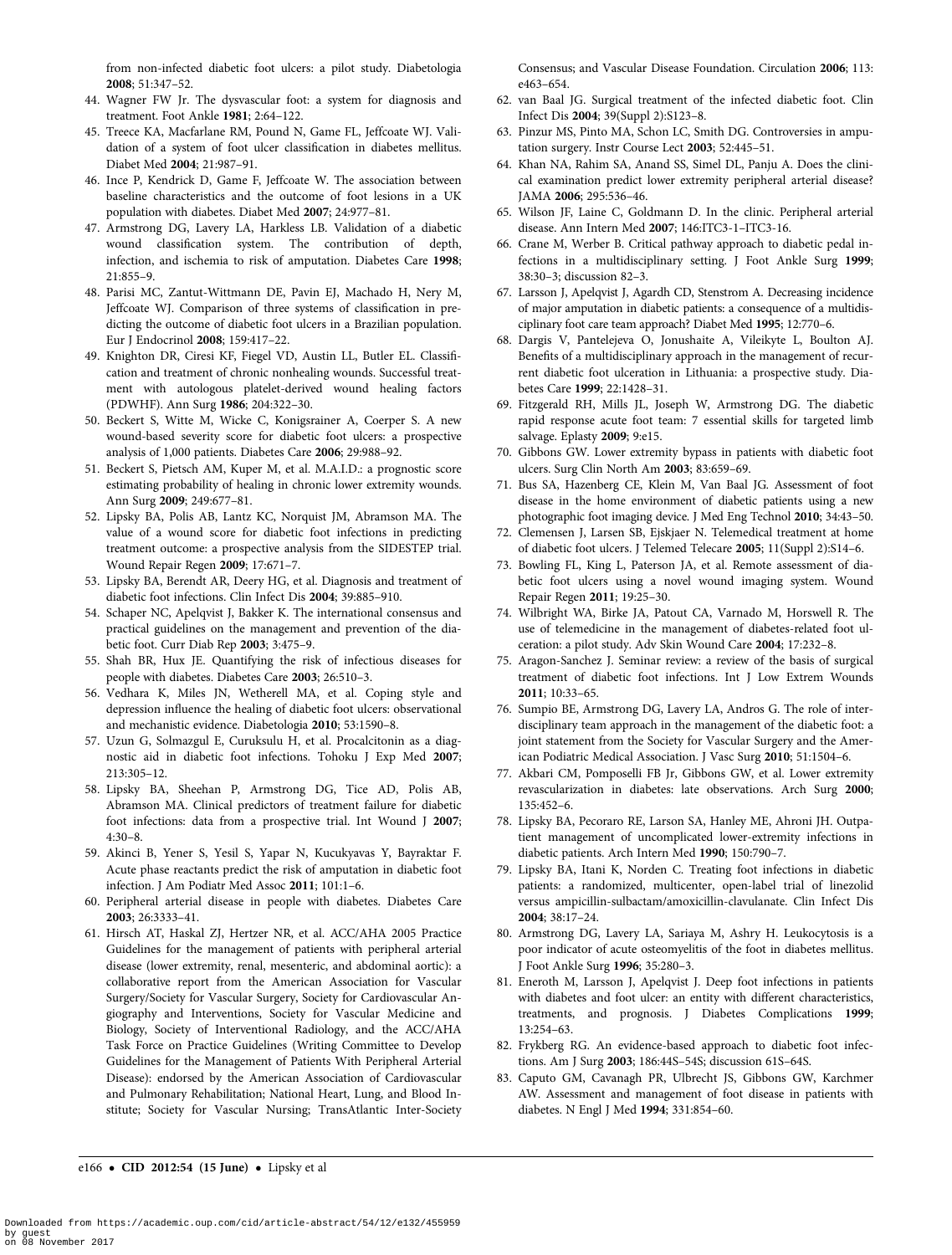from non-infected diabetic foot ulcers: a pilot study. Diabetologia **2008**; 51:347–52.

44. Wagner FW Jr. The dysvascular foot: a system for diagnosis and treatment. Foot Ankle **1981**; 2:64–122.
45. Treece KA, Macfarlane RM, Pound N, Game FL, Jeffcoate WJ. Validation of a system of foot ulcer classification in diabetes mellitus. Diabet Med **2004**; 21:987–91.
46. Ince P, Kendrick D, Game F, Jeffcoate W. The association between baseline characteristics and the outcome of foot lesions in a UK population with diabetes. Diabet Med **2007**; 24:977–81.
47. Armstrong DG, Lavery LA, Harkless LB. Validation of a diabetic wound classification system. The contribution of depth, infection, and ischemia to risk of amputation. Diabetes Care **1998**; 21:855–9.
48. Parisi MC, Zantut-Wittmann DE, Pavin EJ, Machado H, Nery M, Jeffcoate WJ. Comparison of three systems of classification in predicting the outcome of diabetic foot ulcers in a Brazilian population. Eur J Endocrinol **2008**; 159:417–22.
49. Knighton DR, Ciresi KF, Fiegel VD, Austin LL, Butler EL. Classification and treatment of chronic nonhealing wounds. Successful treatment with autologous platelet-derived wound healing factors (PDWHF). Ann Surg **1986**; 204:322–30.
50. Beckert S, Witte M, Wicke C, Konigsrainer A, Coerper S. A new wound-based severity score for diabetic foot ulcers: a prospective analysis of 1,000 patients. Diabetes Care **2006**; 29:988–92.
51. Beckert S, Pietsch AM, Kuper M, et al. M.A.I.D.: a prognostic score estimating probability of healing in chronic lower extremity wounds. Ann Surg **2009**; 249:677–81.
52. Lipsky BA, Polis AB, Lantz KC, Norquist JM, Abramson MA. The value of a wound score for diabetic foot infections in predicting treatment outcome: a prospective analysis from the SIDESTEP trial. Wound Repair Regen **2009**; 17:671–7.
53. Lipsky BA, Berendt AR, Deery HG, et al. Diagnosis and treatment of diabetic foot infections. Clin Infect Dis **2004**; 39:885–910.
54. Schaper NC, Apelqvist J, Bakker K. The international consensus and practical guidelines on the management and prevention of the diabetic foot. Curr Diab Rep **2003**; 3:475–9.
55. Shah BR, Hux JE. Quantifying the risk of infectious diseases for people with diabetes. Diabetes Care **2003**; 26:510–3.
56. Vedhara K, Miles JN, Wetherell MA, et al. Coping style and depression influence the healing of diabetic foot ulcers: observational and mechanistic evidence. Diabetologia **2010**; 53:1590–8.
57. Uzun G, Solmazgul E, Curuksulu H, et al. Procalcitonin as a diagnostic aid in diabetic foot infections. Tohoku J Exp Med **2007**; 213:305–12.
58. Lipsky BA, Sheehan P, Armstrong DG, Tice AD, Polis AB, Abramson MA. Clinical predictors of treatment failure for diabetic foot infections: data from a prospective trial. Int Wound J **2007**; 4:30–8.
59. Akinci B, Yener S, Yesil S, Yapar N, Kucukyavas Y, Bayraktar F. Acute phase reactants predict the risk of amputation in diabetic foot infection. J Am Podiatr Med Assoc **2011**; 101:1–6.
60. Peripheral arterial disease in people with diabetes. Diabetes Care **2003**; 26:3333–41.
61. Hirsch AT, Haskal ZJ, Hertzer NR, et al. ACC/AHA 2005 Practice Guidelines for the management of patients with peripheral arterial disease (lower extremity, renal, mesenteric, and abdominal aortic): a collaborative report from the American Association for Vascular Surgery/Society for Vascular Surgery, Society for Cardiovascular Angiography and Interventions, Society for Vascular Medicine and Biology, Society of Interventional Radiology, and the ACC/AHA Task Force on Practice Guidelines (Writing Committee to Develop Guidelines for the Management of Patients With Peripheral Arterial Disease): endorsed by the American Association of Cardiovascular and Pulmonary Rehabilitation; National Heart, Lung, and Blood Institute; Society for Vascular Nursing; TransAtlantic Inter-Society Consensus; and Vascular Disease Foundation. Circulation **2006**; 113: e463–654.
62. van Baal JG. Surgical treatment of the infected diabetic foot. Clin Infect Dis **2004**; 39(Suppl 2):S123–8.
63. Pinzur MS, Pinto MA, Schon LC, Smith DG. Controversies in amputation surgery. Instr Course Lect **2003**; 52:445–51.
64. Khan NA, Rahim SA, Anand SS, Simel DL, Panju A. Does the clinical examination predict lower extremity peripheral arterial disease? JAMA **2006**; 295:536–46.
65. Wilson JF, Laine C, Goldmann D. In the clinic. Peripheral arterial disease. Ann Intern Med **2007**; 146:ITC3-1–ITC3-16.
66. Crane M, Werber B. Critical pathway approach to diabetic pedal infections in a multidisciplinary setting. J Foot Ankle Surg **1999**; 38:30–3; discussion 82–3.
67. Larsson J, Apelqvist J, Agardh CD, Stenstrom A. Decreasing incidence of major amputation in diabetic patients: a consequence of a multidisciplinary foot care team approach? Diabet Med **1995**; 12:770–6.
68. Dargis V, Pantelejeva O, Jonushaite A, Vileikyte L, Boulton AJ. Benefits of a multidisciplinary approach in the management of recurrent diabetic foot ulceration in Lithuania: a prospective study. Diabetes Care **1999**; 22:1428–31.
69. Fitzgerald RH, Mills JL, Joseph W, Armstrong DG. The diabetic rapid response acute foot team: 7 essential skills for targeted limb salvage. Eplasty **2009**; 9:e15.
70. Gibbons GW. Lower extremity bypass in patients with diabetic foot ulcers. Surg Clin North Am **2003**; 83:659–69.
71. Bus SA, Hazenberg CE, Klein M, Van Baal JG. Assessment of foot disease in the home environment of diabetic patients using a new photographic foot imaging device. J Med Eng Technol **2010**; 34:43–50.
72. Clemensen J, Larsen SB, Ejskjaer N. Telemedical treatment at home of diabetic foot ulcers. J Telemed Telecare **2005**; 11(Suppl 2):S14–6.
73. Bowling FL, King L, Paterson JA, et al. Remote assessment of diabetic foot ulcers using a novel wound imaging system. Wound Repair Regen **2011**; 19:25–30.
74. Wilbright WA, Birke JA, Patout CA, Varnado M, Horswell R. The use of telemedicine in the management of diabetes-related foot ulceration: a pilot study. Adv Skin Wound Care **2004**; 17:232–8.
75. Aragon-Sanchez J. Seminar review: a review of the basis of surgical treatment of diabetic foot infections. Int J Low Extrem Wounds **2011**; 10:33–65.
76. Sumpio BE, Armstrong DG, Lavery LA, Andros G. The role of interdisciplinary team approach in the management of the diabetic foot: a joint statement from the Society for Vascular Surgery and the American Podiatric Medical Association. J Vasc Surg **2010**; 51:1504–6.
77. Akbari CM, Pomposelli FB Jr, Gibbons GW, et al. Lower extremity revascularization in diabetes: late observations. Arch Surg **2000**; 135:452–6.
78. Lipsky BA, Pecoraro RE, Larson SA, Hanley ME, Ahroni JH. Outpatient management of uncomplicated lower-extremity infections in diabetic patients. Arch Intern Med **1990**; 150:790–7.
79. Lipsky BA, Itani K, Norden C. Treating foot infections in diabetic patients: a randomized, multicenter, open-label trial of linezolid versus ampicillin-sulbactam/amoxicillin-clavulanate. Clin Infect Dis **2004**; 38:17–24.
80. Armstrong DG, Lavery LA, Sariaya M, Ashry H. Leukocytosis is a poor indicator of acute osteomyelitis of the foot in diabetes mellitus. J Foot Ankle Surg **1996**; 35:280–3.
81. Eneroth M, Larsson J, Apelqvist J. Deep foot infections in patients with diabetes and foot ulcer: an entity with different characteristics, treatments, and prognosis. J Diabetes Complications **1999**; 13:254–63.
82. Frykberg RG. An evidence-based approach to diabetic foot infections. Am J Surg **2003**; 186:44S–54S; discussion 61S–64S.
83. Caputo GM, Cavanagh PR, Ulbrecht JS, Gibbons GW, Karchmer AW. Assessment and management of foot disease in patients with diabetes. N Engl J Med **1994**; 331:854–60.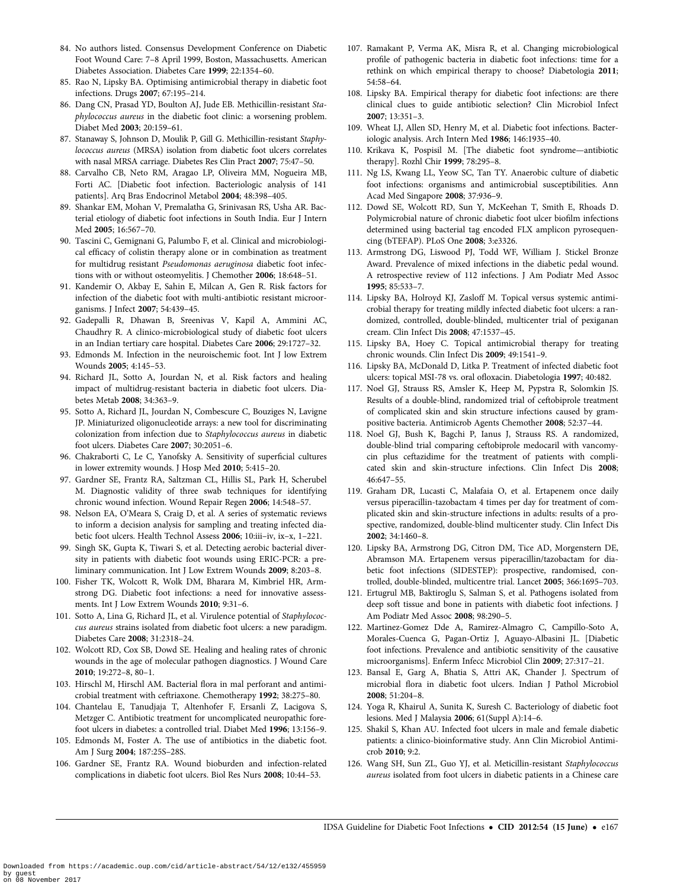84. No authors listed. Consensus Development Conference on Diabetic Foot Wound Care: 7–8 April 1999, Boston, Massachusetts. American Diabetes Association. Diabetes Care **1999**; 22:1354–60.
85. Rao N, Lipsky BA. Optimising antimicrobial therapy in diabetic foot infections. Drugs **2007**; 67:195–214.
86. Dang CN, Prasad YD, Boulton AJ, Jude EB. Methicillin-resistant *Staphylococcus aureus* in the diabetic foot clinic: a worsening problem. Diabet Med **2003**; 20:159–61.
87. Stanaway S, Johnson D, Moulik P, Gill G. Methicillin-resistant *Staphylococcus aureus* (MRSA) isolation from diabetic foot ulcers correlates with nasal MRSA carriage. Diabetes Res Clin Pract **2007**; 75:47–50.
88. Carvalho CB, Neto RM, Aragao LP, Oliveira MM, Nogueira MB, Forti AC. [Diabetic foot infection. Bacteriologic analysis of 141 patients]. Arq Bras Endocrinol Metabol **2004**; 48:398–405.
89. Shankar EM, Mohan V, Premalatha G, Srinivasan RS, Usha AR. Bacterial etiology of diabetic foot infections in South India. Eur J Intern Med **2005**; 16:567–70.
90. Tascini C, Gemignani G, Palumbo F, et al. Clinical and microbiological efficacy of colistin therapy alone or in combination as treatment for multidrug resistant *Pseudomonas aeruginosa* diabetic foot infections with or without osteomyelitis. J Chemother **2006**; 18:648–51.
91. Kandemir O, Akbay E, Sahin E, Milcan A, Gen R. Risk factors for infection of the diabetic foot with multi-antibiotic resistant microorganisms. J Infect **2007**; 54:439–45.
92. Gadepalli R, Dhawan B, Sreenivas V, Kapil A, Ammini AC, Chaudhry R. A clinico-microbiological study of diabetic foot ulcers in an Indian tertiary care hospital. Diabetes Care **2006**; 29:1727–32.
93. Edmonds M. Infection in the neuroischemic foot. Int J low Extrem Wounds **2005**; 4:145–53.
94. Richard JL, Sotto A, Jourdan N, et al. Risk factors and healing impact of multidrug-resistant bacteria in diabetic foot ulcers. Diabetes Metab **2008**; 34:363–9.
95. Sotto A, Richard JL, Jourdan N, Combescure C, Bouziges N, Lavigne JP. Miniaturized oligonucleotide arrays: a new tool for discriminating colonization from infection due to *Staphylococcus aureus* in diabetic foot ulcers. Diabetes Care **2007**; 30:2051–6.
96. Chakraborti C, Le C, Yanofsky A. Sensitivity of superficial cultures in lower extremity wounds. J Hosp Med **2010**; 5:415–20.
97. Gardner SE, Frantz RA, Saltzman CL, Hillis SL, Park H, Scherubel M. Diagnostic validity of three swab techniques for identifying chronic wound infection. Wound Repair Regen **2006**; 14:548–57.
98. Nelson EA, O'Meara S, Craig D, et al. A series of systematic reviews to inform a decision analysis for sampling and treating infected diabetic foot ulcers. Health Technol Assess **2006**; 10:iii–iv, ix–x, 1–221.
99. Singh SK, Gupta K, Tiwari S, et al. Detecting aerobic bacterial diversity in patients with diabetic foot wounds using ERIC-PCR: a preliminary communication. Int J Low Extrem Wounds **2009**; 8:203–8.
100. Fisher TK, Wolcott R, Wolk DM, Bharara M, Kimbriel HR, Armstrong DG. Diabetic foot infections: a need for innovative assessments. Int J Low Extrem Wounds **2010**; 9:31–6.
101. Sotto A, Lina G, Richard JL, et al. Virulence potential of *Staphylococcus aureus* strains isolated from diabetic foot ulcers: a new paradigm. Diabetes Care **2008**; 31:2318–24.
102. Wolcott RD, Cox SB, Dowd SE. Healing and healing rates of chronic wounds in the age of molecular pathogen diagnostics. J Wound Care **2010**; 19:272–8, 80–1.
103. Hirschl M, Hirschl AM. Bacterial flora in mal perforant and antimicrobial treatment with ceftriaxone. Chemotherapy **1992**; 38:275–80.
104. Chantelau E, Tanudjaja T, Altenhofer F, Ersanli Z, Lacigova S, Metzger C. Antibiotic treatment for uncomplicated neuropathic forefoot ulcers in diabetes: a controlled trial. Diabet Med **1996**; 13:156–9.
105. Edmonds M, Foster A. The use of antibiotics in the diabetic foot. Am J Surg **2004**; 187:25S–28S.
106. Gardner SE, Frantz RA. Wound bioburden and infection-related complications in diabetic foot ulcers. Biol Res Nurs **2008**; 10:44–53.
107. Ramakant P, Verma AK, Misra R, et al. Changing microbiological profile of pathogenic bacteria in diabetic foot infections: time for a rethink on which empirical therapy to choose? Diabetologia **2011**; 54:58–64.
108. Lipsky BA. Empirical therapy for diabetic foot infections: are there clinical clues to guide antibiotic selection? Clin Microbiol Infect **2007**; 13:351–3.
109. Wheat LJ, Allen SD, Henry M, et al. Diabetic foot infections. Bacteriologic analysis. Arch Intern Med **1986**; 146:1935–40.
110. Krikava K, Pospisil M. [The diabetic foot syndrome—antibiotic therapy]. Rozhl Chir **1999**; 78:295–8.
111. Ng LS, Kwang LL, Yeow SC, Tan TY. Anaerobic culture of diabetic foot infections: organisms and antimicrobial susceptibilities. Ann Acad Med Singapore **2008**; 37:936–9.
112. Dowd SE, Wolcott RD, Sun Y, McKeehan T, Smith E, Rhoads D. Polymicrobial nature of chronic diabetic foot ulcer biofilm infections determined using bacterial tag encoded FLX amplicon pyrosequencing (bTEFAP). PLoS One **2008**; 3:e3326.
113. Armstrong DG, Liswood PJ, Todd WF, William J. Stickel Bronze Award. Prevalence of mixed infections in the diabetic pedal wound. A retrospective review of 112 infections. J Am Podiatr Med Assoc **1995**; 85:533–7.
114. Lipsky BA, Holroyd KJ, Zasloff M. Topical versus systemic antimicrobial therapy for treating mildly infected diabetic foot ulcers: a randomized, controlled, double-blinded, multicenter trial of pexiganan cream. Clin Infect Dis **2008**; 47:1537–45.
115. Lipsky BA, Hoey C. Topical antimicrobial therapy for treating chronic wounds. Clin Infect Dis **2009**; 49:1541–9.
116. Lipsky BA, McDonald D, Litka P. Treatment of infected diabetic foot ulcers: topical MSI-78 vs. oral ofloxacin. Diabetologia **1997**; 40:482.
117. Noel GJ, Strauss RS, Amsler K, Heep M, Pypstra R, Solomkin JS. Results of a double-blind, randomized trial of ceftobiprole treatment of complicated skin and skin structure infections caused by gram-positive bacteria. Antimicrob Agents Chemother **2008**; 52:37–44.
118. Noel GJ, Bush K, Bagchi P, Ianus J, Strauss RS. A randomized, double-blind trial comparing ceftobiprole medocaril with vancomycin plus ceftazidime for the treatment of patients with complicated skin and skin-structure infections. Clin Infect Dis **2008**; 46:647–55.
119. Graham DR, Lucasti C, Malafaia O, et al. Ertapenem once daily versus piperacillin-tazobactam 4 times per day for treatment of complicated skin and skin-structure infections in adults: results of a prospective, randomized, double-blind multicenter study. Clin Infect Dis **2002**; 34:1460–8.
120. Lipsky BA, Armstrong DG, Citron DM, Tice AD, Morgenstern DE, Abramson MA. Ertapenem versus piperacillin/tazobactam for diabetic foot infections (SIDESTEP): prospective, randomised, controlled, double-blinded, multicentre trial. Lancet **2005**; 366:1695–703.
121. Ertugrul MB, Baktiroglu S, Salman S, et al. Pathogens isolated from deep soft tissue and bone in patients with diabetic foot infections. J Am Podiatr Med Assoc **2008**; 98:290–5.
122. Martinez-Gomez Dde A, Ramirez-Almagro C, Campillo-Soto A, Morales-Cuenca G, Pagan-Ortiz J, Aguayo-Albasini JL. [Diabetic foot infections. Prevalence and antibiotic sensitivity of the causative microorganisms]. Enferm Infecc Microbiol Clin **2009**; 27:317–21.
123. Bansal E, Garg A, Bhatia S, Attri AK, Chander J. Spectrum of microbial flora in diabetic foot ulcers. Indian J Pathol Microbiol **2008**; 51:204–8.
124. Yoga R, Khairul A, Sunita K, Suresh C. Bacteriology of diabetic foot lesions. Med J Malaysia **2006**; 61(Suppl A):14–6.
125. Shakil S, Khan AU. Infected foot ulcers in male and female diabetic patients: a clinico-bioinformative study. Ann Clin Microbiol Antimicrob **2010**; 9:2.
126. Wang SH, Sun ZL, Guo YJ, et al. Meticillin-resistant *Staphylococcus aureus* isolated from foot ulcers in diabetic patients in a Chinese care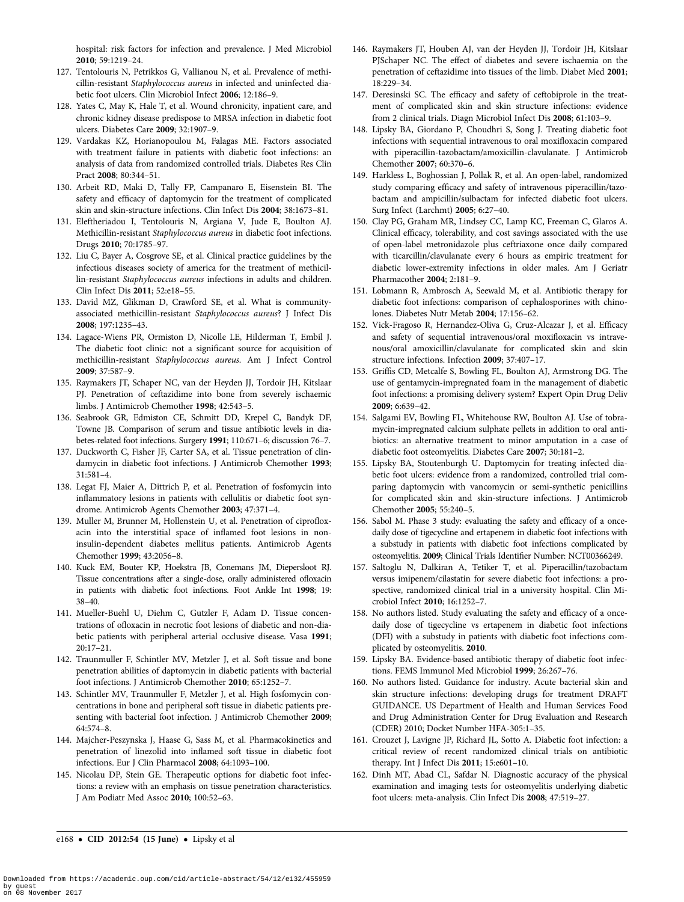hospital: risk factors for infection and prevalence. J Med Microbiol **2010**; 59:1219–24.

127. Tentolouris N, Petrikkos G, Vallianou N, et al. Prevalence of methicillin-resistant *Staphylococcus aureus* in infected and uninfected diabetic foot ulcers. Clin Microbiol Infect **2006**; 12:186–9.
128. Yates C, May K, Hale T, et al. Wound chronicity, inpatient care, and chronic kidney disease predispose to MRSA infection in diabetic foot ulcers. Diabetes Care **2009**; 32:1907–9.
129. Vardakas KZ, Horianopoulou M, Falagas ME. Factors associated with treatment failure in patients with diabetic foot infections: an analysis of data from randomized controlled trials. Diabetes Res Clin Pract **2008**; 80:344–51.
130. Arbeit RD, Maki D, Tally FP, Campanaro E, Eisenstein BI. The safety and efficacy of daptomycin for the treatment of complicated skin and skin-structure infections. Clin Infect Dis **2004**; 38:1673–81.
131. Eleftheriadou I, Tentolouris N, Argiana V, Jude E, Boulton AJ. Methicillin-resistant *Staphylococcus aureus* in diabetic foot infections. Drugs **2010**; 70:1785–97.
132. Liu C, Bayer A, Cosgrove SE, et al. Clinical practice guidelines by the infectious diseases society of america for the treatment of methicillin-resistant *Staphylococcus aureus* infections in adults and children. Clin Infect Dis **2011**; 52:e18–55.
133. David MZ, Glikman D, Crawford SE, et al. What is community-associated methicillin-resistant *Staphylococcus aureus*? J Infect Dis **2008**; 197:1235–43.
134. Lagace-Wiens PR, Ormiston D, Nicolle LE, Hilderman T, Embil J. The diabetic foot clinic: not a significant source for acquisition of methicillin-resistant *Staphylococcus aureus*. Am J Infect Control **2009**; 37:587–9.
135. Raymakers JT, Schaper NC, van der Heyden JJ, Tordoir JH, Kitslaar PJ. Penetration of ceftazidime into bone from severely ischaemic limbs. J Antimicrob Chemother **1998**; 42:543–5.
136. Seabrook GR, Edmiston CE, Schmitt DD, Krepel C, Bandyk DF, Towne JB. Comparison of serum and tissue antibiotic levels in diabetes-related foot infections. Surgery **1991**; 110:671–6; discussion 76–7.
137. Duckworth C, Fisher JF, Carter SA, et al. Tissue penetration of clindamycin in diabetic foot infections. J Antimicrob Chemother **1993**; 31:581–4.
138. Legat FJ, Maier A, Dittrich P, et al. Penetration of fosfomycin into inflammatory lesions in patients with cellulitis or diabetic foot syndrome. Antimicrob Agents Chemother **2003**; 47:371–4.
139. Muller M, Brunner M, Hollenstein U, et al. Penetration of ciprofloxacin into the interstitial space of inflamed foot lesions in non-insulin-dependent diabetes mellitus patients. Antimicrob Agents Chemother **1999**; 43:2056–8.
140. Kuck EM, Bouter KP, Hoekstra JB, Conemans JM, Diepersloot RJ. Tissue concentrations after a single-dose, orally administered ofloxacin in patients with diabetic foot infections. Foot Ankle Int **1998**; 19: 38–40.
141. Mueller-Buehl U, Diehm C, Gutzler F, Adam D. Tissue concentrations of ofloxacin in necrotic foot lesions of diabetic and non-diabetic patients with peripheral arterial occlusive disease. Vasa **1991**; 20:17–21.
142. Traunmuller F, Schintler MV, Metzler J, et al. Soft tissue and bone penetration abilities of daptomycin in diabetic patients with bacterial foot infections. J Antimicrob Chemother **2010**; 65:1252–7.
143. Schintler MV, Traunmuller F, Metzler J, et al. High fosfomycin concentrations in bone and peripheral soft tissue in diabetic patients presenting with bacterial foot infection. J Antimicrob Chemother **2009**; 64:574–8.
144. Majcher-Peszynska J, Haase G, Sass M, et al. Pharmacokinetics and penetration of linezolid into inflamed soft tissue in diabetic foot infections. Eur J Clin Pharmacol **2008**; 64:1093–100.
145. Nicolau DP, Stein GE. Therapeutic options for diabetic foot infections: a review with an emphasis on tissue penetration characteristics. J Am Podiatr Med Assoc **2010**; 100:52–63.
146. Raymakers JT, Houben AJ, van der Heyden JJ, Tordoir JH, Kitslaar PJSchaper NC. The effect of diabetes and severe ischaemia on the penetration of ceftazidime into tissues of the limb. Diabet Med **2001**; 18:229–34.
147. Deresinski SC. The efficacy and safety of ceftobiprole in the treatment of complicated skin and skin structure infections: evidence from 2 clinical trials. Diagn Microbiol Infect Dis **2008**; 61:103–9.
148. Lipsky BA, Giordano P, Choudhri S, Song J. Treating diabetic foot infections with sequential intravenous to oral moxifloxacin compared with piperacillin-tazobactam/amoxicillin-clavulanate. J Antimicrob Chemother **2007**; 60:370–6.
149. Harkless L, Boghossian J, Pollak R, et al. An open-label, randomized study comparing efficacy and safety of intravenous piperacillin/tazobactam and ampicillin/sulbactam for infected diabetic foot ulcers. Surg Infect (Larchmt) **2005**; 6:27–40.
150. Clay PG, Graham MR, Lindsey CC, Lamp KC, Freeman C, Glaros A. Clinical efficacy, tolerability, and cost savings associated with the use of open-label metronidazole plus ceftriaxone once daily compared with ticarcillin/clavulanate every 6 hours as empiric treatment for diabetic lower-extremity infections in older males. Am J Geriatr Pharmacother **2004**; 2:181–9.
151. Lobmann R, Ambrosch A, Seewald M, et al. Antibiotic therapy for diabetic foot infections: comparison of cephalosporines with chinolones. Diabetes Nutr Metab **2004**; 17:156–62.
152. Vick-Fragoso R, Hernandez-Oliva G, Cruz-Alcazar J, et al. Efficacy and safety of sequential intravenous/oral moxifloxacin vs intravenous/oral amoxicillin/clavulanate for complicated skin and skin structure infections. Infection **2009**; 37:407–17.
153. Griffis CD, Metcalfe S, Bowling FL, Boulton AJ, Armstrong DG. The use of gentamycin-impregnated foam in the management of diabetic foot infections: a promising delivery system? Expert Opin Drug Deliv **2009**; 6:639–42.
154. Salgami EV, Bowling FL, Whitehouse RW, Boulton AJ. Use of tobramycin-impregnated calcium sulphate pellets in addition to oral antibiotics: an alternative treatment to minor amputation in a case of diabetic foot osteomyelitis. Diabetes Care **2007**; 30:181–2.
155. Lipsky BA, Stoutenburgh U. Daptomycin for treating infected diabetic foot ulcers: evidence from a randomized, controlled trial comparing daptomycin with vancomycin or semi-synthetic penicillins for complicated skin and skin-structure infections. J Antimicrob Chemother **2005**; 55:240–5.
156. Sabol M. Phase 3 study: evaluating the safety and efficacy of a once-daily dose of tigecycline and ertapenem in diabetic foot infections with a substudy in patients with diabetic foot infections complicated by osteomyelitis. **2009**; Clinical Trials Identifier Number: NCT00366249.
157. Saltoglu N, Dalkiran A, Tetiker T, et al. Piperacillin/tazobactam versus imipenem/cilastatin for severe diabetic foot infections: a prospective, randomized clinical trial in a university hospital. Clin Microbiol Infect **2010**; 16:1252–7.
158. No authors listed. Study evaluating the safety and efficacy of a once-daily dose of tigecycline vs ertapenem in diabetic foot infections (DFI) with a substudy in patients with diabetic foot infections complicated by osteomyelitis. **2010**.
159. Lipsky BA. Evidence-based antibiotic therapy of diabetic foot infections. FEMS Immunol Med Microbiol **1999**; 26:267–76.
160. No authors listed. Guidance for industry. Acute bacterial skin and skin structure infections: developing drugs for treatment DRAFT GUIDANCE. US Department of Health and Human Services Food and Drug Administration Center for Drug Evaluation and Research (CDER) 2010; Docket Number HFA-305:1–35.
161. Crouzet J, Lavigne JP, Richard JL, Sotto A. Diabetic foot infection: a critical review of recent randomized clinical trials on antibiotic therapy. Int J Infect Dis **2011**; 15:e601–10.
162. Dinh MT, Abad CL, Safdar N. Diagnostic accuracy of the physical examination and imaging tests for osteomyelitis underlying diabetic foot ulcers: meta-analysis. Clin Infect Dis **2008**; 47:519–27.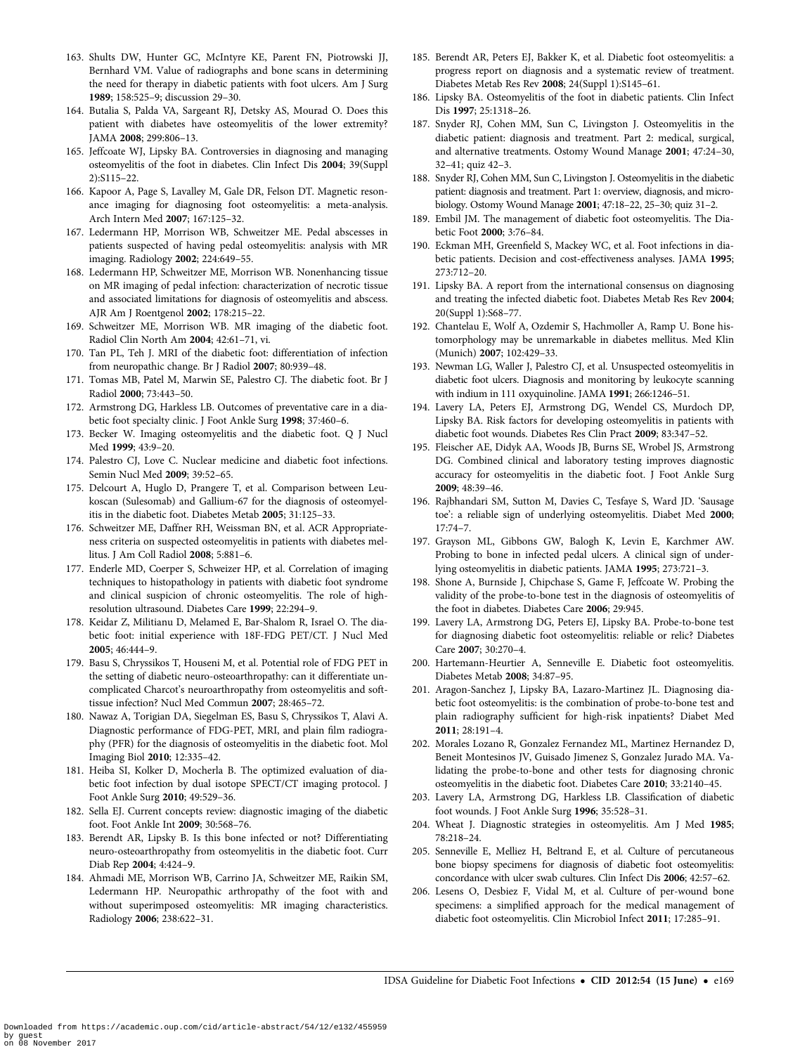163. Shults DW, Hunter GC, McIntyre KE, Parent FN, Piotrowski JJ, Bernhard VM. Value of radiographs and bone scans in determining the need for therapy in diabetic patients with foot ulcers. Am J Surg **1989**; 158:525–9; discussion 29–30.
164. Butalia S, Palda VA, Sargeant RJ, Detsky AS, Mourad O. Does this patient with diabetes have osteomyelitis of the lower extremity? JAMA **2008**; 299:806–13.
165. Jeffcoate WJ, Lipsky BA. Controversies in diagnosing and managing osteomyelitis of the foot in diabetes. Clin Infect Dis **2004**; 39(Suppl 2):S115–22.
166. Kapoor A, Page S, Lavalley M, Gale DR, Felson DT. Magnetic resonance imaging for diagnosing foot osteomyelitis: a meta-analysis. Arch Intern Med **2007**; 167:125–32.
167. Ledermann HP, Morrison WB, Schweitzer ME. Pedal abscesses in patients suspected of having pedal osteomyelitis: analysis with MR imaging. Radiology **2002**; 224:649–55.
168. Ledermann HP, Schweitzer ME, Morrison WB. Nonenhancing tissue on MR imaging of pedal infection: characterization of necrotic tissue and associated limitations for diagnosis of osteomyelitis and abscess. AJR Am J Roentgenol **2002**; 178:215–22.
169. Schweitzer ME, Morrison WB. MR imaging of the diabetic foot. Radiol Clin North Am **2004**; 42:61–71, vi.
170. Tan PL, Teh J. MRI of the diabetic foot: differentiation of infection from neuropathic change. Br J Radiol **2007**; 80:939–48.
171. Tomas MB, Patel M, Marwin SE, Palestro CJ. The diabetic foot. Br J Radiol **2000**; 73:443–50.
172. Armstrong DG, Harkless LB. Outcomes of preventative care in a diabetic foot specialty clinic. J Foot Ankle Surg **1998**; 37:460–6.
173. Becker W. Imaging osteomyelitis and the diabetic foot. Q J Nucl Med **1999**; 43:9–20.
174. Palestro CJ, Love C. Nuclear medicine and diabetic foot infections. Semin Nucl Med **2009**; 39:52–65.
175. Delcourt A, Huglo D, Prangere T, et al. Comparison between Leukoscan (Sulesomab) and Gallium-67 for the diagnosis of osteomyelitis in the diabetic foot. Diabetes Metab **2005**; 31:125–33.
176. Schweitzer ME, Daffner RH, Weissman BN, et al. ACR Appropriateness criteria on suspected osteomyelitis in patients with diabetes mellitus. J Am Coll Radiol **2008**; 5:881–6.
177. Enderle MD, Coerper S, Schweizer HP, et al. Correlation of imaging techniques to histopathology in patients with diabetic foot syndrome and clinical suspicion of chronic osteomyelitis. The role of high-resolution ultrasound. Diabetes Care **1999**; 22:294–9.
178. Keidar Z, Militianu D, Melamed E, Bar-Shalom R, Israel O. The diabetic foot: initial experience with 18F-FDG PET/CT. J Nucl Med **2005**; 46:444–9.
179. Basu S, Chryssikos T, Houseni M, et al. Potential role of FDG PET in the setting of diabetic neuro-osteoarthropathy: can it differentiate uncomplicated Charcot's neuroarthropathy from osteomyelitis and soft-tissue infection? Nucl Med Commun **2007**; 28:465–72.
180. Nawaz A, Torigian DA, Siegelman ES, Basu S, Chryssikos T, Alavi A. Diagnostic performance of FDG-PET, MRI, and plain film radiography (PFR) for the diagnosis of osteomyelitis in the diabetic foot. Mol Imaging Biol **2010**; 12:335–42.
181. Heiba SI, Kolker D, Mocherla B. The optimized evaluation of diabetic foot infection by dual isotope SPECT/CT imaging protocol. J Foot Ankle Surg **2010**; 49:529–36.
182. Sella EJ. Current concepts review: diagnostic imaging of the diabetic foot. Foot Ankle Int **2009**; 30:568–76.
183. Berendt AR, Lipsky B. Is this bone infected or not? Differentiating neuro-osteoarthropathy from osteomyelitis in the diabetic foot. Curr Diab Rep **2004**; 4:424–9.
184. Ahmadi ME, Morrison WB, Carrino JA, Schweitzer ME, Raikin SM, Ledermann HP. Neuropathic arthropathy of the foot with and without superimposed osteomyelitis: MR imaging characteristics. Radiology **2006**; 238:622–31.
185. Berendt AR, Peters EJ, Bakker K, et al. Diabetic foot osteomyelitis: a progress report on diagnosis and a systematic review of treatment. Diabetes Metab Res Rev **2008**; 24(Suppl 1):S145–61.
186. Lipsky BA. Osteomyelitis of the foot in diabetic patients. Clin Infect Dis **1997**; 25:1318–26.
187. Snyder RJ, Cohen MM, Sun C, Livingston J. Osteomyelitis in the diabetic patient: diagnosis and treatment. Part 2: medical, surgical, and alternative treatments. Ostomy Wound Manage **2001**; 47:24–30, 32–41; quiz 42–3.
188. Snyder RJ, Cohen MM, Sun C, Livingston J. Osteomyelitis in the diabetic patient: diagnosis and treatment. Part 1: overview, diagnosis, and microbiology. Ostomy Wound Manage **2001**; 47:18–22, 25–30; quiz 31–2.
189. Embil JM. The management of diabetic foot osteomyelitis. The Diabetic Foot **2000**; 3:76–84.
190. Eckman MH, Greenfield S, Mackey WC, et al. Foot infections in diabetic patients. Decision and cost-effectiveness analyses. JAMA **1995**; 273:712–20.
191. Lipsky BA. A report from the international consensus on diagnosing and treating the infected diabetic foot. Diabetes Metab Res Rev **2004**; 20(Suppl 1):S68–77.
192. Chantelau E, Wolf A, Ozdemir S, Hachmoller A, Ramp U. Bone histomorphology may be unremarkable in diabetes mellitus. Med Klin (Munich) **2007**; 102:429–33.
193. Newman LG, Waller J, Palestro CJ, et al. Unsuspected osteomyelitis in diabetic foot ulcers. Diagnosis and monitoring by leukocyte scanning with indium in 111 oxyquinoline. JAMA **1991**; 266:1246–51.
194. Lavery LA, Peters EJ, Armstrong DG, Wendel CS, Murdoch DP, Lipsky BA. Risk factors for developing osteomyelitis in patients with diabetic foot wounds. Diabetes Res Clin Pract **2009**; 83:347–52.
195. Fleischer AE, Didyk AA, Woods JB, Burns SE, Wrobel JS, Armstrong DG. Combined clinical and laboratory testing improves diagnostic accuracy for osteomyelitis in the diabetic foot. J Foot Ankle Surg **2009**; 48:39–46.
196. Rajbhandari SM, Sutton M, Davies C, Tesfaye S, Ward JD. 'Sausage toe': a reliable sign of underlying osteomyelitis. Diabet Med **2000**; 17:74–7.
197. Grayson ML, Gibbons GW, Balogh K, Levin E, Karchmer AW. Probing to bone in infected pedal ulcers. A clinical sign of underlying osteomyelitis in diabetic patients. JAMA **1995**; 273:721–3.
198. Shone A, Burnside J, Chipchase S, Game F, Jeffcoate W. Probing the validity of the probe-to-bone test in the diagnosis of osteomyelitis of the foot in diabetes. Diabetes Care **2006**; 29:945.
199. Lavery LA, Armstrong DG, Peters EJ, Lipsky BA. Probe-to-bone test for diagnosing diabetic foot osteomyelitis: reliable or relic? Diabetes Care **2007**; 30:270–4.
200. Hartemann-Heurtier A, Senneville E. Diabetic foot osteomyelitis. Diabetes Metab **2008**; 34:87–95.
201. Aragon-Sanchez J, Lipsky BA, Lazaro-Martinez JL. Diagnosing diabetic foot osteomyelitis: is the combination of probe-to-bone test and plain radiography sufficient for high-risk inpatients? Diabet Med **2011**; 28:191–4.
202. Morales Lozano R, Gonzalez Fernandez ML, Martinez Hernandez D, Beneit Montesinos JV, Guisado Jimenez S, Gonzalez Jurado MA. Validating the probe-to-bone and other tests for diagnosing chronic osteomyelitis in the diabetic foot. Diabetes Care **2010**; 33:2140–45.
203. Lavery LA, Armstrong DG, Harkless LB. Classification of diabetic foot wounds. J Foot Ankle Surg **1996**; 35:528–31.
204. Wheat J. Diagnostic strategies in osteomyelitis. Am J Med **1985**; 78:218–24.
205. Senneville E, Melliez H, Beltrand E, et al. Culture of percutaneous bone biopsy specimens for diagnosis of diabetic foot osteomyelitis: concordance with ulcer swab cultures. Clin Infect Dis **2006**; 42:57–62.
206. Lesens O, Desbiez F, Vidal M, et al. Culture of per-wound bone specimens: a simplified approach for the medical management of diabetic foot osteomyelitis. Clin Microbiol Infect **2011**; 17:285–91.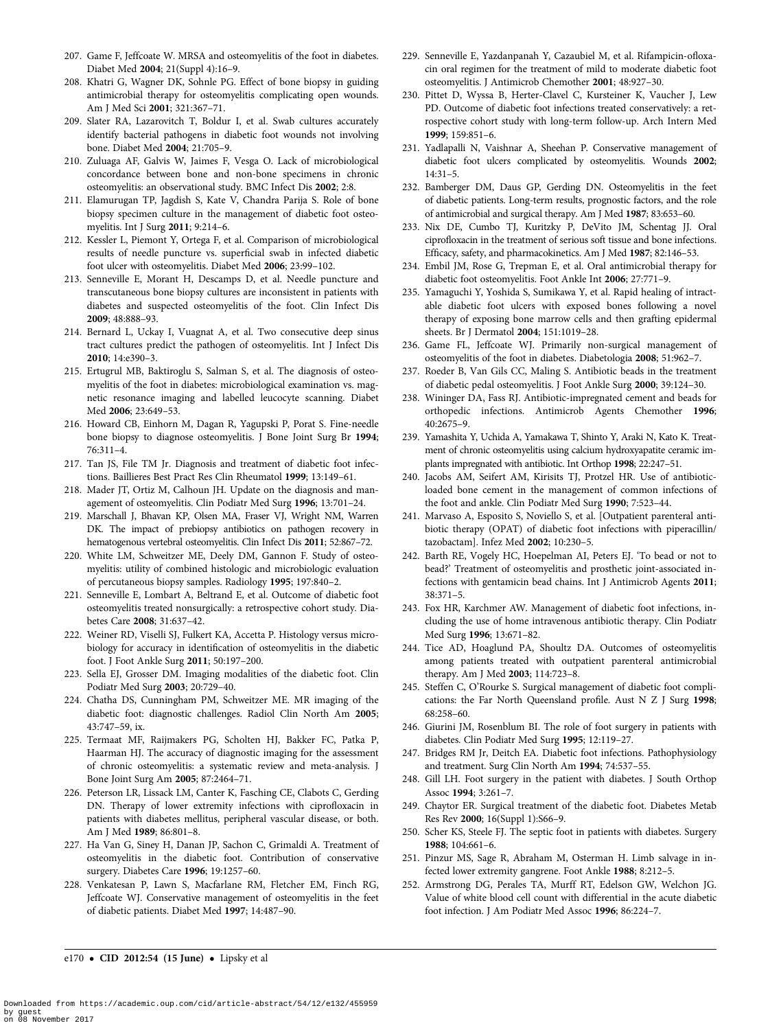207. Game F, Jeffcoate W. MRSA and osteomyelitis of the foot in diabetes. Diabet Med 2004; 21(Suppl 4):16–9.
208. Khatri G, Wagner DK, Sohnle PG. Effect of bone biopsy in guiding antimicrobial therapy for osteomyelitis complicating open wounds. Am J Med Sci 2001; 321:367–71.
209. Slater RA, Lazarovitch T, Boldur I, et al. Swab cultures accurately identify bacterial pathogens in diabetic foot wounds not involving bone. Diabet Med 2004; 21:705–9.
210. Zuluaga AF, Galvis W, Jaimes F, Vesga O. Lack of microbiological concordance between bone and non-bone specimens in chronic osteomyelitis: an observational study. BMC Infect Dis 2002; 2:8.
211. Elamurugan TP, Jagdish S, Kate V, Chandra Parija S. Role of bone biopsy specimen culture in the management of diabetic foot osteomyelitis. Int J Surg 2011; 9:214–6.
212. Kessler L, Piemont Y, Ortega F, et al. Comparison of microbiological results of needle puncture vs. superficial swab in infected diabetic foot ulcer with osteomyelitis. Diabet Med 2006; 23:99–102.
213. Senneville E, Morant H, Descamps D, et al. Needle puncture and transcutaneous bone biopsy cultures are inconsistent in patients with diabetes and suspected osteomyelitis of the foot. Clin Infect Dis 2009; 48:888–93.
214. Bernard L, Uckay I, Vuagnat A, et al. Two consecutive deep sinus tract cultures predict the pathogen of osteomyelitis. Int J Infect Dis 2010; 14:e390–3.
215. Ertugrul MB, Baktiroglu S, Salman S, et al. The diagnosis of osteomyelitis of the foot in diabetes: microbiological examination vs. magnetic resonance imaging and labelled leucocyte scanning. Diabet Med 2006; 23:649–53.
216. Howard CB, Einhorn M, Dagan R, Yagupski P, Porat S. Fine-needle bone biopsy to diagnose osteomyelitis. J Bone Joint Surg Br 1994; 76:311–4.
217. Tan JS, File TM Jr. Diagnosis and treatment of diabetic foot infections. Baillieres Best Pract Res Clin Rheumatol 1999; 13:149–61.
218. Mader JT, Ortiz M, Calhoun JH. Update on the diagnosis and management of osteomyelitis. Clin Podiatr Med Surg 1996; 13:701–24.
219. Marschall J, Bhavan KP, Olsen MA, Fraser VJ, Wright NM, Warren DK. The impact of prebiopsy antibiotics on pathogen recovery in hematogenous vertebral osteomyelitis. Clin Infect Dis 2011; 52:867–72.
220. White LM, Schweitzer ME, Deely DM, Gannon F. Study of osteomyelitis: utility of combined histologic and microbiologic evaluation of percutaneous biopsy samples. Radiology 1995; 197:840–2.
221. Senneville E, Lombart A, Beltrand E, et al. Outcome of diabetic foot osteomyelitis treated nonsurgically: a retrospective cohort study. Diabetes Care 2008; 31:637–42.
222. Weiner RD, Viselli SJ, Fulkert KA, Accetta P. Histology versus microbiology for accuracy in identification of osteomyelitis in the diabetic foot. J Foot Ankle Surg 2011; 50:197–200.
223. Sella EJ, Grosser DM. Imaging modalities of the diabetic foot. Clin Podiatr Med Surg 2003; 20:729–40.
224. Chatha DS, Cunningham PM, Schweitzer ME. MR imaging of the diabetic foot: diagnostic challenges. Radiol Clin North Am 2005; 43:747–59, ix.
225. Termaat MF, Raijmakers PG, Scholten HJ, Bakker FC, Patka P, Haarman HJ. The accuracy of diagnostic imaging for the assessment of chronic osteomyelitis: a systematic review and meta-analysis. J Bone Joint Surg Am 2005; 87:2464–71.
226. Peterson LR, Lissack LM, Canter K, Fasching CE, Clabots C, Gerding DN. Therapy of lower extremity infections with ciprofloxacin in patients with diabetes mellitus, peripheral vascular disease, or both. Am J Med 1989; 86:801–8.
227. Ha Van G, Siney H, Danan JP, Sachon C, Grimaldi A. Treatment of osteomyelitis in the diabetic foot. Contribution of conservative surgery. Diabetes Care 1996; 19:1257–60.
228. Venkatesan P, Lawn S, Macfarlane RM, Fletcher EM, Finch RG, Jeffcoate WJ. Conservative management of osteomyelitis in the feet of diabetic patients. Diabet Med 1997; 14:487–90.
229. Senneville E, Yazdanpanah Y, Cazaubiel M, et al. Rifampicin-ofloxacin oral regimen for the treatment of mild to moderate diabetic foot osteomyelitis. J Antimicrob Chemother 2001; 48:927–30.
230. Pittet D, Wyssa B, Herter-Clavel C, Kursteiner K, Vaucher J, Lew PD. Outcome of diabetic foot infections treated conservatively: a retrospective cohort study with long-term follow-up. Arch Intern Med 1999; 159:851–6.
231. Yadlapalli N, Vaishnar A, Sheehan P. Conservative management of diabetic foot ulcers complicated by osteomyelitis. Wounds 2002; 14:31–5.
232. Bamberger DM, Daus GP, Gerding DN. Osteomyelitis in the feet of diabetic patients. Long-term results, prognostic factors, and the role of antimicrobial and surgical therapy. Am J Med 1987; 83:653–60.
233. Nix DE, Cumbo TJ, Kuritzky P, DeVito JM, Schentag JJ. Oral ciprofloxacin in the treatment of serious soft tissue and bone infections. Efficacy, safety, and pharmacokinetics. Am J Med 1987; 82:146–53.
234. Embil JM, Rose G, Trepman E, et al. Oral antimicrobial therapy for diabetic foot osteomyelitis. Foot Ankle Int 2006; 27:771–9.
235. Yamaguchi Y, Yoshida S, Sumikawa Y, et al. Rapid healing of intractable diabetic foot ulcers with exposed bones following a novel therapy of exposing bone marrow cells and then grafting epidermal sheets. Br J Dermatol 2004; 151:1019–28.
236. Game FL, Jeffcoate WJ. Primarily non-surgical management of osteomyelitis of the foot in diabetes. Diabetologia 2008; 51:962–7.
237. Roeder B, Van Gils CC, Maling S. Antibiotic beads in the treatment of diabetic pedal osteomyelitis. J Foot Ankle Surg 2000; 39:124–30.
238. Wininger DA, Fass RJ. Antibiotic-impregnated cement and beads for orthopedic infections. Antimicrob Agents Chemother 1996; 40:2675–9.
239. Yamashita Y, Uchida A, Yamakawa T, Shinto Y, Araki N, Kato K. Treatment of chronic osteomyelitis using calcium hydroxyapatite ceramic implants impregnated with antibiotic. Int Orthop 1998; 22:247–51.
240. Jacobs AM, Seifert AM, Kirisits TJ, Protzel HR. Use of antibiotic-loaded bone cement in the management of common infections of the foot and ankle. Clin Podiatr Med Surg 1990; 7:523–44.
241. Marvaso A, Esposito S, Noviello S, et al. [Outpatient parenteral antibiotic therapy (OPAT) of diabetic foot infections with piperacillin/tazobactam]. Infez Med 2002; 10:230–5.
242. Barth RE, Vogely HC, Hoepelman AI, Peters EJ. 'To bead or not to bead?' Treatment of osteomyelitis and prosthetic joint-associated infections with gentamicin bead chains. Int J Antimicrob Agents 2011; 38:371–5.
243. Fox HR, Karchmer AW. Management of diabetic foot infections, including the use of home intravenous antibiotic therapy. Clin Podiatr Med Surg 1996; 13:671–82.
244. Tice AD, Hoaglund PA, Shoultz DA. Outcomes of osteomyelitis among patients treated with outpatient parenteral antimicrobial therapy. Am J Med 2003; 114:723–8.
245. Steffen C, O'Rourke S. Surgical management of diabetic foot complications: the Far North Queensland profile. Aust N Z J Surg 1998; 68:258–60.
246. Giurini JM, Rosenblum BI. The role of foot surgery in patients with diabetes. Clin Podiatr Med Surg 1995; 12:119–27.
247. Bridges RM Jr, Deitch EA. Diabetic foot infections. Pathophysiology and treatment. Surg Clin North Am 1994; 74:537–55.
248. Gill LH. Foot surgery in the patient with diabetes. J South Orthop Assoc 1994; 3:261–7.
249. Chaytor ER. Surgical treatment of the diabetic foot. Diabetes Metab Res Rev 2000; 16(Suppl 1):S66–9.
250. Scher KS, Steele FJ. The septic foot in patients with diabetes. Surgery 1988; 104:661–6.
251. Pinzur MS, Sage R, Abraham M, Osterman H. Limb salvage in infected lower extremity gangrene. Foot Ankle 1988; 8:212–5.
252. Armstrong DG, Perales TA, Murff RT, Edelson GW, Welchon JG. Value of white blood cell count with differential in the acute diabetic foot infection. J Am Podiatr Med Assoc 1996; 86:224–7.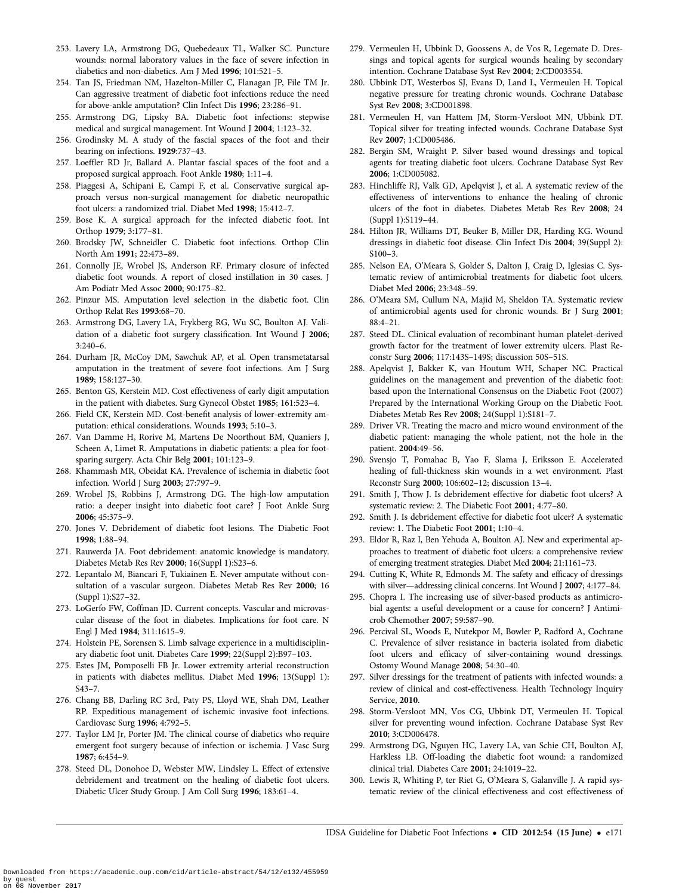253. Lavery LA, Armstrong DG, Quebedeaux TL, Walker SC. Puncture wounds: normal laboratory values in the face of severe infection in diabetics and non-diabetics. Am J Med **1996**; 101:521–5.

254. Tan JS, Friedman NM, Hazelton-Miller C, Flanagan JP, File TM Jr. Can aggressive treatment of diabetic foot infections reduce the need for above-ankle amputation? Clin Infect Dis **1996**; 23:286–91.

255. Armstrong DG, Lipsky BA. Diabetic foot infections: stepwise medical and surgical management. Int Wound J **2004**; 1:123–32.

256. Grodinsky M. A study of the fascial spaces of the foot and their bearing on infections. **1929**:737–43.

257. Loeffler RD Jr, Ballard A. Plantar fascial spaces of the foot and a proposed surgical approach. Foot Ankle **1980**; 1:11–4.

258. Piaggesi A, Schipani E, Campi F, et al. Conservative surgical approach versus non-surgical management for diabetic neuropathic foot ulcers: a randomized trial. Diabet Med **1998**; 15:412–7.

259. Bose K. A surgical approach for the infected diabetic foot. Int Orthop **1979**; 3:177–81.

260. Brodsky JW, Schneidler C. Diabetic foot infections. Orthop Clin North Am **1991**; 22:473–89.

261. Connolly JE, Wrobel JS, Anderson RF. Primary closure of infected diabetic foot wounds. A report of closed instillation in 30 cases. J Am Podiatr Med Assoc **2000**; 90:175–82.

262. Pinzur MS. Amputation level selection in the diabetic foot. Clin Orthop Relat Res **1993**:68–70.

263. Armstrong DG, Lavery LA, Frykberg RG, Wu SC, Boulton AJ. Validation of a diabetic foot surgery classification. Int Wound J **2006**; 3:240–6.

264. Durham JR, McCoy DM, Sawchuk AP, et al. Open transmetatarsal amputation in the treatment of severe foot infections. Am J Surg **1989**; 158:127–30.

265. Benton GS, Kerstein MD. Cost effectiveness of early digit amputation in the patient with diabetes. Surg Gynecol Obstet **1985**; 161:523–4.

266. Field CK, Kerstein MD. Cost-benefit analysis of lower-extremity amputation: ethical considerations. Wounds **1993**; 5:10–3.

267. Van Damme H, Rorive M, Martens De Noorthout BM, Quaniers J, Scheen A, Limet R. Amputations in diabetic patients: a plea for foot-sparing surgery. Acta Chir Belg **2001**; 101:123–9.

268. Khammash MR, Obeidat KA. Prevalence of ischemia in diabetic foot infection. World J Surg **2003**; 27:797–9.

269. Wrobel JS, Robbins J, Armstrong DG. The high-low amputation ratio: a deeper insight into diabetic foot care? J Foot Ankle Surg **2006**; 45:375–9.

270. Jones V. Debridement of diabetic foot lesions. The Diabetic Foot **1998**; 1:88–94.

271. Rauwerda JA. Foot debridement: anatomic knowledge is mandatory. Diabetes Metab Res Rev **2000**; 16(Suppl 1):S23–6.

272. Lepantalo M, Biancari F, Tukiainen E. Never amputate without consultation of a vascular surgeon. Diabetes Metab Res Rev **2000**; 16 (Suppl 1):S27–32.

273. LoGerfo FW, Coffman JD. Current concepts. Vascular and microvascular disease of the foot in diabetes. Implications for foot care. N Engl J Med **1984**; 311:1615–9.

274. Holstein PE, Sorensen S. Limb salvage experience in a multidisciplinary diabetic foot unit. Diabetes Care **1999**; 22(Suppl 2):B97–103.

275. Estes JM, Pomposelli FB Jr. Lower extremity arterial reconstruction in patients with diabetes mellitus. Diabet Med **1996**; 13(Suppl 1): S43–7.

276. Chang BB, Darling RC 3rd, Paty PS, Lloyd WE, Shah DM, Leather RP. Expeditious management of ischemic invasive foot infections. Cardiovasc Surg **1996**; 4:792–5.

277. Taylor LM Jr, Porter JM. The clinical course of diabetics who require emergent foot surgery because of infection or ischemia. J Vasc Surg **1987**; 6:454–9.

278. Steed DL, Donohoe D, Webster MW, Lindsley L. Effect of extensive debridement and treatment on the healing of diabetic foot ulcers. Diabetic Ulcer Study Group. J Am Coll Surg **1996**; 183:61–4.

279. Vermeulen H, Ubbink D, Goossens A, de Vos R, Legemate D. Dressings and topical agents for surgical wounds healing by secondary intention. Cochrane Database Syst Rev **2004**; 2:CD003554.

280. Ubbink DT, Westerbos SJ, Evans D, Land L, Vermeulen H. Topical negative pressure for treating chronic wounds. Cochrane Database Syst Rev **2008**; 3:CD001898.

281. Vermeulen H, van Hattem JM, Storm-Versloot MN, Ubbink DT. Topical silver for treating infected wounds. Cochrane Database Syst Rev **2007**; 1:CD005486.

282. Bergin SM, Wraight P. Silver based wound dressings and topical agents for treating diabetic foot ulcers. Cochrane Database Syst Rev **2006**; 1:CD005082.

283. Hinchliffe RJ, Valk GD, Apelqvist J, et al. A systematic review of the effectiveness of interventions to enhance the healing of chronic ulcers of the foot in diabetes. Diabetes Metab Res Rev **2008**; 24 (Suppl 1):S119–44.

284. Hilton JR, Williams DT, Beuker B, Miller DR, Harding KG. Wound dressings in diabetic foot disease. Clin Infect Dis **2004**; 39(Suppl 2): S100–3.

285. Nelson EA, O'Meara S, Golder S, Dalton J, Craig D, Iglesias C. Systematic review of antimicrobial treatments for diabetic foot ulcers. Diabet Med **2006**; 23:348–59.

286. O'Meara SM, Cullum NA, Majid M, Sheldon TA. Systematic review of antimicrobial agents used for chronic wounds. Br J Surg **2001**; 88:4–21.

287. Steed DL. Clinical evaluation of recombinant human platelet-derived growth factor for the treatment of lower extremity ulcers. Plast Reconstr Surg **2006**; 117:143S–149S; discussion 50S–51S.

288. Apelqvist J, Bakker K, van Houtum WH, Schaper NC. Practical guidelines on the management and prevention of the diabetic foot: based upon the International Consensus on the Diabetic Foot (2007) Prepared by the International Working Group on the Diabetic Foot. Diabetes Metab Res Rev **2008**; 24(Suppl 1):S181–7.

289. Driver VR. Treating the macro and micro wound environment of the diabetic patient: managing the whole patient, not the hole in the patient. **2004**:49–56.

290. Svensjo T, Pomahac B, Yao F, Slama J, Eriksson E. Accelerated healing of full-thickness skin wounds in a wet environment. Plast Reconstr Surg **2000**; 106:602–12; discussion 13–4.

291. Smith J, Thow J. Is debridement effective for diabetic foot ulcers? A systematic review: 2. The Diabetic Foot **2001**; 4:77–80.

292. Smith J. Is debridement effective for diabetic foot ulcer? A systematic review: 1. The Diabetic Foot **2001**; 1:10–4.

293. Eldor R, Raz I, Ben Yehuda A, Boulton AJ. New and experimental approaches to treatment of diabetic foot ulcers: a comprehensive review of emerging treatment strategies. Diabet Med **2004**; 21:1161–73.

294. Cutting K, White R, Edmonds M. The safety and efficacy of dressings with silver—addressing clinical concerns. Int Wound J **2007**; 4:177–84.

295. Chopra I. The increasing use of silver-based products as antimicrobial agents: a useful development or a cause for concern? J Antimicrob Chemother **2007**; 59:587–90.

296. Percival SL, Woods E, Nutekpor M, Bowler P, Radford A, Cochrane C. Prevalence of silver resistance in bacteria isolated from diabetic foot ulcers and efficacy of silver-containing wound dressings. Ostomy Wound Manage **2008**; 54:30–40.

297. Silver dressings for the treatment of patients with infected wounds: a review of clinical and cost-effectiveness. Health Technology Inquiry Service, **2010**.

298. Storm-Versloot MN, Vos CG, Ubbink DT, Vermeulen H. Topical silver for preventing wound infection. Cochrane Database Syst Rev **2010**; 3:CD006478.

299. Armstrong DG, Nguyen HC, Lavery LA, van Schie CH, Boulton AJ, Harkless LB. Off-loading the diabetic foot wound: a randomized clinical trial. Diabetes Care **2001**; 24:1019–22.

300. Lewis R, Whiting P, ter Riet G, O'Meara S, Galanville J. A rapid systematic review of the clinical effectiveness and cost effectiveness of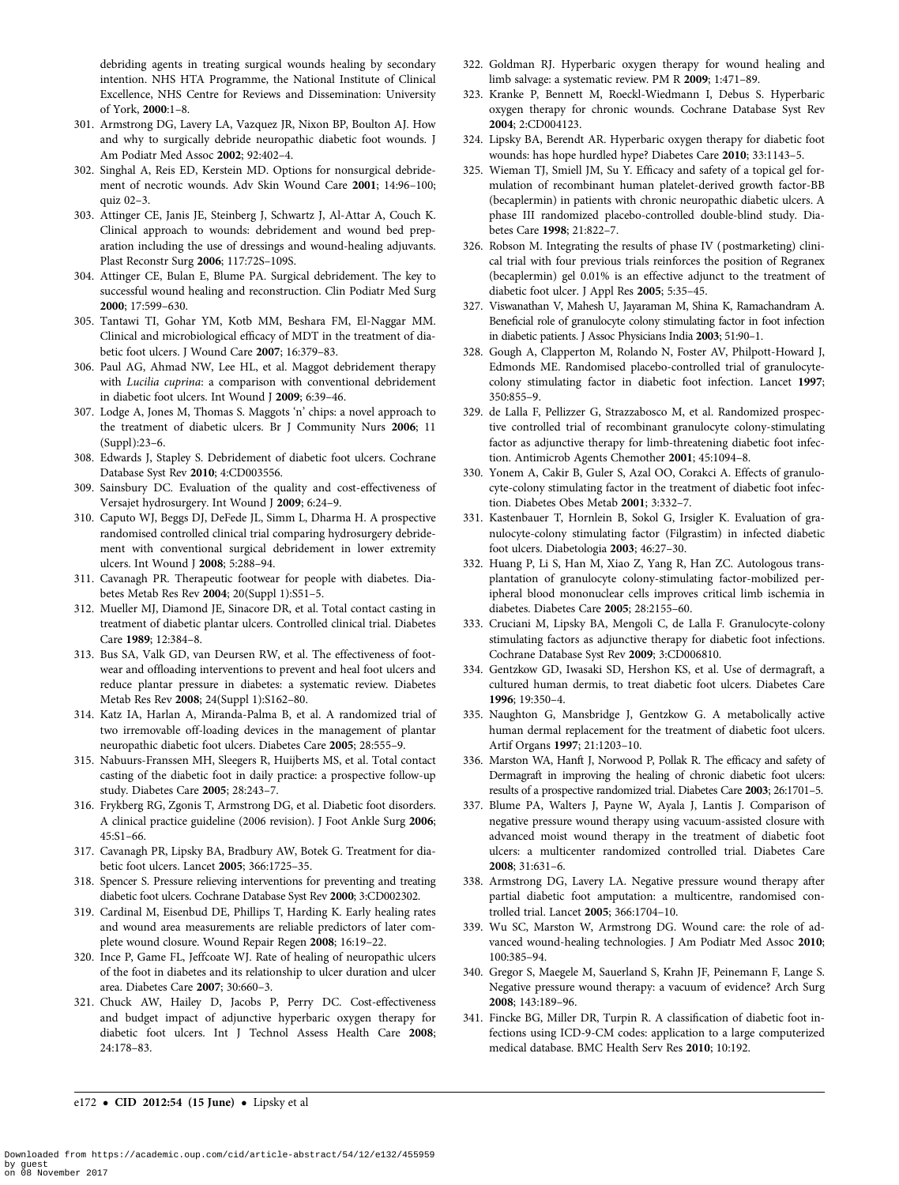debriding agents in treating surgical wounds healing by secondary intention. NHS HTA Programme, the National Institute of Clinical Excellence, NHS Centre for Reviews and Dissemination: University of York, **2000**:1–8.

301. Armstrong DG, Lavery LA, Vazquez JR, Nixon BP, Boulton AJ. How and why to surgically debride neuropathic diabetic foot wounds. J Am Podiatr Med Assoc **2002**; 92:402–4.
302. Singhal A, Reis ED, Kerstein MD. Options for nonsurgical debridement of necrotic wounds. Adv Skin Wound Care **2001**; 14:96–100; quiz 02–3.
303. Attinger CE, Janis JE, Steinberg J, Schwartz J, Al-Attar A, Couch K. Clinical approach to wounds: debridement and wound bed preparation including the use of dressings and wound-healing adjuvants. Plast Reconstr Surg **2006**; 117:72S–109S.
304. Attinger CE, Bulan E, Blume PA. Surgical debridement. The key to successful wound healing and reconstruction. Clin Podiatr Med Surg **2000**; 17:599–630.
305. Tantawi TI, Gohar YM, Kotb MM, Beshara FM, El-Naggar MM. Clinical and microbiological efficacy of MDT in the treatment of diabetic foot ulcers. J Wound Care **2007**; 16:379–83.
306. Paul AG, Ahmad NW, Lee HL, et al. Maggot debridement therapy with *Lucilia cuprina*: a comparison with conventional debridement in diabetic foot ulcers. Int Wound J **2009**; 6:39–46.
307. Lodge A, Jones M, Thomas S. Maggots 'n' chips: a novel approach to the treatment of diabetic ulcers. Br J Community Nurs **2006**; 11 (Suppl):23–6.
308. Edwards J, Stapley S. Debridement of diabetic foot ulcers. Cochrane Database Syst Rev **2010**; 4:CD003556.
309. Sainsbury DC. Evaluation of the quality and cost-effectiveness of Versajet hydrosurgery. Int Wound J **2009**; 6:24–9.
310. Caputo WJ, Beggs DJ, DeFede JL, Simm L, Dharma H. A prospective randomised controlled clinical trial comparing hydrosurgery debridement with conventional surgical debridement in lower extremity ulcers. Int Wound J **2008**; 5:288–94.
311. Cavanagh PR. Therapeutic footwear for people with diabetes. Diabetes Metab Res Rev **2004**; 20(Suppl 1):S51–5.
312. Mueller MJ, Diamond JE, Sinacore DR, et al. Total contact casting in treatment of diabetic plantar ulcers. Controlled clinical trial. Diabetes Care **1989**; 12:384–8.
313. Bus SA, Valk GD, van Deursen RW, et al. The effectiveness of footwear and offloading interventions to prevent and heal foot ulcers and reduce plantar pressure in diabetes: a systematic review. Diabetes Metab Res Rev **2008**; 24(Suppl 1):S162–80.
314. Katz IA, Harlan A, Miranda-Palma B, et al. A randomized trial of two irremovable off-loading devices in the management of plantar neuropathic diabetic foot ulcers. Diabetes Care **2005**; 28:555–9.
315. Nabuurs-Franssen MH, Sleegers R, Huijberts MS, et al. Total contact casting of the diabetic foot in daily practice: a prospective follow-up study. Diabetes Care **2005**; 28:243–7.
316. Frykberg RG, Zgonis T, Armstrong DG, et al. Diabetic foot disorders. A clinical practice guideline (2006 revision). J Foot Ankle Surg **2006**; 45:S1–66.
317. Cavanagh PR, Lipsky BA, Bradbury AW, Botek G. Treatment for diabetic foot ulcers. Lancet **2005**; 366:1725–35.
318. Spencer S. Pressure relieving interventions for preventing and treating diabetic foot ulcers. Cochrane Database Syst Rev **2000**; 3:CD002302.
319. Cardinal M, Eisenbud DE, Phillips T, Harding K. Early healing rates and wound area measurements are reliable predictors of later complete wound closure. Wound Repair Regen **2008**; 16:19–22.
320. Ince P, Game FL, Jeffcoate WJ. Rate of healing of neuropathic ulcers of the foot in diabetes and its relationship to ulcer duration and ulcer area. Diabetes Care **2007**; 30:660–3.
321. Chuck AW, Hailey D, Jacobs P, Perry DC. Cost-effectiveness and budget impact of adjunctive hyperbaric oxygen therapy for diabetic foot ulcers. Int J Technol Assess Health Care **2008**; 24:178–83.
322. Goldman RJ. Hyperbaric oxygen therapy for wound healing and limb salvage: a systematic review. PM R **2009**; 1:471–89.
323. Kranke P, Bennett M, Roeckl-Wiedmann I, Debus S. Hyperbaric oxygen therapy for chronic wounds. Cochrane Database Syst Rev **2004**; 2:CD004123.
324. Lipsky BA, Berendt AR. Hyperbaric oxygen therapy for diabetic foot wounds: has hope hurdled hype? Diabetes Care **2010**; 33:1143–5.
325. Wieman TJ, Smiell JM, Su Y. Efficacy and safety of a topical gel formulation of recombinant human platelet-derived growth factor-BB (becaplermin) in patients with chronic neuropathic diabetic ulcers. A phase III randomized placebo-controlled double-blind study. Diabetes Care **1998**; 21:822–7.
326. Robson M. Integrating the results of phase IV (postmarketing) clinical trial with four previous trials reinforces the position of Regranex (becaplermin) gel 0.01% is an effective adjunct to the treatment of diabetic foot ulcer. J Appl Res **2005**; 5:35–45.
327. Viswanathan V, Mahesh U, Jayaraman M, Shina K, Ramachandram A. Beneficial role of granulocyte colony stimulating factor in foot infection in diabetic patients. J Assoc Physicians India **2003**; 51:90–1.
328. Gough A, Clapperton M, Rolando N, Foster AV, Philpott-Howard J, Edmonds ME. Randomised placebo-controlled trial of granulocyte-colony stimulating factor in diabetic foot infection. Lancet **1997**; 350:855–9.
329. de Lalla F, Pellizzer G, Strazzabosco M, et al. Randomized prospective controlled trial of recombinant granulocyte colony-stimulating factor as adjunctive therapy for limb-threatening diabetic foot infection. Antimicrob Agents Chemother **2001**; 45:1094–8.
330. Yonem A, Cakir B, Guler S, Azal OO, Corakci A. Effects of granulocyte-colony stimulating factor in the treatment of diabetic foot infection. Diabetes Obes Metab **2001**; 3:332–7.
331. Kastenbauer T, Hornlein B, Sokol G, Irsigler K. Evaluation of granulocyte-colony stimulating factor (Filgrastim) in infected diabetic foot ulcers. Diabetologia **2003**; 46:27–30.
332. Huang P, Li S, Han M, Xiao Z, Yang R, Han ZC. Autologous transplantation of granulocyte colony-stimulating factor-mobilized peripheral blood mononuclear cells improves critical limb ischemia in diabetes. Diabetes Care **2005**; 28:2155–60.
333. Cruciani M, Lipsky BA, Mengoli C, de Lalla F. Granulocyte-colony stimulating factors as adjunctive therapy for diabetic foot infections. Cochrane Database Syst Rev **2009**; 3:CD006810.
334. Gentzkow GD, Iwasaki SD, Hershon KS, et al. Use of dermagraft, a cultured human dermis, to treat diabetic foot ulcers. Diabetes Care **1996**; 19:350–4.
335. Naughton G, Mansbridge J, Gentzkow G. A metabolically active human dermal replacement for the treatment of diabetic foot ulcers. Artif Organs **1997**; 21:1203–10.
336. Marston WA, Hanft J, Norwood P, Pollak R. The efficacy and safety of Dermagraft in improving the healing of chronic diabetic foot ulcers: results of a prospective randomized trial. Diabetes Care **2003**; 26:1701–5.
337. Blume PA, Walters J, Payne W, Ayala J, Lantis J. Comparison of negative pressure wound therapy using vacuum-assisted closure with advanced moist wound therapy in the treatment of diabetic foot ulcers: a multicenter randomized controlled trial. Diabetes Care **2008**; 31:631–6.
338. Armstrong DG, Lavery LA. Negative pressure wound therapy after partial diabetic foot amputation: a multicentre, randomised controlled trial. Lancet **2005**; 366:1704–10.
339. Wu SC, Marston W, Armstrong DG. Wound care: the role of advanced wound-healing technologies. J Am Podiatr Med Assoc **2010**; 100:385–94.
340. Gregor S, Maegele M, Sauerland S, Krahn JF, Peinemann F, Lange S. Negative pressure wound therapy: a vacuum of evidence? Arch Surg **2008**; 143:189–96.
341. Fincke BG, Miller DR, Turpin R. A classification of diabetic foot infections using ICD-9-CM codes: application to a large computerized medical database. BMC Health Serv Res **2010**; 10:192.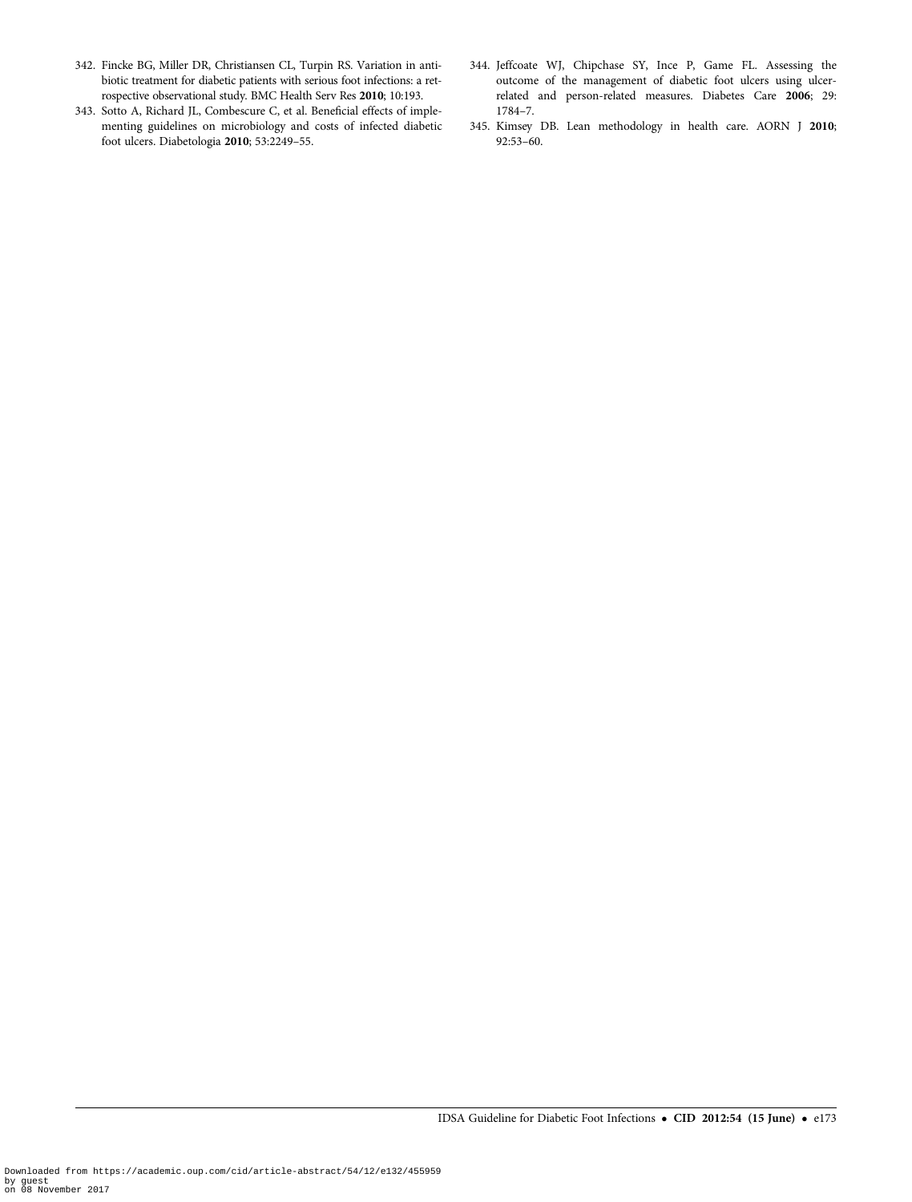342. Fincke BG, Miller DR, Christiansen CL, Turpin RS. Variation in antibiotic treatment for diabetic patients with serious foot infections: a retrospective observational study. BMC Health Serv Res **2010**; 10:193.
343. Sotto A, Richard JL, Combescure C, et al. Beneficial effects of implementing guidelines on microbiology and costs of infected diabetic foot ulcers. Diabetologia **2010**; 53:2249–55.
344. Jeffcoate WJ, Chipchase SY, Ince P, Game FL. Assessing the outcome of the management of diabetic foot ulcers using ulcer-related and person-related measures. Diabetes Care **2006**; 29: 1784–7.
345. Kimsey DB. Lean methodology in health care. AORN J **2010**; 92:53–60.